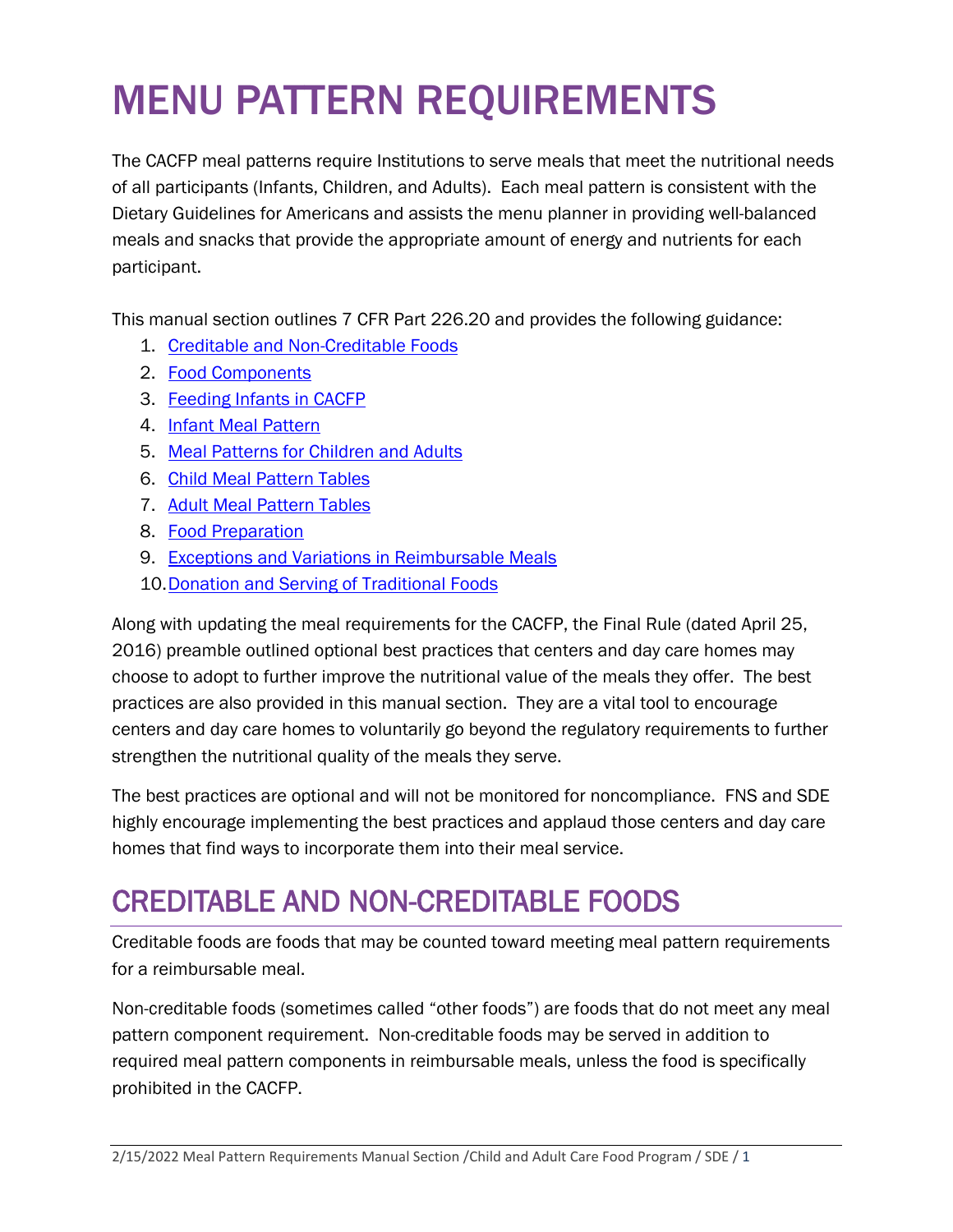# MENU PATTERN REQUIREMENTS

The CACFP meal patterns require Institutions to serve meals that meet the nutritional needs of all participants (Infants, Children, and Adults). Each meal pattern is consistent with the Dietary Guidelines for Americans and assists the menu planner in providing well-balanced meals and snacks that provide the appropriate amount of energy and nutrients for each participant.

This manual section outlines 7 CFR Part 226.20 and provides the following guidance:

1. Creditable and Non-Creditable Foods
2. Food Components
3. Feeding Infants in CACFP
4. Infant Meal Pattern
5. Meal Patterns for Children and Adults
6. Child Meal Pattern Tables
7. Adult Meal Pattern Tables
8. Food Preparation
9. Exceptions and Variations in Reimbursable Meals
10. Donation and Serving of Traditional Foods

Along with updating the meal requirements for the CACFP, the Final Rule (dated April 25, 2016) preamble outlined optional best practices that centers and day care homes may choose to adopt to further improve the nutritional value of the meals they offer. The best practices are also provided in this manual section. They are a vital tool to encourage centers and day care homes to voluntarily go beyond the regulatory requirements to further strengthen the nutritional quality of the meals they serve.

The best practices are optional and will not be monitored for noncompliance. FNS and SDE highly encourage implementing the best practices and applaud those centers and day care homes that find ways to incorporate them into their meal service.

## CREDITABLE AND NON-CREDITABLE FOODS

Creditable foods are foods that may be counted toward meeting meal pattern requirements for a reimbursable meal.

Non-creditable foods (sometimes called "other foods") are foods that do not meet any meal pattern component requirement. Non-creditable foods may be served in addition to required meal pattern components in reimbursable meals, unless the food is specifically prohibited in the CACFP.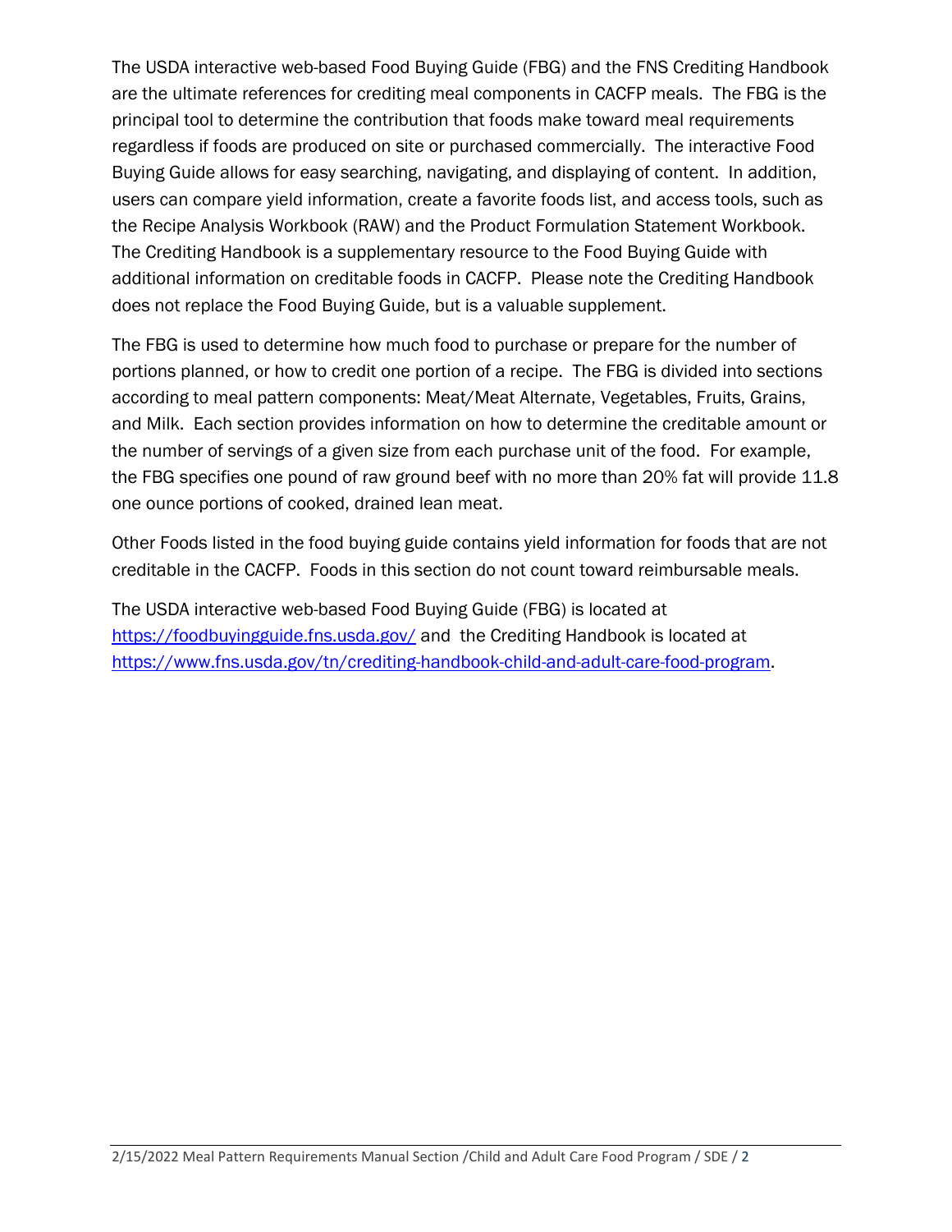The USDA interactive web-based Food Buying Guide (FBG) and the FNS Crediting Handbook are the ultimate references for crediting meal components in CACFP meals. The FBG is the principal tool to determine the contribution that foods make toward meal requirements regardless if foods are produced on site or purchased commercially. The interactive Food Buying Guide allows for easy searching, navigating, and displaying of content. In addition, users can compare yield information, create a favorite foods list, and access tools, such as the Recipe Analysis Workbook (RAW) and the Product Formulation Statement Workbook. The Crediting Handbook is a supplementary resource to the Food Buying Guide with additional information on creditable foods in CACFP. Please note the Crediting Handbook does not replace the Food Buying Guide, but is a valuable supplement.

The FBG is used to determine how much food to purchase or prepare for the number of portions planned, or how to credit one portion of a recipe. The FBG is divided into sections according to meal pattern components: Meat/Meat Alternate, Vegetables, Fruits, Grains, and Milk. Each section provides information on how to determine the creditable amount or the number of servings of a given size from each purchase unit of the food. For example, the FBG specifies one pound of raw ground beef with no more than 20% fat will provide 11.8 one ounce portions of cooked, drained lean meat.

Other Foods listed in the food buying guide contains yield information for foods that are not creditable in the CACFP. Foods in this section do not count toward reimbursable meals.

The USDA interactive web-based Food Buying Guide (FBG) is located at [https://foodbuyingguide.fns.usda.gov/](https://foodbuyingguide.fns.usda.gov/) and the Crediting Handbook is located at [https://www.fns.usda.gov/tn/crediting-handbook-child-and-adult-care-food-program](https://www.fns.usda.gov/tn/crediting-handbook-child-and-adult-care-food-program).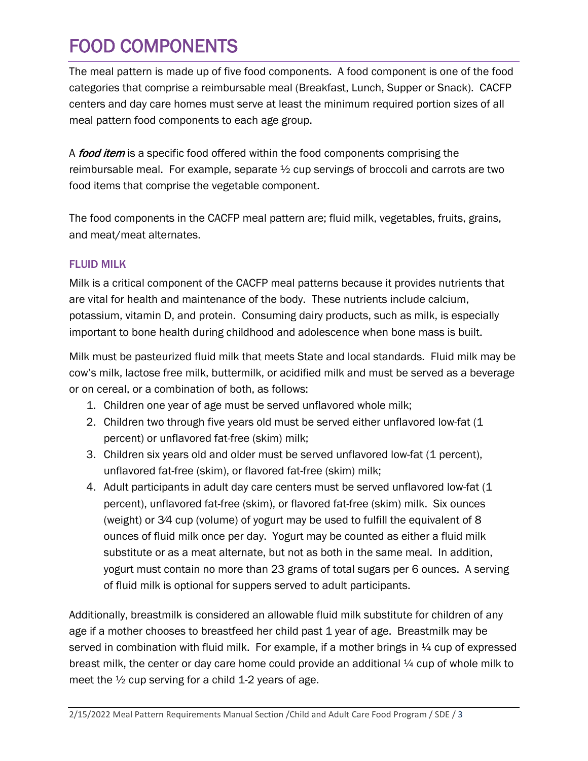# FOOD COMPONENTS

The meal pattern is made up of five food components. A food component is one of the food categories that comprise a reimbursable meal (Breakfast, Lunch, Supper or Snack). CACFP centers and day care homes must serve at least the minimum required portion sizes of all meal pattern food components to each age group.

A ***food item*** is a specific food offered within the food components comprising the reimbursable meal. For example, separate ½ cup servings of broccoli and carrots are two food items that comprise the vegetable component.

The food components in the CACFP meal pattern are; fluid milk, vegetables, fruits, grains, and meat/meat alternates.

### FLUID MILK

Milk is a critical component of the CACFP meal patterns because it provides nutrients that are vital for health and maintenance of the body. These nutrients include calcium, potassium, vitamin D, and protein. Consuming dairy products, such as milk, is especially important to bone health during childhood and adolescence when bone mass is built.

Milk must be pasteurized fluid milk that meets State and local standards. Fluid milk may be cow's milk, lactose free milk, buttermilk, or acidified milk and must be served as a beverage or on cereal, or a combination of both, as follows:

1. Children one year of age must be served unflavored whole milk;
2. Children two through five years old must be served either unflavored low-fat (1 percent) or unflavored fat-free (skim) milk;
3. Children six years old and older must be served unflavored low-fat (1 percent), unflavored fat-free (skim), or flavored fat-free (skim) milk;
4. Adult participants in adult day care centers must be served unflavored low-fat (1 percent), unflavored fat-free (skim), or flavored fat-free (skim) milk. Six ounces (weight) or 3⁄4 cup (volume) of yogurt may be used to fulfill the equivalent of 8 ounces of fluid milk once per day. Yogurt may be counted as either a fluid milk substitute or as a meat alternate, but not as both in the same meal. In addition, yogurt must contain no more than 23 grams of total sugars per 6 ounces. A serving of fluid milk is optional for suppers served to adult participants.

Additionally, breastmilk is considered an allowable fluid milk substitute for children of any age if a mother chooses to breastfeed her child past 1 year of age. Breastmilk may be served in combination with fluid milk. For example, if a mother brings in ¼ cup of expressed breast milk, the center or day care home could provide an additional ¼ cup of whole milk to meet the ½ cup serving for a child 1-2 years of age.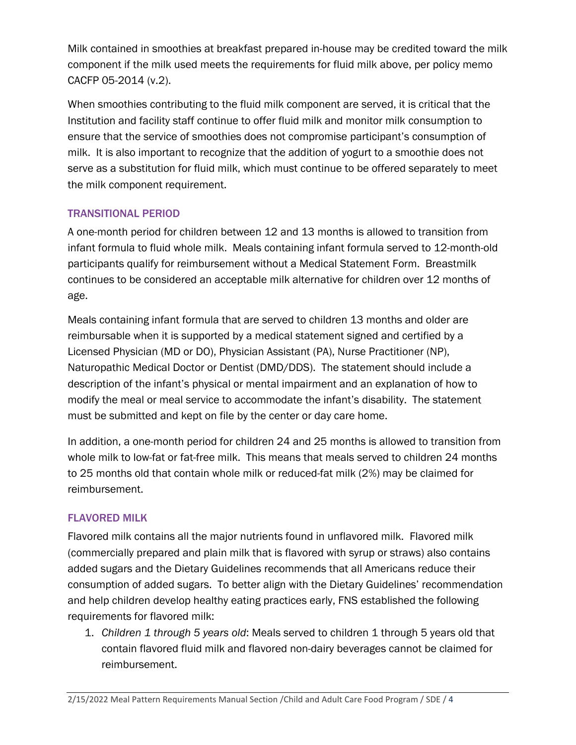Milk contained in smoothies at breakfast prepared in-house may be credited toward the milk component if the milk used meets the requirements for fluid milk above, per policy memo CACFP 05-2014 (v.2).

When smoothies contributing to the fluid milk component are served, it is critical that the Institution and facility staff continue to offer fluid milk and monitor milk consumption to ensure that the service of smoothies does not compromise participant's consumption of milk. It is also important to recognize that the addition of yogurt to a smoothie does not serve as a substitution for fluid milk, which must continue to be offered separately to meet the milk component requirement.

### TRANSITIONAL PERIOD

A one-month period for children between 12 and 13 months is allowed to transition from infant formula to fluid whole milk. Meals containing infant formula served to 12-month-old participants qualify for reimbursement without a Medical Statement Form. Breastmilk continues to be considered an acceptable milk alternative for children over 12 months of age.

Meals containing infant formula that are served to children 13 months and older are reimbursable when it is supported by a medical statement signed and certified by a Licensed Physician (MD or DO), Physician Assistant (PA), Nurse Practitioner (NP), Naturopathic Medical Doctor or Dentist (DMD/DDS). The statement should include a description of the infant's physical or mental impairment and an explanation of how to modify the meal or meal service to accommodate the infant's disability. The statement must be submitted and kept on file by the center or day care home.

In addition, a one-month period for children 24 and 25 months is allowed to transition from whole milk to low-fat or fat-free milk. This means that meals served to children 24 months to 25 months old that contain whole milk or reduced-fat milk (2%) may be claimed for reimbursement.

### FLAVORED MILK

Flavored milk contains all the major nutrients found in unflavored milk. Flavored milk (commercially prepared and plain milk that is flavored with syrup or straws) also contains added sugars and the Dietary Guidelines recommends that all Americans reduce their consumption of added sugars. To better align with the Dietary Guidelines' recommendation and help children develop healthy eating practices early, FNS established the following requirements for flavored milk:

1. *Children 1 through 5 years old*: Meals served to children 1 through 5 years old that contain flavored fluid milk and flavored non-dairy beverages cannot be claimed for reimbursement.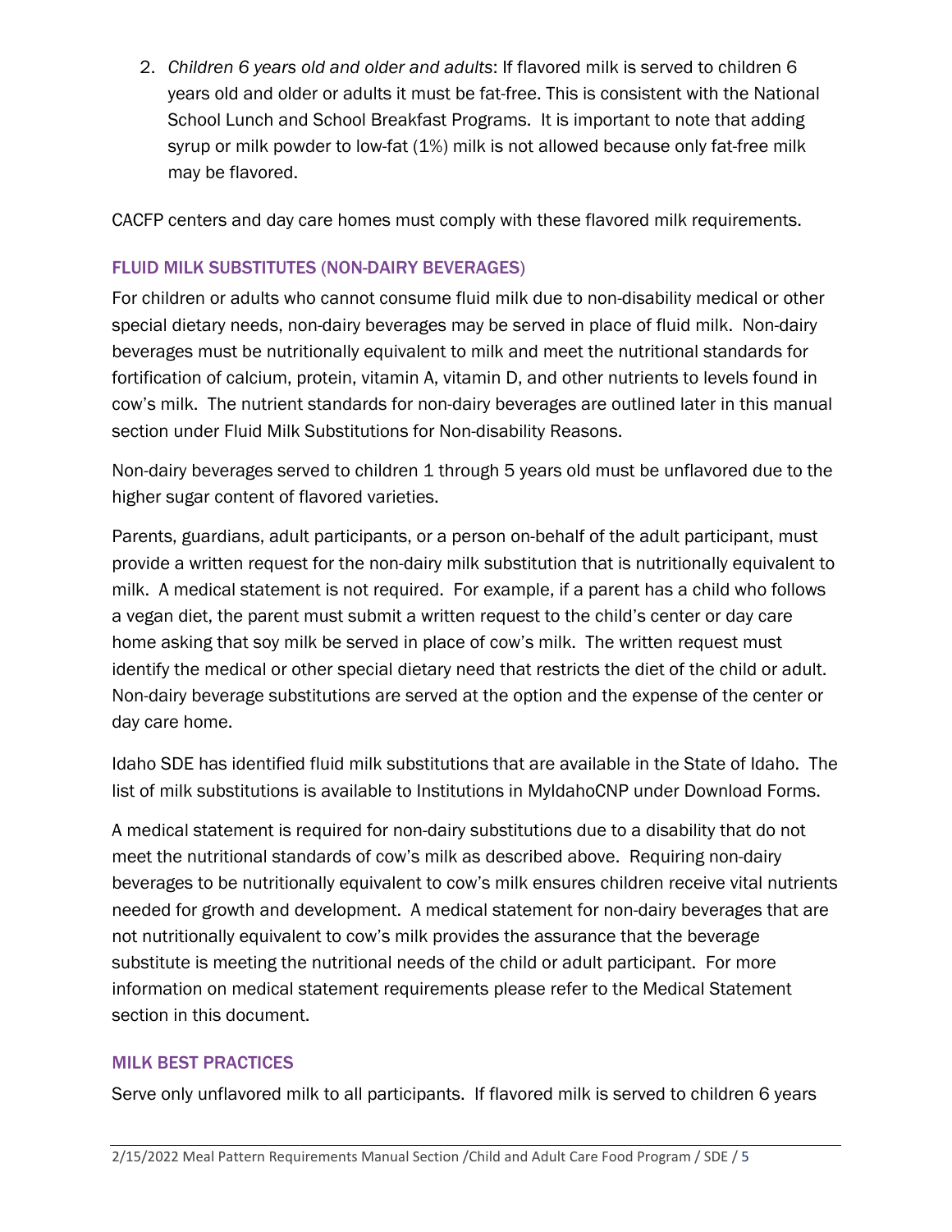2. *Children 6 years old and older and adults*: If flavored milk is served to children 6 years old and older or adults it must be fat-free. This is consistent with the National School Lunch and School Breakfast Programs. It is important to note that adding syrup or milk powder to low-fat (1%) milk is not allowed because only fat-free milk may be flavored.

CACFP centers and day care homes must comply with these flavored milk requirements.

### FLUID MILK SUBSTITUTES (NON-DAIRY BEVERAGES)

For children or adults who cannot consume fluid milk due to non-disability medical or other special dietary needs, non-dairy beverages may be served in place of fluid milk. Non-dairy beverages must be nutritionally equivalent to milk and meet the nutritional standards for fortification of calcium, protein, vitamin A, vitamin D, and other nutrients to levels found in cow's milk. The nutrient standards for non-dairy beverages are outlined later in this manual section under Fluid Milk Substitutions for Non-disability Reasons.

Non-dairy beverages served to children 1 through 5 years old must be unflavored due to the higher sugar content of flavored varieties.

Parents, guardians, adult participants, or a person on-behalf of the adult participant, must provide a written request for the non-dairy milk substitution that is nutritionally equivalent to milk. A medical statement is not required. For example, if a parent has a child who follows a vegan diet, the parent must submit a written request to the child's center or day care home asking that soy milk be served in place of cow's milk. The written request must identify the medical or other special dietary need that restricts the diet of the child or adult. Non-dairy beverage substitutions are served at the option and the expense of the center or day care home.

Idaho SDE has identified fluid milk substitutions that are available in the State of Idaho. The list of milk substitutions is available to Institutions in MyIdahoCNP under Download Forms.

A medical statement is required for non-dairy substitutions due to a disability that do not meet the nutritional standards of cow's milk as described above. Requiring non-dairy beverages to be nutritionally equivalent to cow's milk ensures children receive vital nutrients needed for growth and development. A medical statement for non-dairy beverages that are not nutritionally equivalent to cow's milk provides the assurance that the beverage substitute is meeting the nutritional needs of the child or adult participant. For more information on medical statement requirements please refer to the Medical Statement section in this document.

### MILK BEST PRACTICES

Serve only unflavored milk to all participants. If flavored milk is served to children 6 years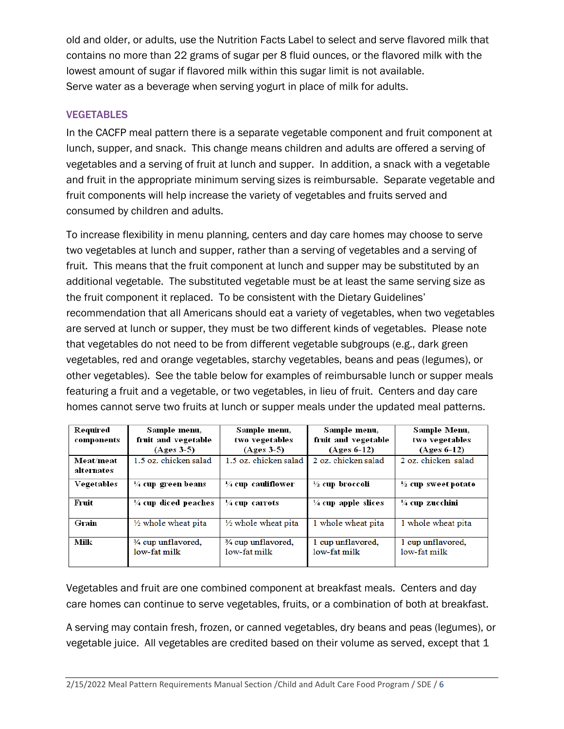old and older, or adults, use the Nutrition Facts Label to select and serve flavored milk that contains no more than 22 grams of sugar per 8 fluid ounces, or the flavored milk with the lowest amount of sugar if flavored milk within this sugar limit is not available.
Serve water as a beverage when serving yogurt in place of milk for adults.

## VEGETABLES

In the CACFP meal pattern there is a separate vegetable component and fruit component at lunch, supper, and snack. This change means children and adults are offered a serving of vegetables and a serving of fruit at lunch and supper. In addition, a snack with a vegetable and fruit in the appropriate minimum serving sizes is reimbursable. Separate vegetable and fruit components will help increase the variety of vegetables and fruits served and consumed by children and adults.

To increase flexibility in menu planning, centers and day care homes may choose to serve two vegetables at lunch and supper, rather than a serving of vegetables and a serving of fruit. This means that the fruit component at lunch and supper may be substituted by an additional vegetable. The substituted vegetable must be at least the same serving size as the fruit component it replaced. To be consistent with the Dietary Guidelines' recommendation that all Americans should eat a variety of vegetables, when two vegetables are served at lunch or supper, they must be two different kinds of vegetables. Please note that vegetables do not need to be from different vegetable subgroups (e.g., dark green vegetables, red and orange vegetables, starchy vegetables, beans and peas (legumes), or other vegetables). See the table below for examples of reimbursable lunch or supper meals featuring a fruit and a vegetable, or two vegetables, in lieu of fruit. Centers and day care homes cannot serve two fruits at lunch or supper meals under the updated meal patterns.

| Required components | Sample menu, fruit and vegetable (Ages 3-5) | Sample menu, two vegetables (Ages 3-5) | Sample menu, fruit and vegetable (Ages 6-12) | Sample Menu, two vegetables (Ages 6-12) |
|---|---|---|---|---|
| Meat/meat alternates | 1.5 oz. chicken salad | 1.5 oz. chicken salad | 2 oz. chicken salad | 2 oz. chicken salad |
| Vegetables | ¼ cup green beans | ¼ cup cauliflower | ½ cup broccoli | ½ cup sweet potato |
| Fruit | ¼ cup diced peaches | ¼ cup carrots | ¼ cup apple slices | ¼ cup zucchini |
| Grain | ½ whole wheat pita | ½ whole wheat pita | 1 whole wheat pita | 1 whole wheat pita |
| Milk | ¾ cup unflavored, low-fat milk | ¾ cup unflavored, low-fat milk | 1 cup unflavored, low-fat milk | 1 cup unflavored, low-fat milk |

Vegetables and fruit are one combined component at breakfast meals. Centers and day care homes can continue to serve vegetables, fruits, or a combination of both at breakfast.

A serving may contain fresh, frozen, or canned vegetables, dry beans and peas (legumes), or vegetable juice. All vegetables are credited based on their volume as served, except that 1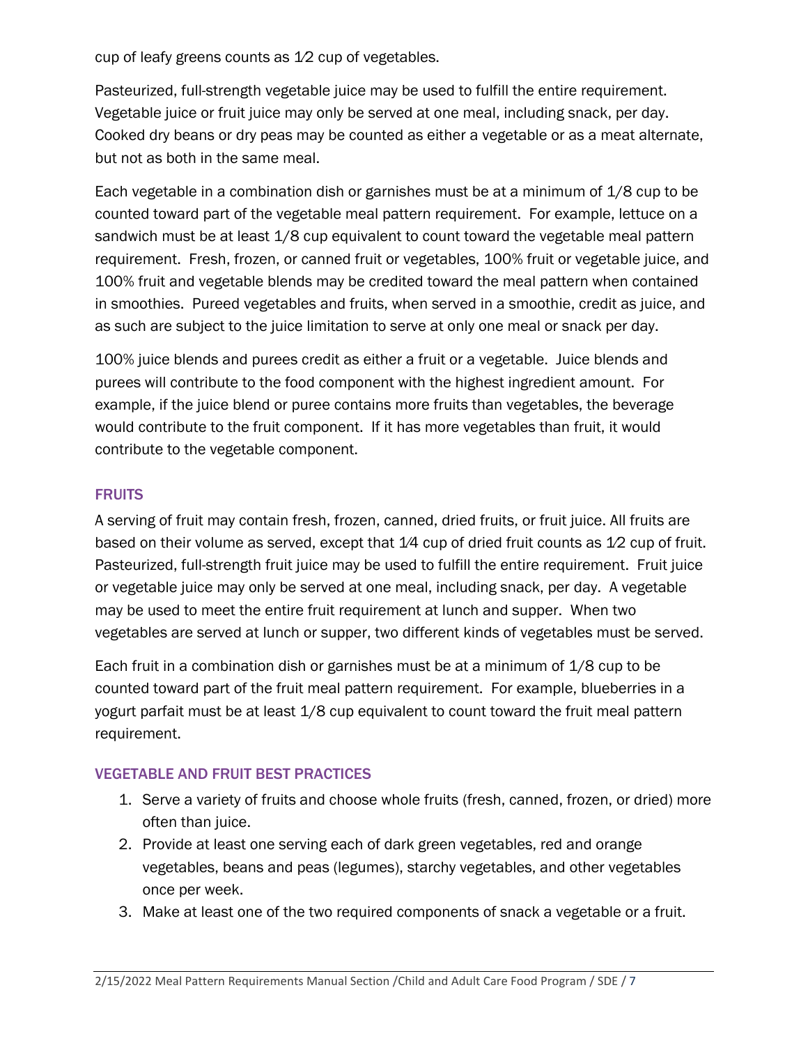cup of leafy greens counts as 1⁄2 cup of vegetables.

Pasteurized, full-strength vegetable juice may be used to fulfill the entire requirement. Vegetable juice or fruit juice may only be served at one meal, including snack, per day. Cooked dry beans or dry peas may be counted as either a vegetable or as a meat alternate, but not as both in the same meal.

Each vegetable in a combination dish or garnishes must be at a minimum of 1/8 cup to be counted toward part of the vegetable meal pattern requirement. For example, lettuce on a sandwich must be at least 1/8 cup equivalent to count toward the vegetable meal pattern requirement. Fresh, frozen, or canned fruit or vegetables, 100% fruit or vegetable juice, and 100% fruit and vegetable blends may be credited toward the meal pattern when contained in smoothies. Pureed vegetables and fruits, when served in a smoothie, credit as juice, and as such are subject to the juice limitation to serve at only one meal or snack per day.

100% juice blends and purees credit as either a fruit or a vegetable. Juice blends and purees will contribute to the food component with the highest ingredient amount. For example, if the juice blend or puree contains more fruits than vegetables, the beverage would contribute to the fruit component. If it has more vegetables than fruit, it would contribute to the vegetable component.

### FRUITS

A serving of fruit may contain fresh, frozen, canned, dried fruits, or fruit juice. All fruits are based on their volume as served, except that 1⁄4 cup of dried fruit counts as 1⁄2 cup of fruit. Pasteurized, full-strength fruit juice may be used to fulfill the entire requirement. Fruit juice or vegetable juice may only be served at one meal, including snack, per day. A vegetable may be used to meet the entire fruit requirement at lunch and supper. When two vegetables are served at lunch or supper, two different kinds of vegetables must be served.

Each fruit in a combination dish or garnishes must be at a minimum of 1/8 cup to be counted toward part of the fruit meal pattern requirement. For example, blueberries in a yogurt parfait must be at least 1/8 cup equivalent to count toward the fruit meal pattern requirement.

### VEGETABLE AND FRUIT BEST PRACTICES

1. Serve a variety of fruits and choose whole fruits (fresh, canned, frozen, or dried) more often than juice.
2. Provide at least one serving each of dark green vegetables, red and orange vegetables, beans and peas (legumes), starchy vegetables, and other vegetables once per week.
3. Make at least one of the two required components of snack a vegetable or a fruit.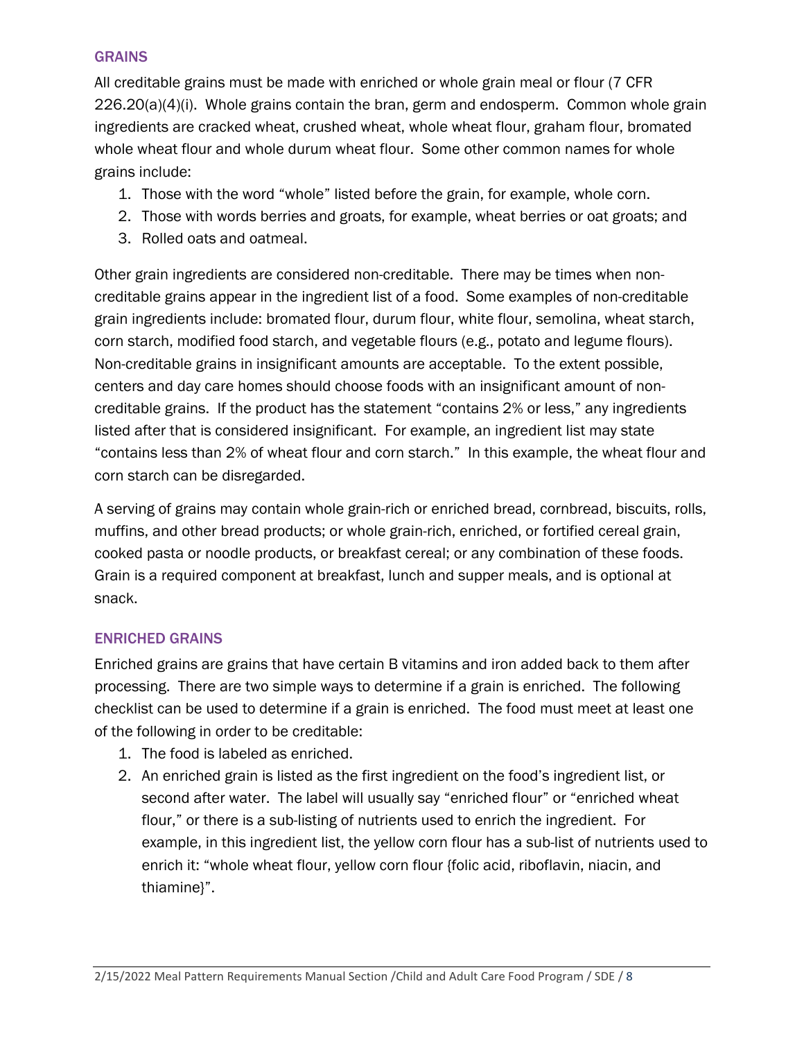## GRAINS

All creditable grains must be made with enriched or whole grain meal or flour (7 CFR 226.20(a)(4)(i). Whole grains contain the bran, germ and endosperm. Common whole grain ingredients are cracked wheat, crushed wheat, whole wheat flour, graham flour, bromated whole wheat flour and whole durum wheat flour. Some other common names for whole grains include:

1. Those with the word "whole" listed before the grain, for example, whole corn.
2. Those with words berries and groats, for example, wheat berries or oat groats; and
3. Rolled oats and oatmeal.

Other grain ingredients are considered non-creditable. There may be times when non-creditable grains appear in the ingredient list of a food. Some examples of non-creditable grain ingredients include: bromated flour, durum flour, white flour, semolina, wheat starch, corn starch, modified food starch, and vegetable flours (e.g., potato and legume flours). Non-creditable grains in insignificant amounts are acceptable. To the extent possible, centers and day care homes should choose foods with an insignificant amount of non-creditable grains. If the product has the statement "contains 2% or less," any ingredients listed after that is considered insignificant. For example, an ingredient list may state "contains less than 2% of wheat flour and corn starch." In this example, the wheat flour and corn starch can be disregarded.

A serving of grains may contain whole grain-rich or enriched bread, cornbread, biscuits, rolls, muffins, and other bread products; or whole grain-rich, enriched, or fortified cereal grain, cooked pasta or noodle products, or breakfast cereal; or any combination of these foods. Grain is a required component at breakfast, lunch and supper meals, and is optional at snack.

## ENRICHED GRAINS

Enriched grains are grains that have certain B vitamins and iron added back to them after processing. There are two simple ways to determine if a grain is enriched. The following checklist can be used to determine if a grain is enriched. The food must meet at least one of the following in order to be creditable:

1. The food is labeled as enriched.
2. An enriched grain is listed as the first ingredient on the food's ingredient list, or second after water. The label will usually say "enriched flour" or "enriched wheat flour," or there is a sub-listing of nutrients used to enrich the ingredient. For example, in this ingredient list, the yellow corn flour has a sub-list of nutrients used to enrich it: "whole wheat flour, yellow corn flour {folic acid, riboflavin, niacin, and thiamine}".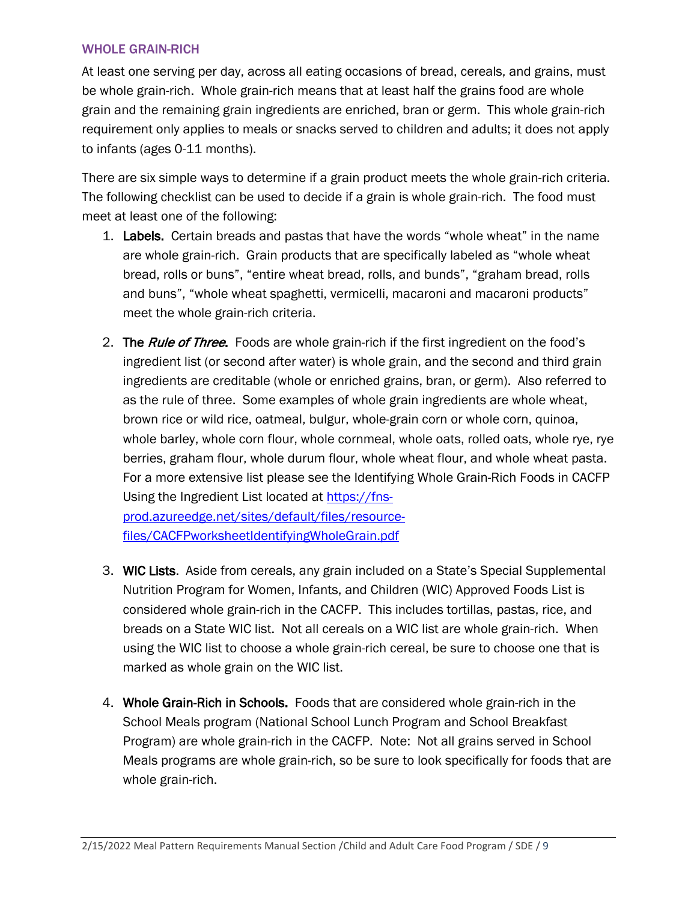## WHOLE GRAIN-RICH

At least one serving per day, across all eating occasions of bread, cereals, and grains, must be whole grain-rich. Whole grain-rich means that at least half the grains food are whole grain and the remaining grain ingredients are enriched, bran or germ. This whole grain-rich requirement only applies to meals or snacks served to children and adults; it does not apply to infants (ages 0-11 months).

There are six simple ways to determine if a grain product meets the whole grain-rich criteria. The following checklist can be used to decide if a grain is whole grain-rich. The food must meet at least one of the following:

1. **Labels.** Certain breads and pastas that have the words "whole wheat" in the name are whole grain-rich. Grain products that are specifically labeled as "whole wheat bread, rolls or buns", "entire wheat bread, rolls, and bunds", "graham bread, rolls and buns", "whole wheat spaghetti, vermicelli, macaroni and macaroni products" meet the whole grain-rich criteria.

2. **The *Rule of Three*.** Foods are whole grain-rich if the first ingredient on the food's ingredient list (or second after water) is whole grain, and the second and third grain ingredients are creditable (whole or enriched grains, bran, or germ). Also referred to as the rule of three. Some examples of whole grain ingredients are whole wheat, brown rice or wild rice, oatmeal, bulgur, whole-grain corn or whole corn, quinoa, whole barley, whole corn flour, whole cornmeal, whole oats, rolled oats, whole rye, rye berries, graham flour, whole durum flour, whole wheat flour, and whole wheat pasta. For a more extensive list please see the Identifying Whole Grain-Rich Foods in CACFP Using the Ingredient List located at [https://fns-prod.azureedge.net/sites/default/files/resource-files/CACFPworksheetIdentifyingWholeGrain.pdf](https://fns-prod.azureedge.net/sites/default/files/resource-files/CACFPworksheetIdentifyingWholeGrain.pdf)

3. **WIC Lists**. Aside from cereals, any grain included on a State's Special Supplemental Nutrition Program for Women, Infants, and Children (WIC) Approved Foods List is considered whole grain-rich in the CACFP. This includes tortillas, pastas, rice, and breads on a State WIC list. Not all cereals on a WIC list are whole grain-rich. When using the WIC list to choose a whole grain-rich cereal, be sure to choose one that is marked as whole grain on the WIC list.

4. **Whole Grain-Rich in Schools.** Foods that are considered whole grain-rich in the School Meals program (National School Lunch Program and School Breakfast Program) are whole grain-rich in the CACFP. Note: Not all grains served in School Meals programs are whole grain-rich, so be sure to look specifically for foods that are whole grain-rich.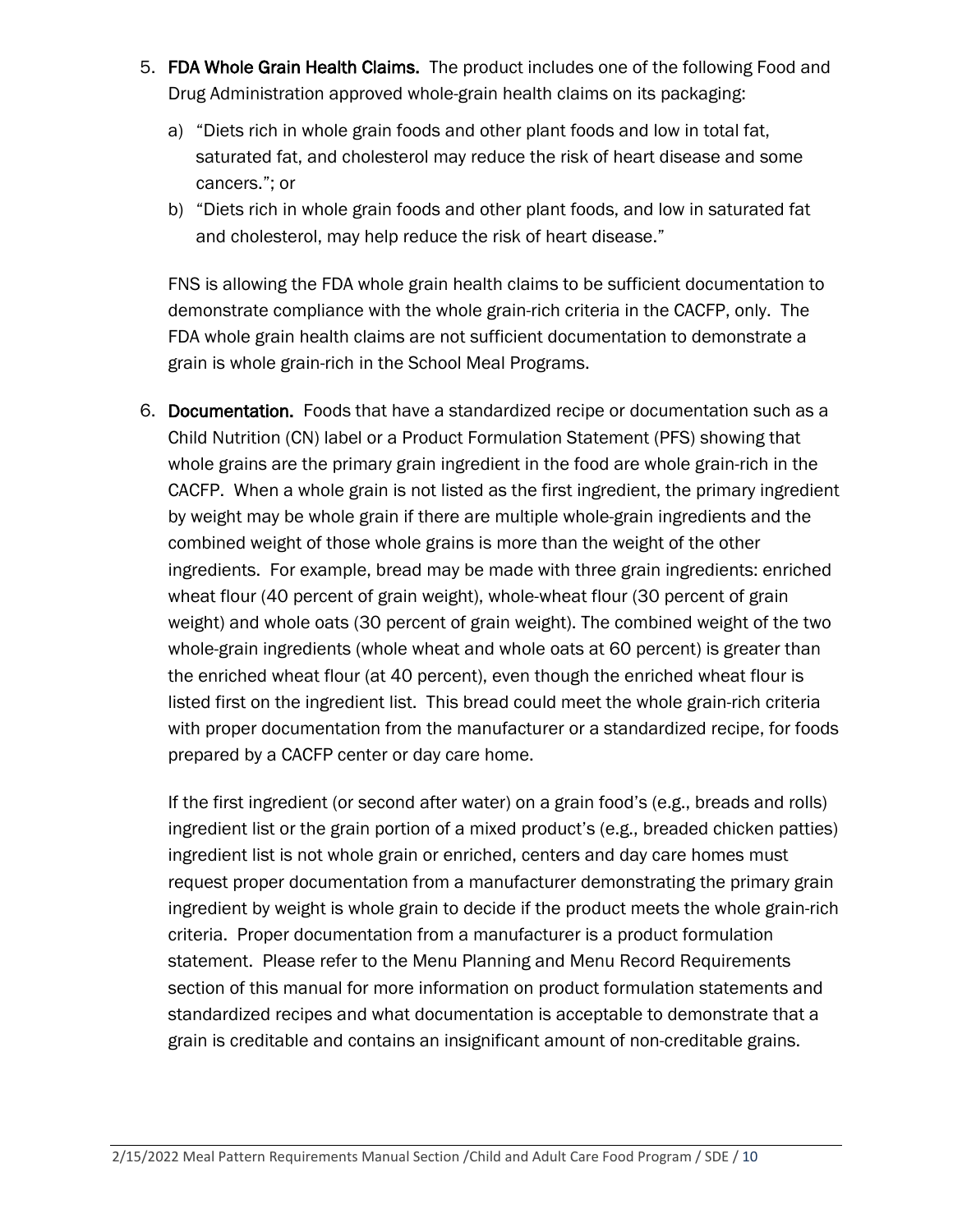5. **FDA Whole Grain Health Claims.** The product includes one of the following Food and Drug Administration approved whole-grain health claims on its packaging:

   a) "Diets rich in whole grain foods and other plant foods and low in total fat, saturated fat, and cholesterol may reduce the risk of heart disease and some cancers."; or

   b) "Diets rich in whole grain foods and other plant foods, and low in saturated fat and cholesterol, may help reduce the risk of heart disease."

   FNS is allowing the FDA whole grain health claims to be sufficient documentation to demonstrate compliance with the whole grain-rich criteria in the CACFP, only. The FDA whole grain health claims are not sufficient documentation to demonstrate a grain is whole grain-rich in the School Meal Programs.

6. **Documentation.** Foods that have a standardized recipe or documentation such as a Child Nutrition (CN) label or a Product Formulation Statement (PFS) showing that whole grains are the primary grain ingredient in the food are whole grain-rich in the CACFP. When a whole grain is not listed as the first ingredient, the primary ingredient by weight may be whole grain if there are multiple whole-grain ingredients and the combined weight of those whole grains is more than the weight of the other ingredients. For example, bread may be made with three grain ingredients: enriched wheat flour (40 percent of grain weight), whole-wheat flour (30 percent of grain weight) and whole oats (30 percent of grain weight). The combined weight of the two whole-grain ingredients (whole wheat and whole oats at 60 percent) is greater than the enriched wheat flour (at 40 percent), even though the enriched wheat flour is listed first on the ingredient list. This bread could meet the whole grain-rich criteria with proper documentation from the manufacturer or a standardized recipe, for foods prepared by a CACFP center or day care home.

   If the first ingredient (or second after water) on a grain food's (e.g., breads and rolls) ingredient list or the grain portion of a mixed product's (e.g., breaded chicken patties) ingredient list is not whole grain or enriched, centers and day care homes must request proper documentation from a manufacturer demonstrating the primary grain ingredient by weight is whole grain to decide if the product meets the whole grain-rich criteria. Proper documentation from a manufacturer is a product formulation statement. Please refer to the Menu Planning and Menu Record Requirements section of this manual for more information on product formulation statements and standardized recipes and what documentation is acceptable to demonstrate that a grain is creditable and contains an insignificant amount of non-creditable grains.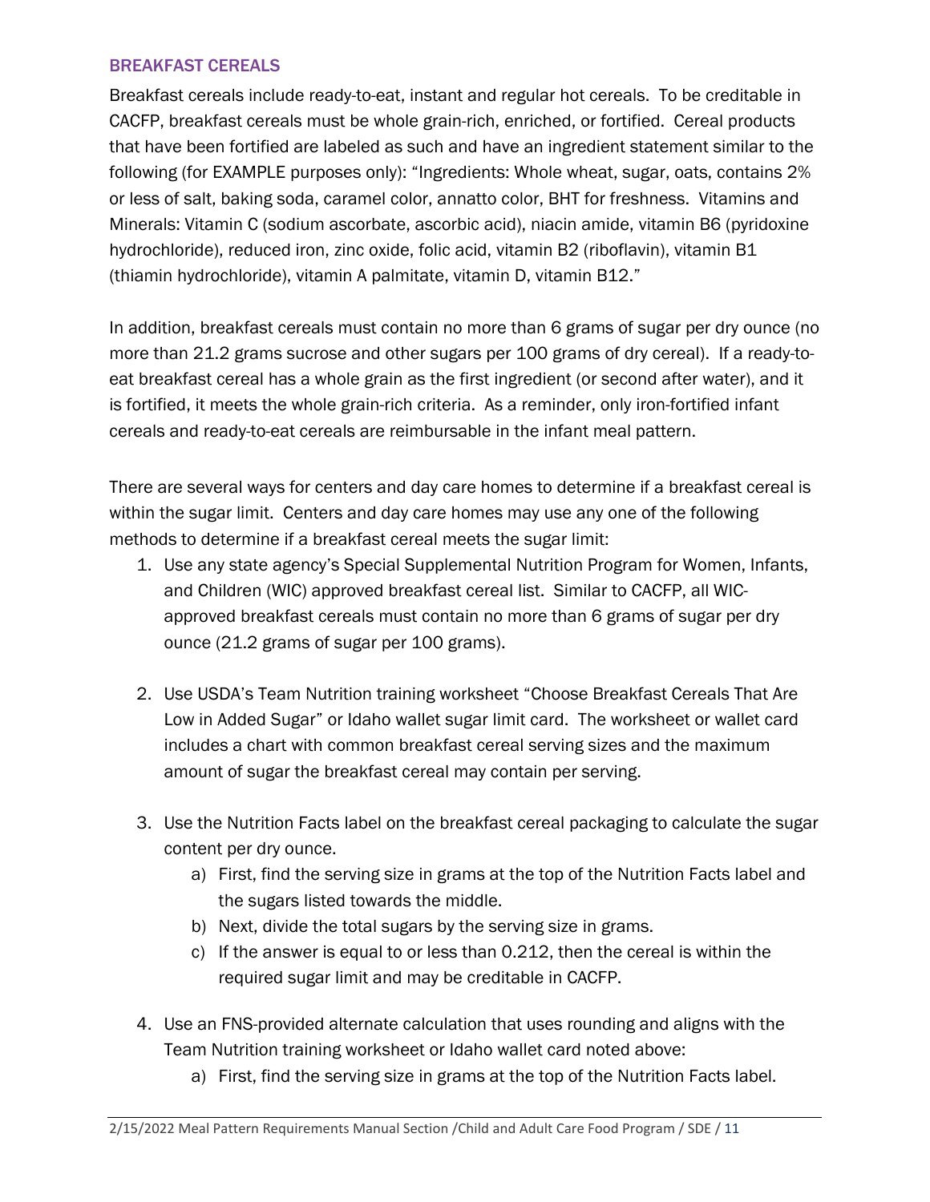### BREAKFAST CEREALS

Breakfast cereals include ready-to-eat, instant and regular hot cereals. To be creditable in CACFP, breakfast cereals must be whole grain-rich, enriched, or fortified. Cereal products that have been fortified are labeled as such and have an ingredient statement similar to the following (for EXAMPLE purposes only): "Ingredients: Whole wheat, sugar, oats, contains 2% or less of salt, baking soda, caramel color, annatto color, BHT for freshness. Vitamins and Minerals: Vitamin C (sodium ascorbate, ascorbic acid), niacin amide, vitamin B6 (pyridoxine hydrochloride), reduced iron, zinc oxide, folic acid, vitamin B2 (riboflavin), vitamin B1 (thiamin hydrochloride), vitamin A palmitate, vitamin D, vitamin B12."

In addition, breakfast cereals must contain no more than 6 grams of sugar per dry ounce (no more than 21.2 grams sucrose and other sugars per 100 grams of dry cereal). If a ready-to-eat breakfast cereal has a whole grain as the first ingredient (or second after water), and it is fortified, it meets the whole grain-rich criteria. As a reminder, only iron-fortified infant cereals and ready-to-eat cereals are reimbursable in the infant meal pattern.

There are several ways for centers and day care homes to determine if a breakfast cereal is within the sugar limit. Centers and day care homes may use any one of the following methods to determine if a breakfast cereal meets the sugar limit:

1. Use any state agency's Special Supplemental Nutrition Program for Women, Infants, and Children (WIC) approved breakfast cereal list. Similar to CACFP, all WIC-approved breakfast cereals must contain no more than 6 grams of sugar per dry ounce (21.2 grams of sugar per 100 grams).

2. Use USDA's Team Nutrition training worksheet "Choose Breakfast Cereals That Are Low in Added Sugar" or Idaho wallet sugar limit card. The worksheet or wallet card includes a chart with common breakfast cereal serving sizes and the maximum amount of sugar the breakfast cereal may contain per serving.

3. Use the Nutrition Facts label on the breakfast cereal packaging to calculate the sugar content per dry ounce.
    a) First, find the serving size in grams at the top of the Nutrition Facts label and the sugars listed towards the middle.
    b) Next, divide the total sugars by the serving size in grams.
    c) If the answer is equal to or less than 0.212, then the cereal is within the required sugar limit and may be creditable in CACFP.

4. Use an FNS-provided alternate calculation that uses rounding and aligns with the Team Nutrition training worksheet or Idaho wallet card noted above:
    a) First, find the serving size in grams at the top of the Nutrition Facts label.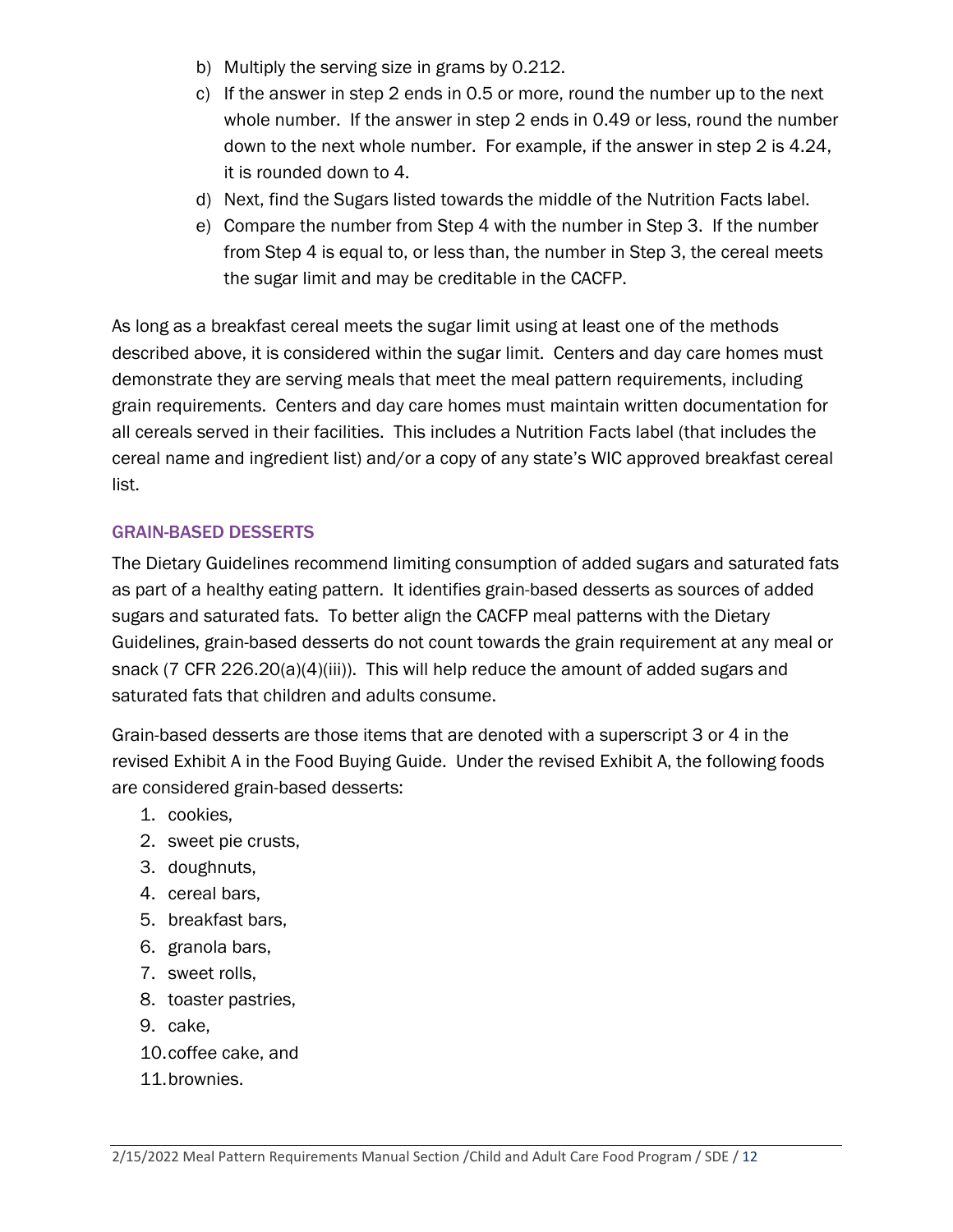b) Multiply the serving size in grams by 0.212.
c) If the answer in step 2 ends in 0.5 or more, round the number up to the next whole number. If the answer in step 2 ends in 0.49 or less, round the number down to the next whole number. For example, if the answer in step 2 is 4.24, it is rounded down to 4.
d) Next, find the Sugars listed towards the middle of the Nutrition Facts label.
e) Compare the number from Step 4 with the number in Step 3. If the number from Step 4 is equal to, or less than, the number in Step 3, the cereal meets the sugar limit and may be creditable in the CACFP.

As long as a breakfast cereal meets the sugar limit using at least one of the methods described above, it is considered within the sugar limit. Centers and day care homes must demonstrate they are serving meals that meet the meal pattern requirements, including grain requirements. Centers and day care homes must maintain written documentation for all cereals served in their facilities. This includes a Nutrition Facts label (that includes the cereal name and ingredient list) and/or a copy of any state's WIC approved breakfast cereal list.

### GRAIN-BASED DESSERTS

The Dietary Guidelines recommend limiting consumption of added sugars and saturated fats as part of a healthy eating pattern. It identifies grain-based desserts as sources of added sugars and saturated fats. To better align the CACFP meal patterns with the Dietary Guidelines, grain-based desserts do not count towards the grain requirement at any meal or snack (7 CFR 226.20(a)(4)(iii)). This will help reduce the amount of added sugars and saturated fats that children and adults consume.

Grain-based desserts are those items that are denoted with a superscript 3 or 4 in the revised Exhibit A in the Food Buying Guide. Under the revised Exhibit A, the following foods are considered grain-based desserts:

1. cookies,
2. sweet pie crusts,
3. doughnuts,
4. cereal bars,
5. breakfast bars,
6. granola bars,
7. sweet rolls,
8. toaster pastries,
9. cake,
10. coffee cake, and
11. brownies.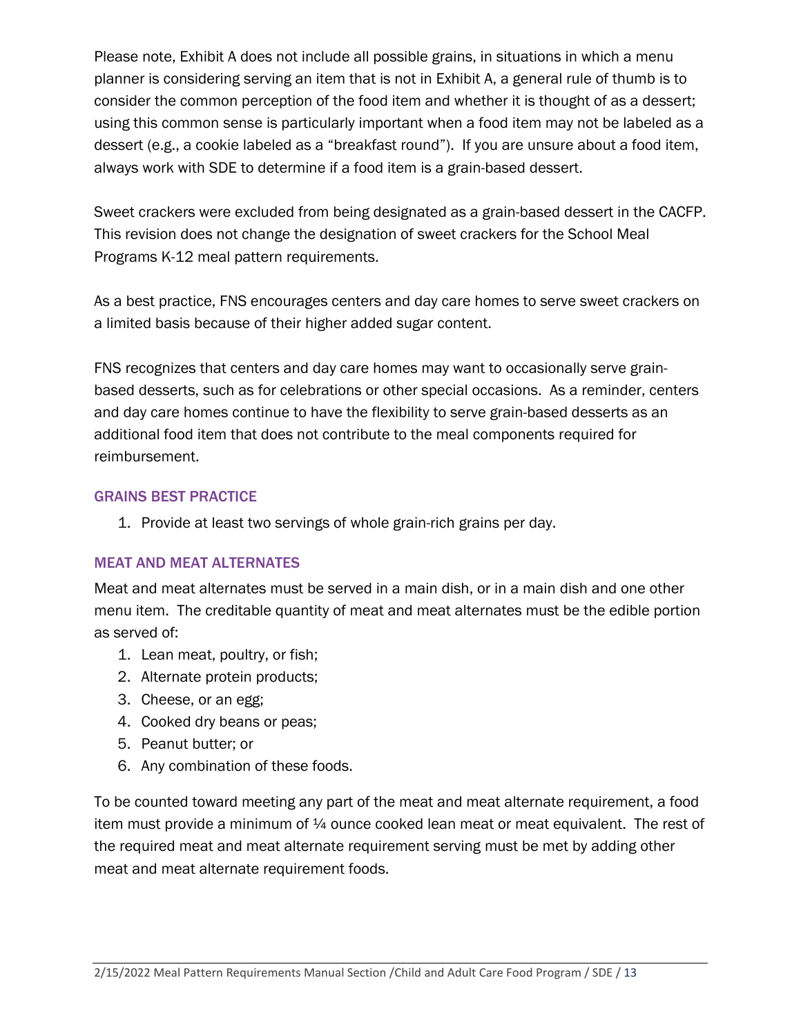Please note, Exhibit A does not include all possible grains, in situations in which a menu planner is considering serving an item that is not in Exhibit A, a general rule of thumb is to consider the common perception of the food item and whether it is thought of as a dessert; using this common sense is particularly important when a food item may not be labeled as a dessert (e.g., a cookie labeled as a "breakfast round"). If you are unsure about a food item, always work with SDE to determine if a food item is a grain-based dessert.

Sweet crackers were excluded from being designated as a grain-based dessert in the CACFP. This revision does not change the designation of sweet crackers for the School Meal Programs K-12 meal pattern requirements.

As a best practice, FNS encourages centers and day care homes to serve sweet crackers on a limited basis because of their higher added sugar content.

FNS recognizes that centers and day care homes may want to occasionally serve grain-based desserts, such as for celebrations or other special occasions. As a reminder, centers and day care homes continue to have the flexibility to serve grain-based desserts as an additional food item that does not contribute to the meal components required for reimbursement.

### GRAINS BEST PRACTICE

1. Provide at least two servings of whole grain-rich grains per day.

### MEAT AND MEAT ALTERNATES

Meat and meat alternates must be served in a main dish, or in a main dish and one other menu item. The creditable quantity of meat and meat alternates must be the edible portion as served of:

1. Lean meat, poultry, or fish;
2. Alternate protein products;
3. Cheese, or an egg;
4. Cooked dry beans or peas;
5. Peanut butter; or
6. Any combination of these foods.

To be counted toward meeting any part of the meat and meat alternate requirement, a food item must provide a minimum of ¼ ounce cooked lean meat or meat equivalent. The rest of the required meat and meat alternate requirement serving must be met by adding other meat and meat alternate requirement foods.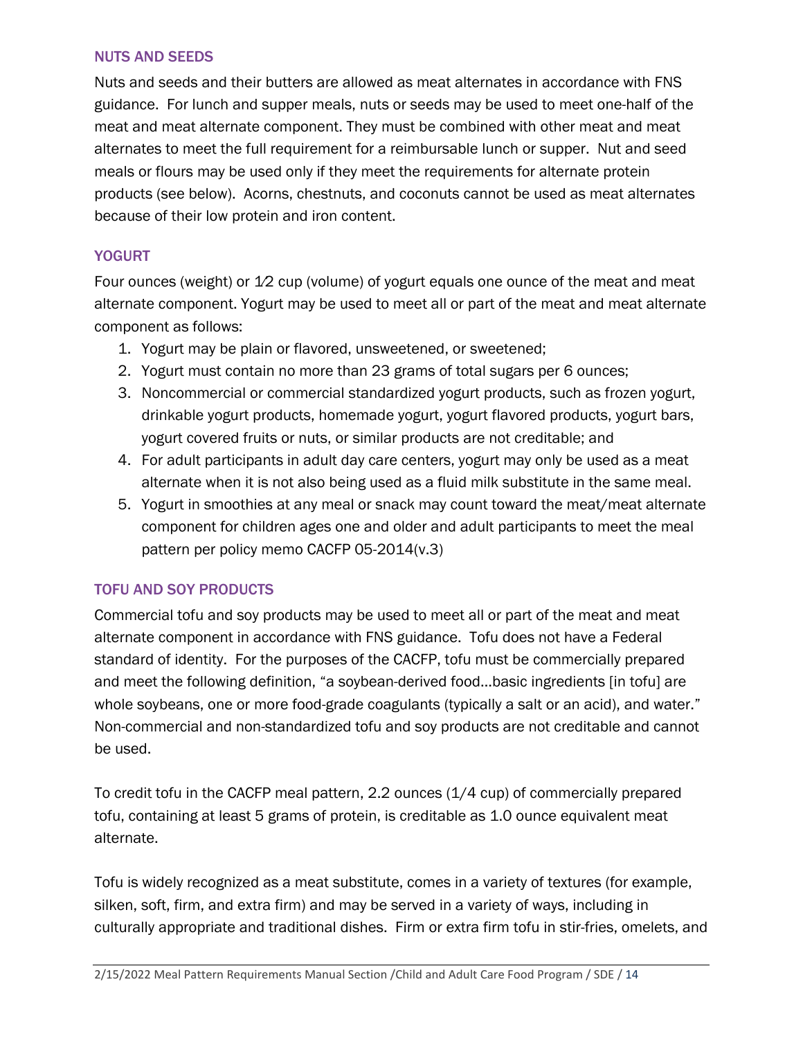### NUTS AND SEEDS

Nuts and seeds and their butters are allowed as meat alternates in accordance with FNS guidance. For lunch and supper meals, nuts or seeds may be used to meet one-half of the meat and meat alternate component. They must be combined with other meat and meat alternates to meet the full requirement for a reimbursable lunch or supper. Nut and seed meals or flours may be used only if they meet the requirements for alternate protein products (see below). Acorns, chestnuts, and coconuts cannot be used as meat alternates because of their low protein and iron content.

### YOGURT

Four ounces (weight) or 1⁄2 cup (volume) of yogurt equals one ounce of the meat and meat alternate component. Yogurt may be used to meet all or part of the meat and meat alternate component as follows:

1. Yogurt may be plain or flavored, unsweetened, or sweetened;
2. Yogurt must contain no more than 23 grams of total sugars per 6 ounces;
3. Noncommercial or commercial standardized yogurt products, such as frozen yogurt, drinkable yogurt products, homemade yogurt, yogurt flavored products, yogurt bars, yogurt covered fruits or nuts, or similar products are not creditable; and
4. For adult participants in adult day care centers, yogurt may only be used as a meat alternate when it is not also being used as a fluid milk substitute in the same meal.
5. Yogurt in smoothies at any meal or snack may count toward the meat/meat alternate component for children ages one and older and adult participants to meet the meal pattern per policy memo CACFP 05-2014(v.3)

### TOFU AND SOY PRODUCTS

Commercial tofu and soy products may be used to meet all or part of the meat and meat alternate component in accordance with FNS guidance. Tofu does not have a Federal standard of identity. For the purposes of the CACFP, tofu must be commercially prepared and meet the following definition, "a soybean-derived food…basic ingredients [in tofu] are whole soybeans, one or more food-grade coagulants (typically a salt or an acid), and water." Non-commercial and non-standardized tofu and soy products are not creditable and cannot be used.

To credit tofu in the CACFP meal pattern, 2.2 ounces (1/4 cup) of commercially prepared tofu, containing at least 5 grams of protein, is creditable as 1.0 ounce equivalent meat alternate.

Tofu is widely recognized as a meat substitute, comes in a variety of textures (for example, silken, soft, firm, and extra firm) and may be served in a variety of ways, including in culturally appropriate and traditional dishes. Firm or extra firm tofu in stir-fries, omelets, and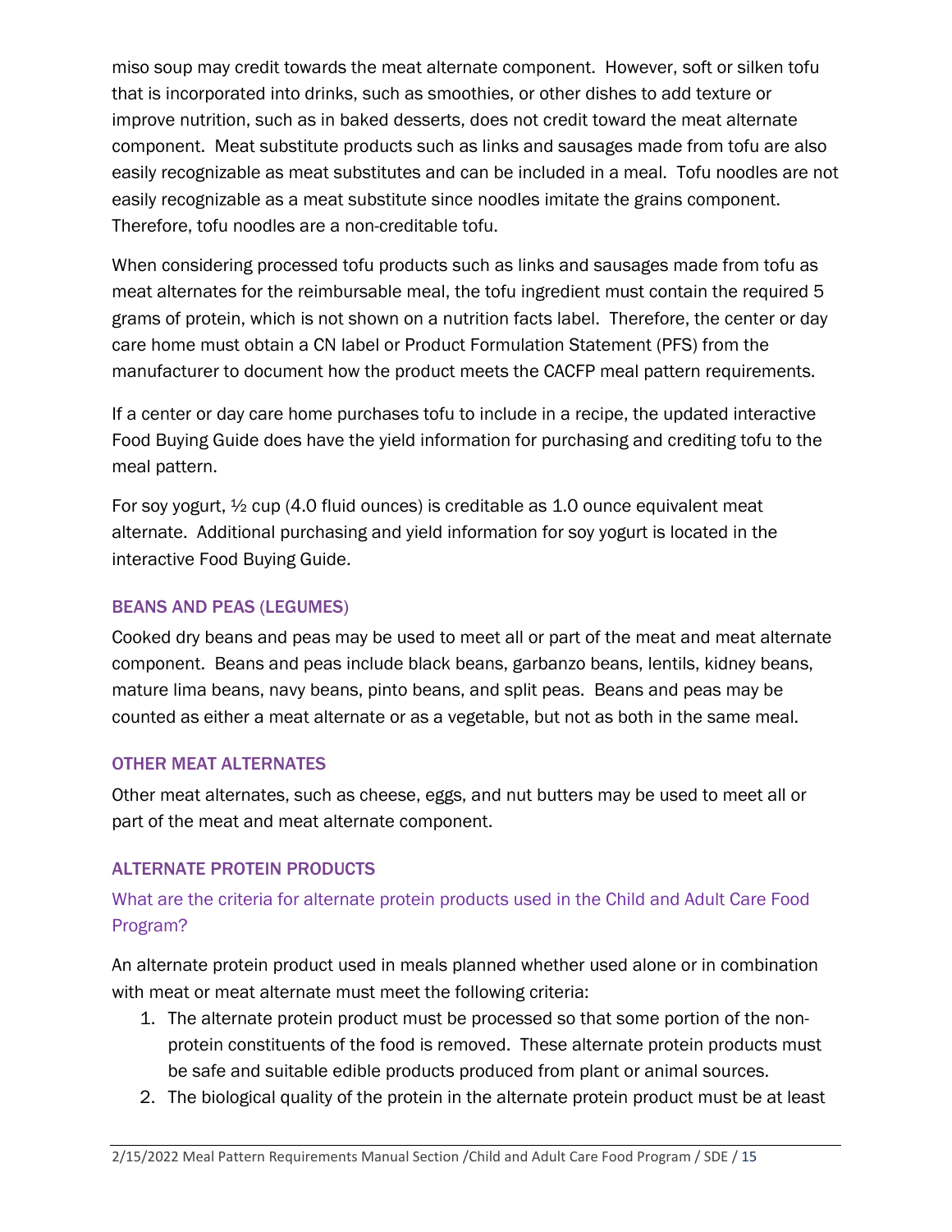miso soup may credit towards the meat alternate component. However, soft or silken tofu that is incorporated into drinks, such as smoothies, or other dishes to add texture or improve nutrition, such as in baked desserts, does not credit toward the meat alternate component. Meat substitute products such as links and sausages made from tofu are also easily recognizable as meat substitutes and can be included in a meal. Tofu noodles are not easily recognizable as a meat substitute since noodles imitate the grains component. Therefore, tofu noodles are a non-creditable tofu.

When considering processed tofu products such as links and sausages made from tofu as meat alternates for the reimbursable meal, the tofu ingredient must contain the required 5 grams of protein, which is not shown on a nutrition facts label. Therefore, the center or day care home must obtain a CN label or Product Formulation Statement (PFS) from the manufacturer to document how the product meets the CACFP meal pattern requirements.

If a center or day care home purchases tofu to include in a recipe, the updated interactive Food Buying Guide does have the yield information for purchasing and crediting tofu to the meal pattern.

For soy yogurt, ½ cup (4.0 fluid ounces) is creditable as 1.0 ounce equivalent meat alternate. Additional purchasing and yield information for soy yogurt is located in the interactive Food Buying Guide.

### BEANS AND PEAS (LEGUMES)

Cooked dry beans and peas may be used to meet all or part of the meat and meat alternate component. Beans and peas include black beans, garbanzo beans, lentils, kidney beans, mature lima beans, navy beans, pinto beans, and split peas. Beans and peas may be counted as either a meat alternate or as a vegetable, but not as both in the same meal.

### OTHER MEAT ALTERNATES

Other meat alternates, such as cheese, eggs, and nut butters may be used to meet all or part of the meat and meat alternate component.

### ALTERNATE PROTEIN PRODUCTS

#### What are the criteria for alternate protein products used in the Child and Adult Care Food Program?

An alternate protein product used in meals planned whether used alone or in combination with meat or meat alternate must meet the following criteria:

1. The alternate protein product must be processed so that some portion of the non-protein constituents of the food is removed. These alternate protein products must be safe and suitable edible products produced from plant or animal sources.
2. The biological quality of the protein in the alternate protein product must be at least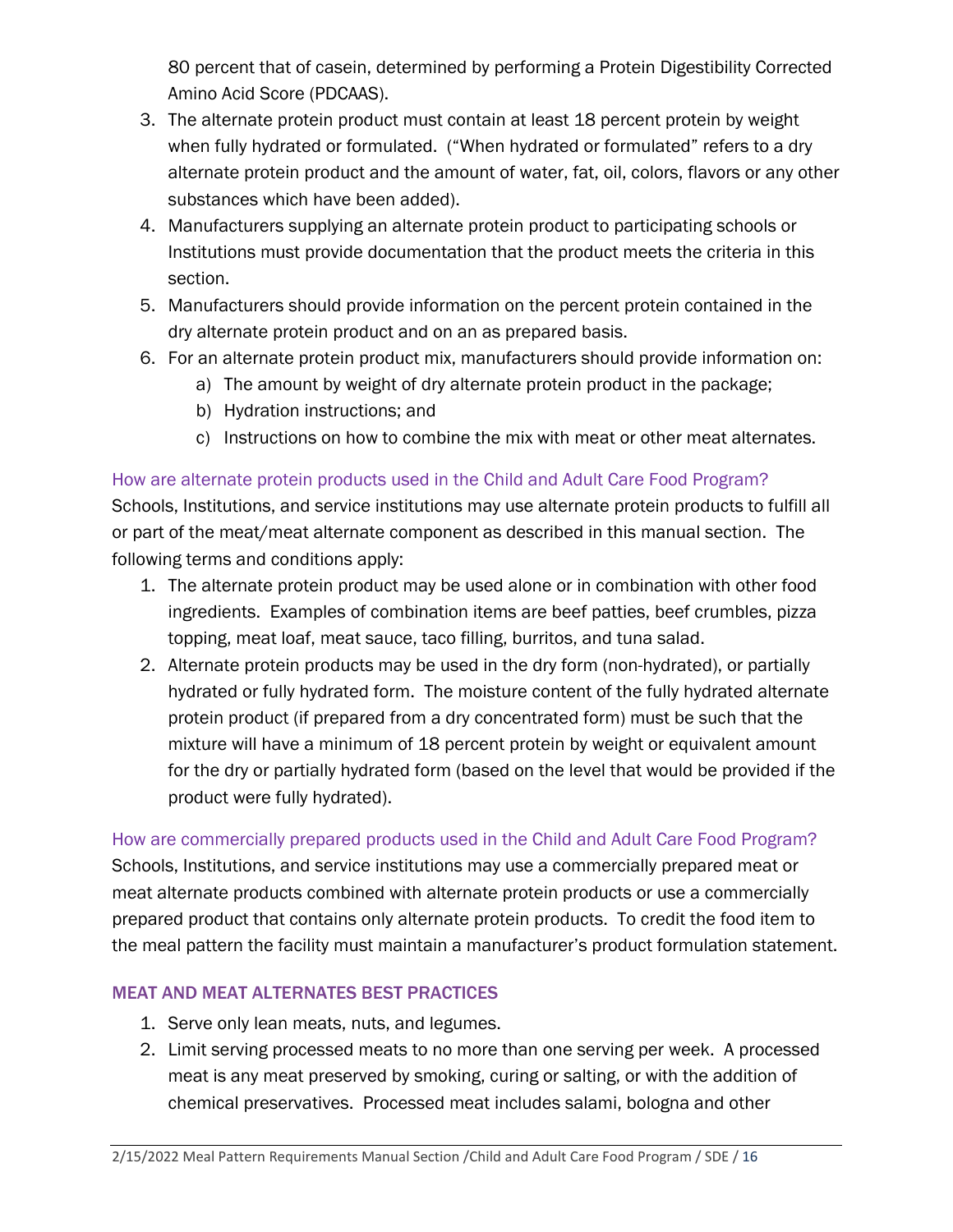80 percent that of casein, determined by performing a Protein Digestibility Corrected Amino Acid Score (PDCAAS).

3. The alternate protein product must contain at least 18 percent protein by weight when fully hydrated or formulated. ("When hydrated or formulated" refers to a dry alternate protein product and the amount of water, fat, oil, colors, flavors or any other substances which have been added).
4. Manufacturers supplying an alternate protein product to participating schools or Institutions must provide documentation that the product meets the criteria in this section.
5. Manufacturers should provide information on the percent protein contained in the dry alternate protein product and on an as prepared basis.
6. For an alternate protein product mix, manufacturers should provide information on:
   a) The amount by weight of dry alternate protein product in the package;
   b) Hydration instructions; and
   c) Instructions on how to combine the mix with meat or other meat alternates.

### How are alternate protein products used in the Child and Adult Care Food Program?

Schools, Institutions, and service institutions may use alternate protein products to fulfill all or part of the meat/meat alternate component as described in this manual section. The following terms and conditions apply:

1. The alternate protein product may be used alone or in combination with other food ingredients. Examples of combination items are beef patties, beef crumbles, pizza topping, meat loaf, meat sauce, taco filling, burritos, and tuna salad.
2. Alternate protein products may be used in the dry form (non-hydrated), or partially hydrated or fully hydrated form. The moisture content of the fully hydrated alternate protein product (if prepared from a dry concentrated form) must be such that the mixture will have a minimum of 18 percent protein by weight or equivalent amount for the dry or partially hydrated form (based on the level that would be provided if the product were fully hydrated).

### How are commercially prepared products used in the Child and Adult Care Food Program?

Schools, Institutions, and service institutions may use a commercially prepared meat or meat alternate products combined with alternate protein products or use a commercially prepared product that contains only alternate protein products. To credit the food item to the meal pattern the facility must maintain a manufacturer's product formulation statement.

## MEAT AND MEAT ALTERNATES BEST PRACTICES

1. Serve only lean meats, nuts, and legumes.
2. Limit serving processed meats to no more than one serving per week. A processed meat is any meat preserved by smoking, curing or salting, or with the addition of chemical preservatives. Processed meat includes salami, bologna and other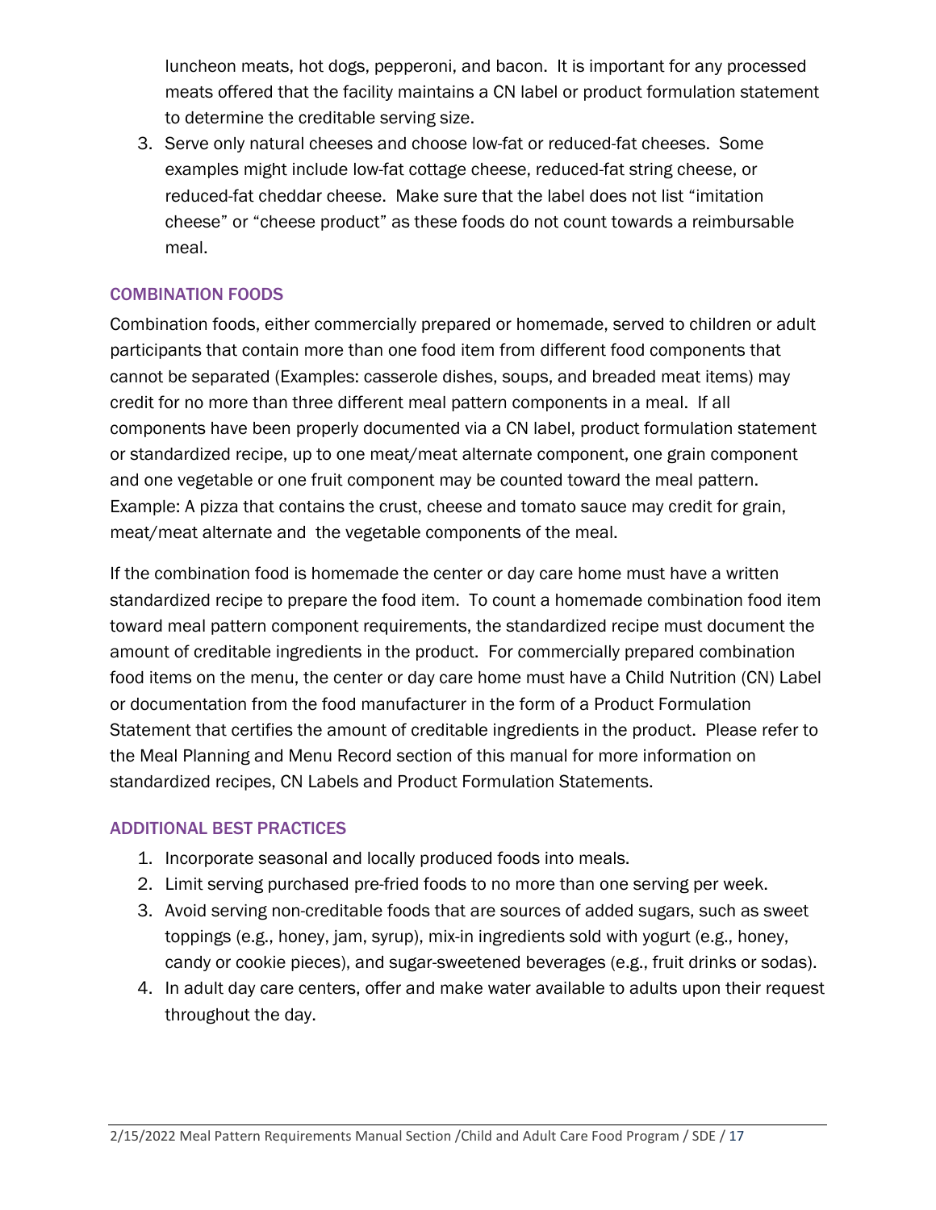luncheon meats, hot dogs, pepperoni, and bacon. It is important for any processed meats offered that the facility maintains a CN label or product formulation statement to determine the creditable serving size.

3. Serve only natural cheeses and choose low-fat or reduced-fat cheeses. Some examples might include low-fat cottage cheese, reduced-fat string cheese, or reduced-fat cheddar cheese. Make sure that the label does not list "imitation cheese" or "cheese product" as these foods do not count towards a reimbursable meal.

### COMBINATION FOODS

Combination foods, either commercially prepared or homemade, served to children or adult participants that contain more than one food item from different food components that cannot be separated (Examples: casserole dishes, soups, and breaded meat items) may credit for no more than three different meal pattern components in a meal. If all components have been properly documented via a CN label, product formulation statement or standardized recipe, up to one meat/meat alternate component, one grain component and one vegetable or one fruit component may be counted toward the meal pattern. Example: A pizza that contains the crust, cheese and tomato sauce may credit for grain, meat/meat alternate and the vegetable components of the meal.

If the combination food is homemade the center or day care home must have a written standardized recipe to prepare the food item. To count a homemade combination food item toward meal pattern component requirements, the standardized recipe must document the amount of creditable ingredients in the product. For commercially prepared combination food items on the menu, the center or day care home must have a Child Nutrition (CN) Label or documentation from the food manufacturer in the form of a Product Formulation Statement that certifies the amount of creditable ingredients in the product. Please refer to the Meal Planning and Menu Record section of this manual for more information on standardized recipes, CN Labels and Product Formulation Statements.

### ADDITIONAL BEST PRACTICES

1. Incorporate seasonal and locally produced foods into meals.
2. Limit serving purchased pre-fried foods to no more than one serving per week.
3. Avoid serving non-creditable foods that are sources of added sugars, such as sweet toppings (e.g., honey, jam, syrup), mix-in ingredients sold with yogurt (e.g., honey, candy or cookie pieces), and sugar-sweetened beverages (e.g., fruit drinks or sodas).
4. In adult day care centers, offer and make water available to adults upon their request throughout the day.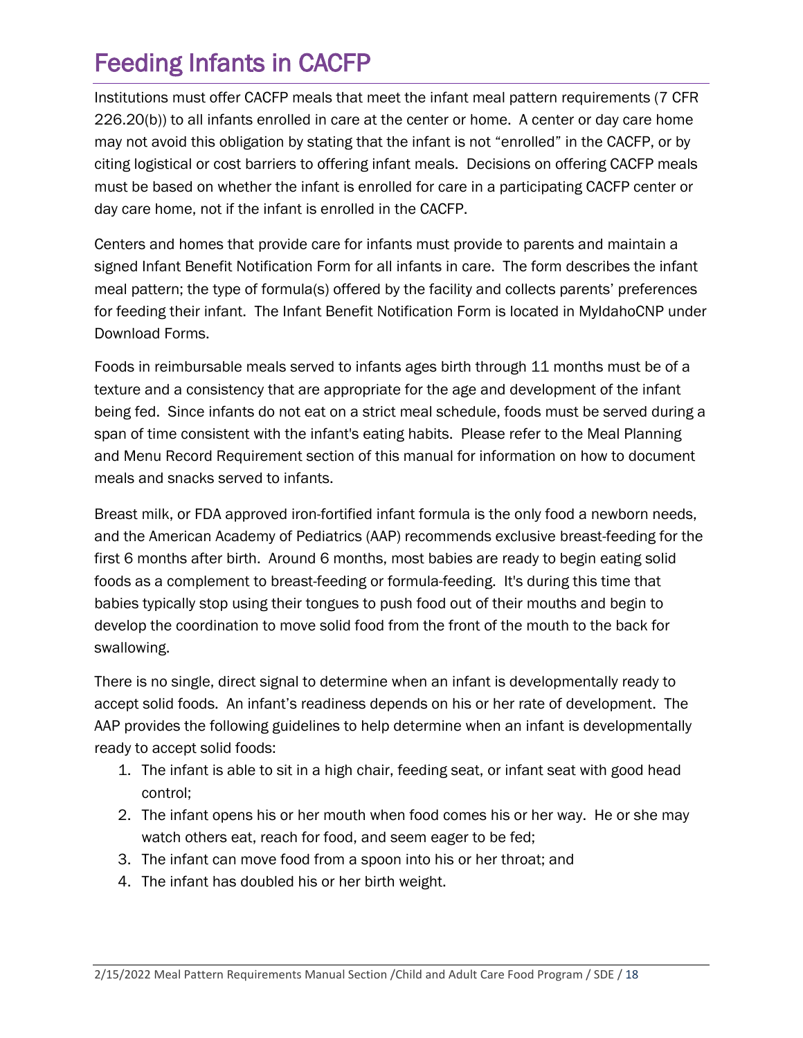# Feeding Infants in CACFP

Institutions must offer CACFP meals that meet the infant meal pattern requirements (7 CFR 226.20(b)) to all infants enrolled in care at the center or home. A center or day care home may not avoid this obligation by stating that the infant is not "enrolled" in the CACFP, or by citing logistical or cost barriers to offering infant meals. Decisions on offering CACFP meals must be based on whether the infant is enrolled for care in a participating CACFP center or day care home, not if the infant is enrolled in the CACFP.

Centers and homes that provide care for infants must provide to parents and maintain a signed Infant Benefit Notification Form for all infants in care. The form describes the infant meal pattern; the type of formula(s) offered by the facility and collects parents' preferences for feeding their infant. The Infant Benefit Notification Form is located in MyIdahoCNP under Download Forms.

Foods in reimbursable meals served to infants ages birth through 11 months must be of a texture and a consistency that are appropriate for the age and development of the infant being fed. Since infants do not eat on a strict meal schedule, foods must be served during a span of time consistent with the infant's eating habits. Please refer to the Meal Planning and Menu Record Requirement section of this manual for information on how to document meals and snacks served to infants.

Breast milk, or FDA approved iron-fortified infant formula is the only food a newborn needs, and the American Academy of Pediatrics (AAP) recommends exclusive breast-feeding for the first 6 months after birth. Around 6 months, most babies are ready to begin eating solid foods as a complement to breast-feeding or formula-feeding. It's during this time that babies typically stop using their tongues to push food out of their mouths and begin to develop the coordination to move solid food from the front of the mouth to the back for swallowing.

There is no single, direct signal to determine when an infant is developmentally ready to accept solid foods. An infant's readiness depends on his or her rate of development. The AAP provides the following guidelines to help determine when an infant is developmentally ready to accept solid foods:

1. The infant is able to sit in a high chair, feeding seat, or infant seat with good head control;
2. The infant opens his or her mouth when food comes his or her way. He or she may watch others eat, reach for food, and seem eager to be fed;
3. The infant can move food from a spoon into his or her throat; and
4. The infant has doubled his or her birth weight.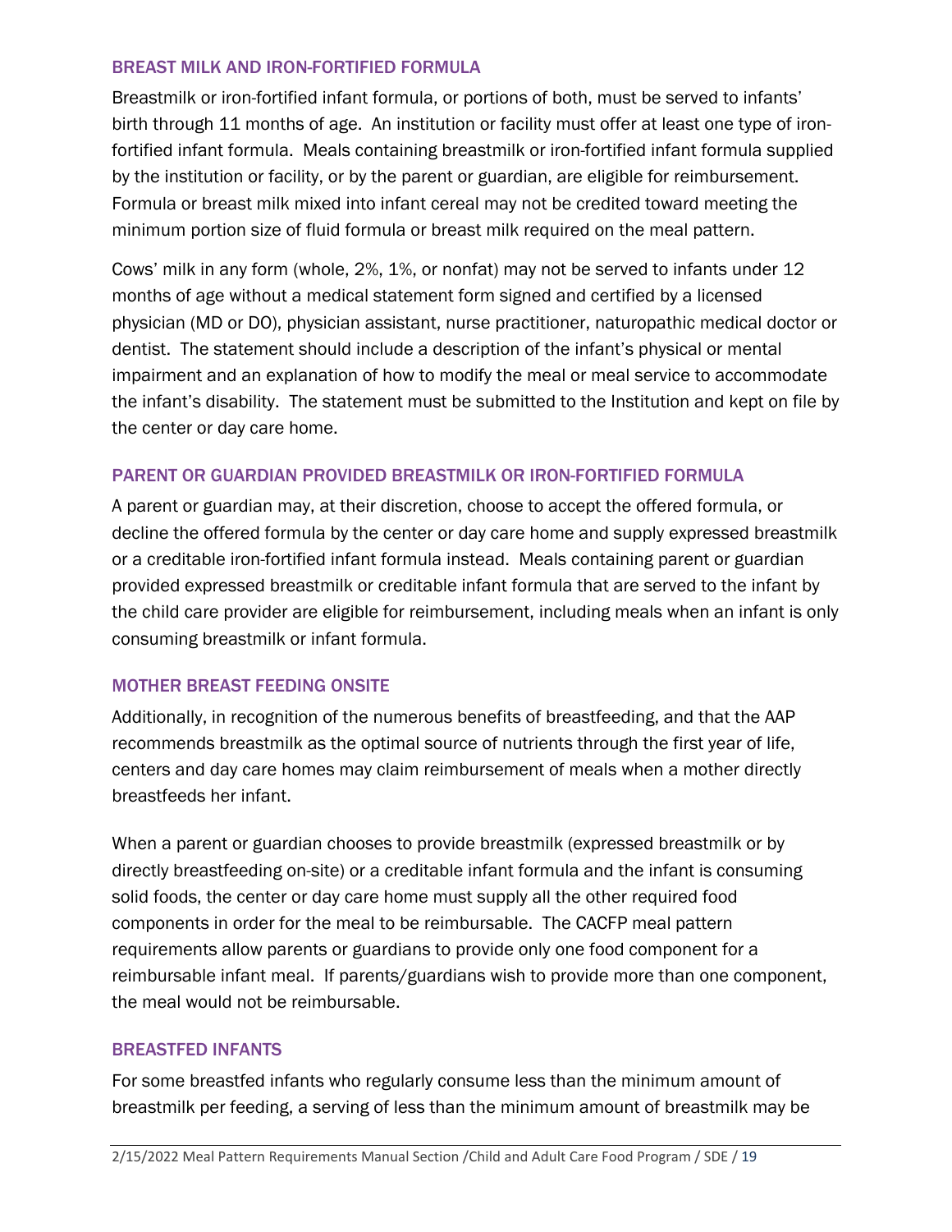### BREAST MILK AND IRON-FORTIFIED FORMULA

Breastmilk or iron-fortified infant formula, or portions of both, must be served to infants' birth through 11 months of age. An institution or facility must offer at least one type of iron-fortified infant formula. Meals containing breastmilk or iron-fortified infant formula supplied by the institution or facility, or by the parent or guardian, are eligible for reimbursement. Formula or breast milk mixed into infant cereal may not be credited toward meeting the minimum portion size of fluid formula or breast milk required on the meal pattern.

Cows' milk in any form (whole, 2%, 1%, or nonfat) may not be served to infants under 12 months of age without a medical statement form signed and certified by a licensed physician (MD or DO), physician assistant, nurse practitioner, naturopathic medical doctor or dentist. The statement should include a description of the infant's physical or mental impairment and an explanation of how to modify the meal or meal service to accommodate the infant's disability. The statement must be submitted to the Institution and kept on file by the center or day care home.

### PARENT OR GUARDIAN PROVIDED BREASTMILK OR IRON-FORTIFIED FORMULA

A parent or guardian may, at their discretion, choose to accept the offered formula, or decline the offered formula by the center or day care home and supply expressed breastmilk or a creditable iron-fortified infant formula instead. Meals containing parent or guardian provided expressed breastmilk or creditable infant formula that are served to the infant by the child care provider are eligible for reimbursement, including meals when an infant is only consuming breastmilk or infant formula.

### MOTHER BREAST FEEDING ONSITE

Additionally, in recognition of the numerous benefits of breastfeeding, and that the AAP recommends breastmilk as the optimal source of nutrients through the first year of life, centers and day care homes may claim reimbursement of meals when a mother directly breastfeeds her infant.

When a parent or guardian chooses to provide breastmilk (expressed breastmilk or by directly breastfeeding on-site) or a creditable infant formula and the infant is consuming solid foods, the center or day care home must supply all the other required food components in order for the meal to be reimbursable. The CACFP meal pattern requirements allow parents or guardians to provide only one food component for a reimbursable infant meal. If parents/guardians wish to provide more than one component, the meal would not be reimbursable.

### BREASTFED INFANTS

For some breastfed infants who regularly consume less than the minimum amount of breastmilk per feeding, a serving of less than the minimum amount of breastmilk may be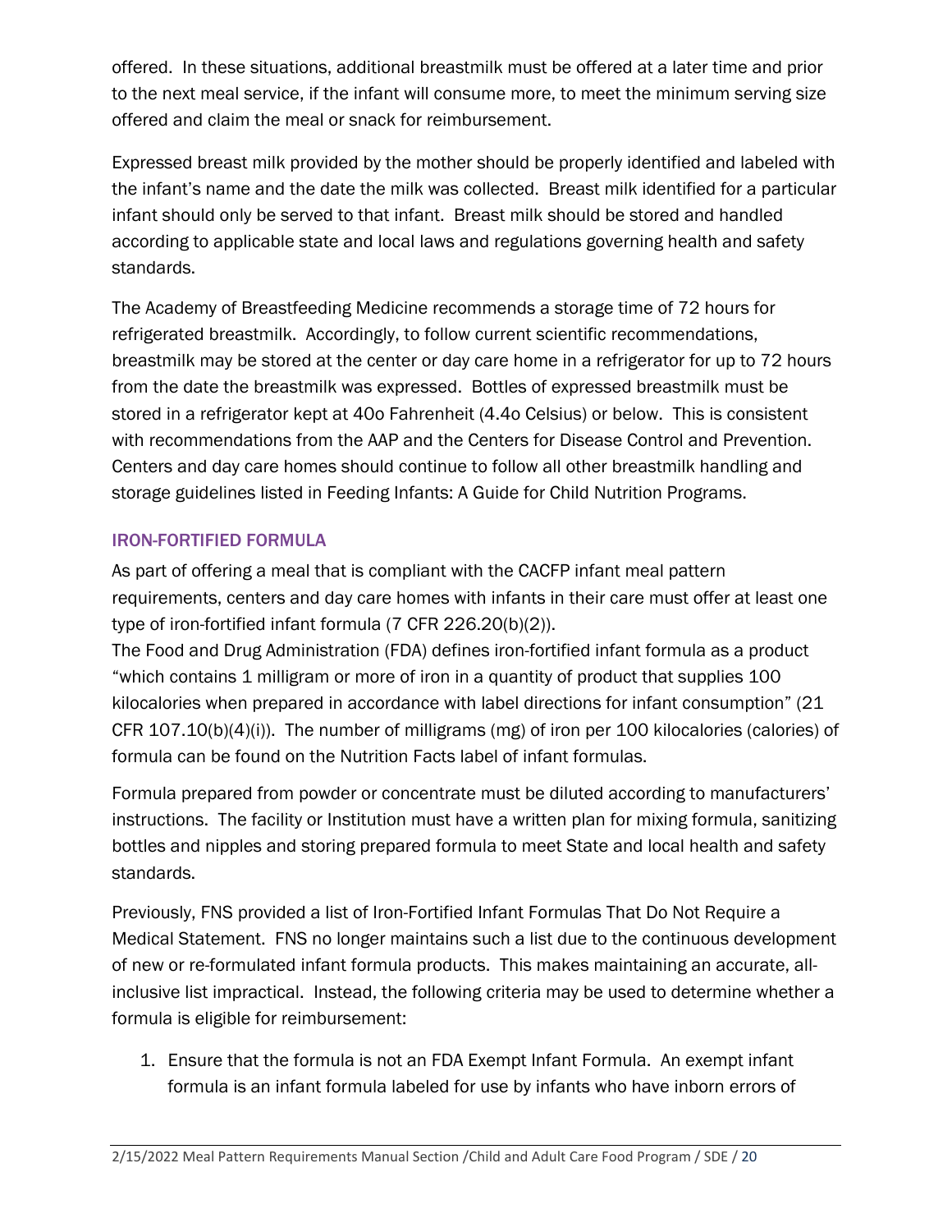offered. In these situations, additional breastmilk must be offered at a later time and prior to the next meal service, if the infant will consume more, to meet the minimum serving size offered and claim the meal or snack for reimbursement.

Expressed breast milk provided by the mother should be properly identified and labeled with the infant's name and the date the milk was collected. Breast milk identified for a particular infant should only be served to that infant. Breast milk should be stored and handled according to applicable state and local laws and regulations governing health and safety standards.

The Academy of Breastfeeding Medicine recommends a storage time of 72 hours for refrigerated breastmilk. Accordingly, to follow current scientific recommendations, breastmilk may be stored at the center or day care home in a refrigerator for up to 72 hours from the date the breastmilk was expressed. Bottles of expressed breastmilk must be stored in a refrigerator kept at 40o Fahrenheit (4.4o Celsius) or below. This is consistent with recommendations from the AAP and the Centers for Disease Control and Prevention. Centers and day care homes should continue to follow all other breastmilk handling and storage guidelines listed in Feeding Infants: A Guide for Child Nutrition Programs.

## IRON-FORTIFIED FORMULA

As part of offering a meal that is compliant with the CACFP infant meal pattern requirements, centers and day care homes with infants in their care must offer at least one type of iron-fortified infant formula (7 CFR 226.20(b)(2)).

The Food and Drug Administration (FDA) defines iron-fortified infant formula as a product "which contains 1 milligram or more of iron in a quantity of product that supplies 100 kilocalories when prepared in accordance with label directions for infant consumption" (21 CFR 107.10(b)(4)(i)). The number of milligrams (mg) of iron per 100 kilocalories (calories) of formula can be found on the Nutrition Facts label of infant formulas.

Formula prepared from powder or concentrate must be diluted according to manufacturers' instructions. The facility or Institution must have a written plan for mixing formula, sanitizing bottles and nipples and storing prepared formula to meet State and local health and safety standards.

Previously, FNS provided a list of Iron-Fortified Infant Formulas That Do Not Require a Medical Statement. FNS no longer maintains such a list due to the continuous development of new or re-formulated infant formula products. This makes maintaining an accurate, all-inclusive list impractical. Instead, the following criteria may be used to determine whether a formula is eligible for reimbursement:

1. Ensure that the formula is not an FDA Exempt Infant Formula. An exempt infant formula is an infant formula labeled for use by infants who have inborn errors of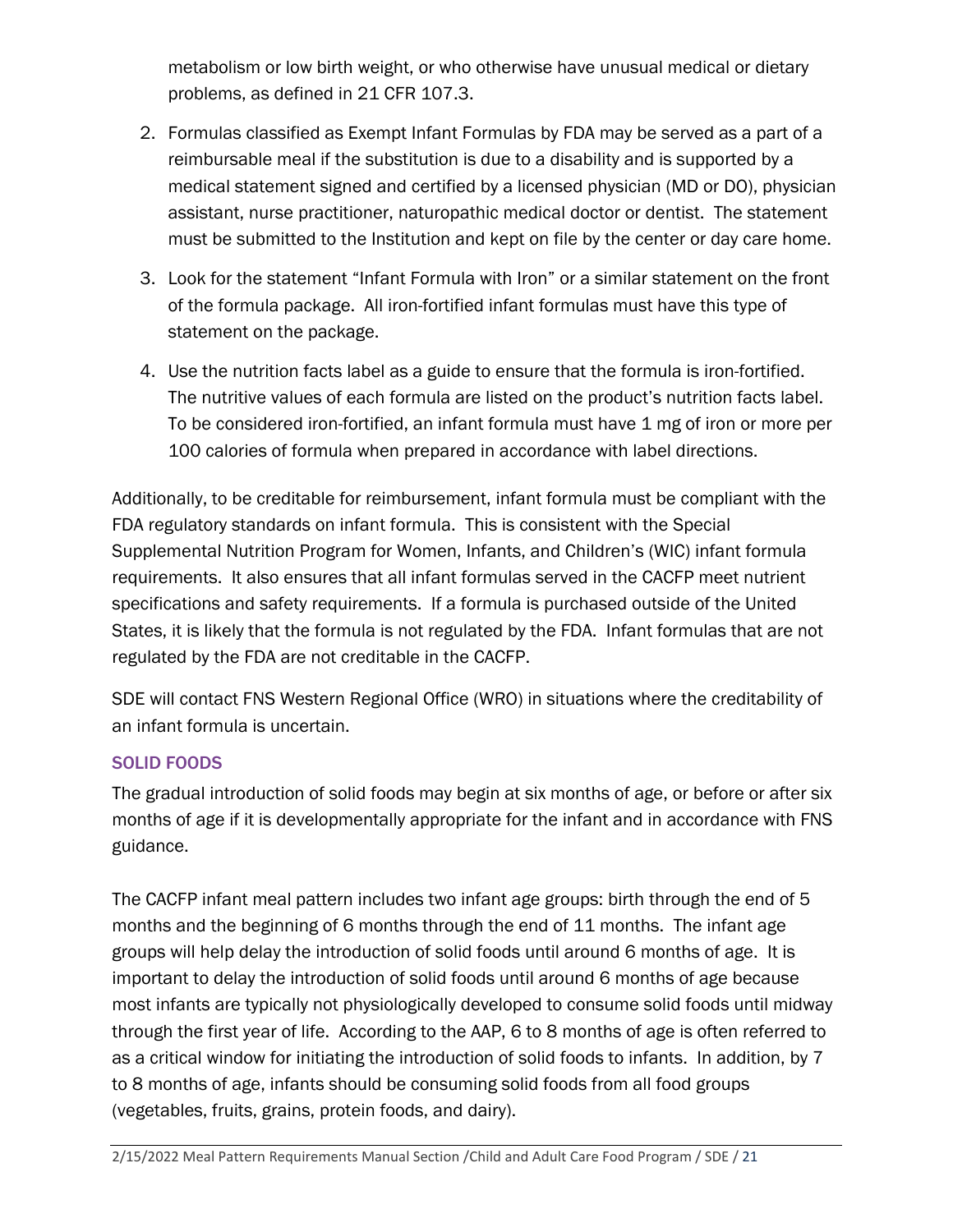metabolism or low birth weight, or who otherwise have unusual medical or dietary problems, as defined in 21 CFR 107.3.

2. Formulas classified as Exempt Infant Formulas by FDA may be served as a part of a reimbursable meal if the substitution is due to a disability and is supported by a medical statement signed and certified by a licensed physician (MD or DO), physician assistant, nurse practitioner, naturopathic medical doctor or dentist. The statement must be submitted to the Institution and kept on file by the center or day care home.
3. Look for the statement "Infant Formula with Iron" or a similar statement on the front of the formula package. All iron-fortified infant formulas must have this type of statement on the package.
4. Use the nutrition facts label as a guide to ensure that the formula is iron-fortified. The nutritive values of each formula are listed on the product's nutrition facts label. To be considered iron-fortified, an infant formula must have 1 mg of iron or more per 100 calories of formula when prepared in accordance with label directions.

Additionally, to be creditable for reimbursement, infant formula must be compliant with the FDA regulatory standards on infant formula. This is consistent with the Special Supplemental Nutrition Program for Women, Infants, and Children's (WIC) infant formula requirements. It also ensures that all infant formulas served in the CACFP meet nutrient specifications and safety requirements. If a formula is purchased outside of the United States, it is likely that the formula is not regulated by the FDA. Infant formulas that are not regulated by the FDA are not creditable in the CACFP.

SDE will contact FNS Western Regional Office (WRO) in situations where the creditability of an infant formula is uncertain.

### SOLID FOODS

The gradual introduction of solid foods may begin at six months of age, or before or after six months of age if it is developmentally appropriate for the infant and in accordance with FNS guidance.

The CACFP infant meal pattern includes two infant age groups: birth through the end of 5 months and the beginning of 6 months through the end of 11 months. The infant age groups will help delay the introduction of solid foods until around 6 months of age. It is important to delay the introduction of solid foods until around 6 months of age because most infants are typically not physiologically developed to consume solid foods until midway through the first year of life. According to the AAP, 6 to 8 months of age is often referred to as a critical window for initiating the introduction of solid foods to infants. In addition, by 7 to 8 months of age, infants should be consuming solid foods from all food groups (vegetables, fruits, grains, protein foods, and dairy).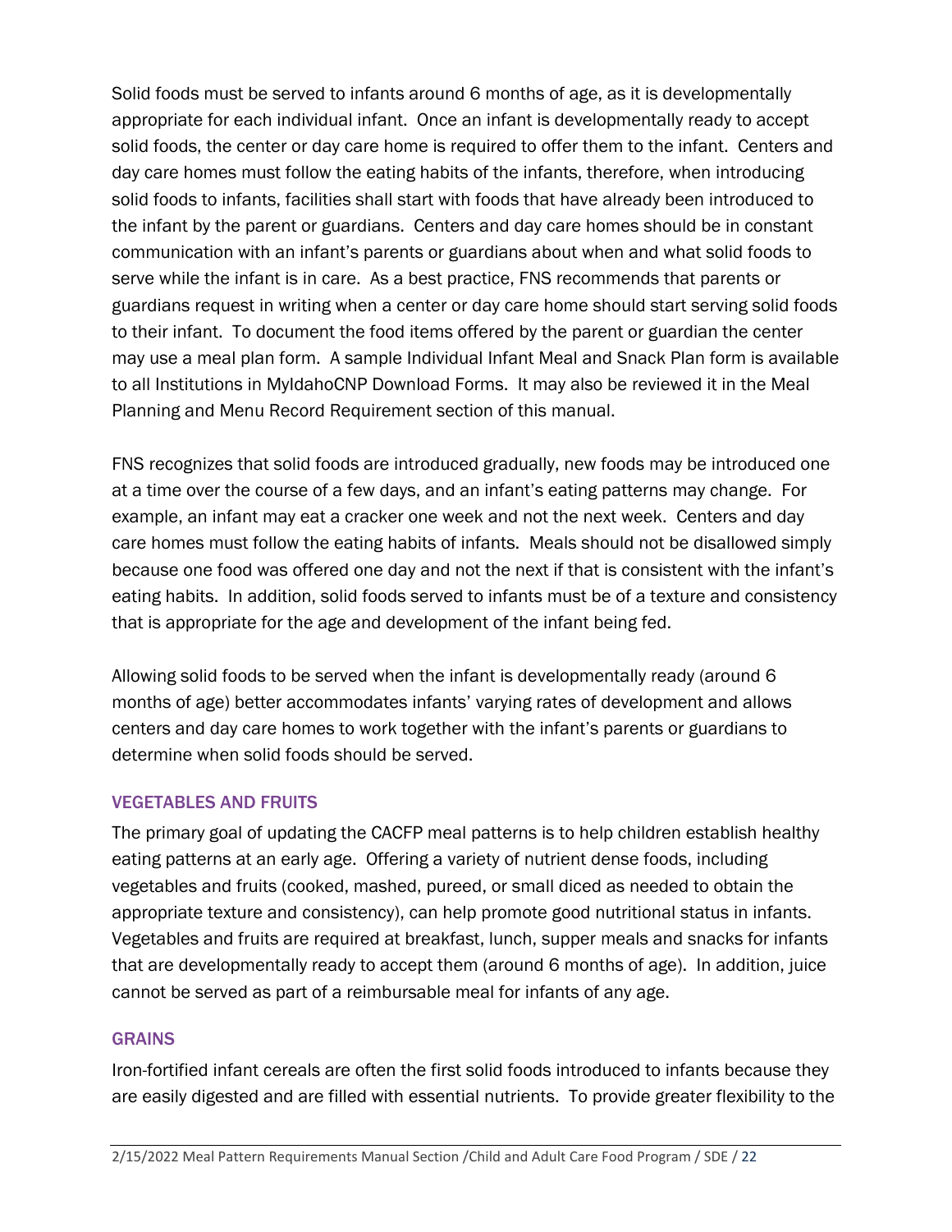Solid foods must be served to infants around 6 months of age, as it is developmentally appropriate for each individual infant. Once an infant is developmentally ready to accept solid foods, the center or day care home is required to offer them to the infant. Centers and day care homes must follow the eating habits of the infants, therefore, when introducing solid foods to infants, facilities shall start with foods that have already been introduced to the infant by the parent or guardians. Centers and day care homes should be in constant communication with an infant's parents or guardians about when and what solid foods to serve while the infant is in care. As a best practice, FNS recommends that parents or guardians request in writing when a center or day care home should start serving solid foods to their infant. To document the food items offered by the parent or guardian the center may use a meal plan form. A sample Individual Infant Meal and Snack Plan form is available to all Institutions in MyIdahoCNP Download Forms. It may also be reviewed it in the Meal Planning and Menu Record Requirement section of this manual.

FNS recognizes that solid foods are introduced gradually, new foods may be introduced one at a time over the course of a few days, and an infant's eating patterns may change. For example, an infant may eat a cracker one week and not the next week. Centers and day care homes must follow the eating habits of infants. Meals should not be disallowed simply because one food was offered one day and not the next if that is consistent with the infant's eating habits. In addition, solid foods served to infants must be of a texture and consistency that is appropriate for the age and development of the infant being fed.

Allowing solid foods to be served when the infant is developmentally ready (around 6 months of age) better accommodates infants' varying rates of development and allows centers and day care homes to work together with the infant's parents or guardians to determine when solid foods should be served.

### VEGETABLES AND FRUITS

The primary goal of updating the CACFP meal patterns is to help children establish healthy eating patterns at an early age. Offering a variety of nutrient dense foods, including vegetables and fruits (cooked, mashed, pureed, or small diced as needed to obtain the appropriate texture and consistency), can help promote good nutritional status in infants. Vegetables and fruits are required at breakfast, lunch, supper meals and snacks for infants that are developmentally ready to accept them (around 6 months of age). In addition, juice cannot be served as part of a reimbursable meal for infants of any age.

### GRAINS

Iron-fortified infant cereals are often the first solid foods introduced to infants because they are easily digested and are filled with essential nutrients. To provide greater flexibility to the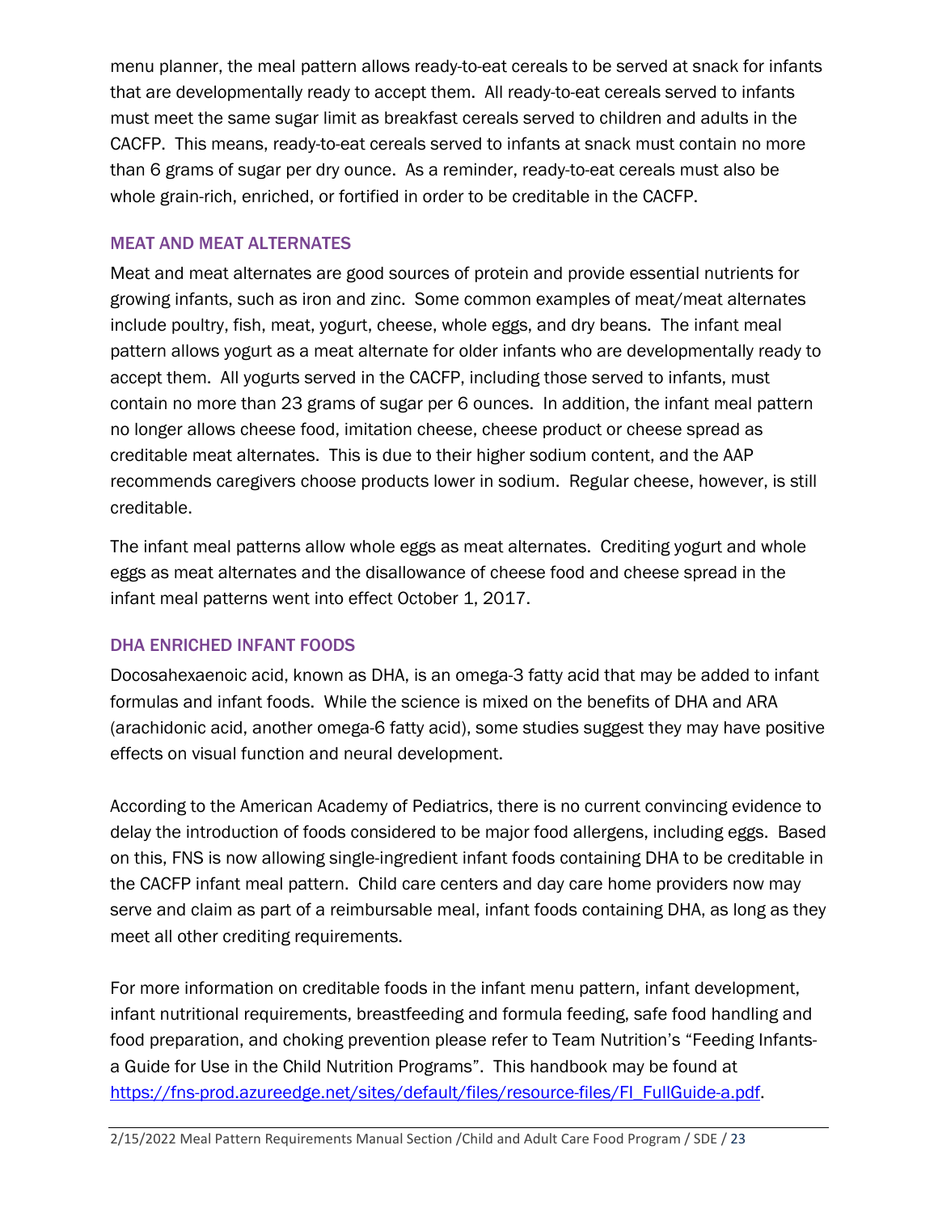menu planner, the meal pattern allows ready-to-eat cereals to be served at snack for infants that are developmentally ready to accept them. All ready-to-eat cereals served to infants must meet the same sugar limit as breakfast cereals served to children and adults in the CACFP. This means, ready-to-eat cereals served to infants at snack must contain no more than 6 grams of sugar per dry ounce. As a reminder, ready-to-eat cereals must also be whole grain-rich, enriched, or fortified in order to be creditable in the CACFP.

### MEAT AND MEAT ALTERNATES

Meat and meat alternates are good sources of protein and provide essential nutrients for growing infants, such as iron and zinc. Some common examples of meat/meat alternates include poultry, fish, meat, yogurt, cheese, whole eggs, and dry beans. The infant meal pattern allows yogurt as a meat alternate for older infants who are developmentally ready to accept them. All yogurts served in the CACFP, including those served to infants, must contain no more than 23 grams of sugar per 6 ounces. In addition, the infant meal pattern no longer allows cheese food, imitation cheese, cheese product or cheese spread as creditable meat alternates. This is due to their higher sodium content, and the AAP recommends caregivers choose products lower in sodium. Regular cheese, however, is still creditable.

The infant meal patterns allow whole eggs as meat alternates. Crediting yogurt and whole eggs as meat alternates and the disallowance of cheese food and cheese spread in the infant meal patterns went into effect October 1, 2017.

### DHA ENRICHED INFANT FOODS

Docosahexaenoic acid, known as DHA, is an omega-3 fatty acid that may be added to infant formulas and infant foods. While the science is mixed on the benefits of DHA and ARA (arachidonic acid, another omega-6 fatty acid), some studies suggest they may have positive effects on visual function and neural development.

According to the American Academy of Pediatrics, there is no current convincing evidence to delay the introduction of foods considered to be major food allergens, including eggs. Based on this, FNS is now allowing single-ingredient infant foods containing DHA to be creditable in the CACFP infant meal pattern. Child care centers and day care home providers now may serve and claim as part of a reimbursable meal, infant foods containing DHA, as long as they meet all other crediting requirements.

For more information on creditable foods in the infant menu pattern, infant development, infant nutritional requirements, breastfeeding and formula feeding, safe food handling and food preparation, and choking prevention please refer to Team Nutrition's "Feeding Infants-a Guide for Use in the Child Nutrition Programs". This handbook may be found at https://fns-prod.azureedge.net/sites/default/files/resource-files/FI_FullGuide-a.pdf.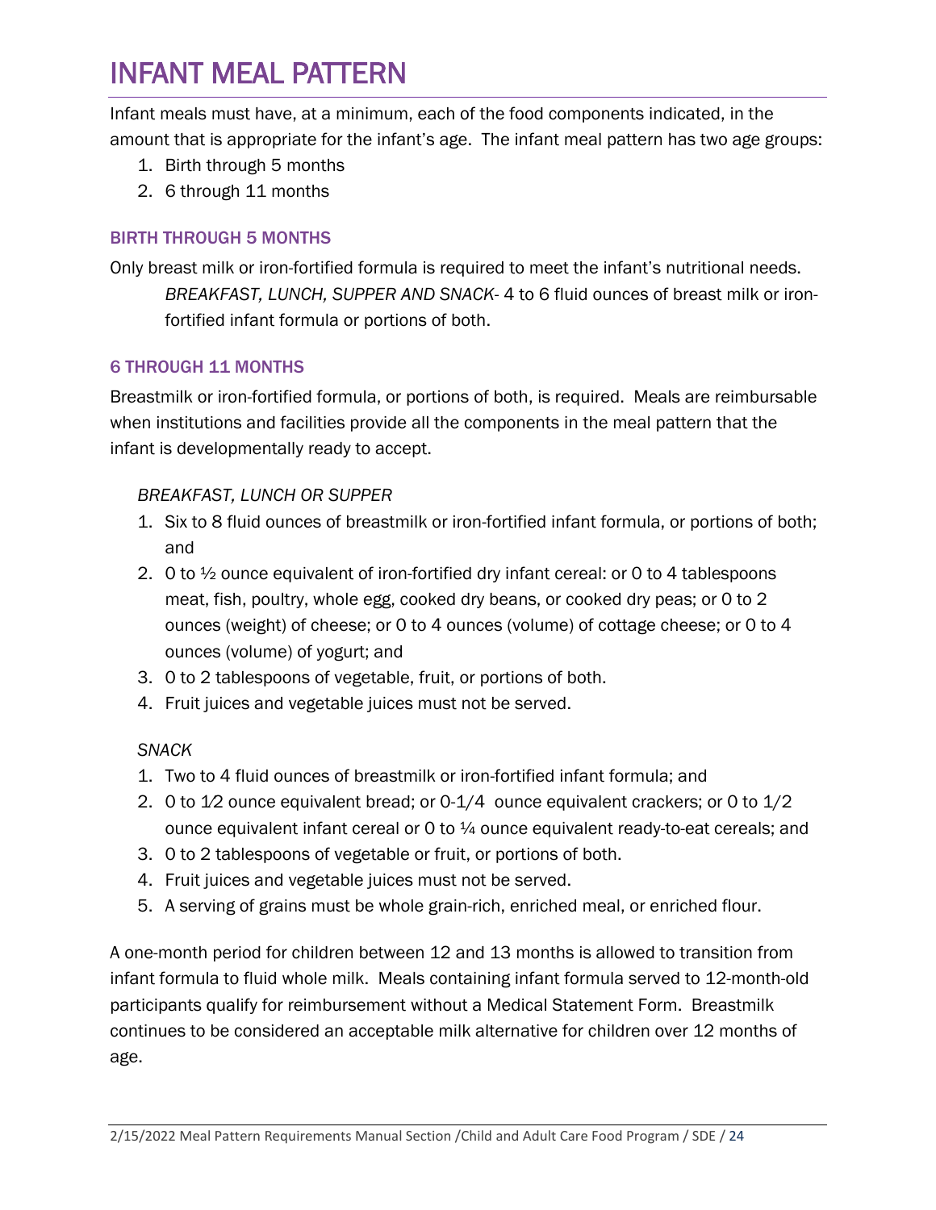# INFANT MEAL PATTERN

Infant meals must have, at a minimum, each of the food components indicated, in the amount that is appropriate for the infant's age. The infant meal pattern has two age groups:

1. Birth through 5 months
2. 6 through 11 months

### BIRTH THROUGH 5 MONTHS

Only breast milk or iron-fortified formula is required to meet the infant's nutritional needs.

*BREAKFAST, LUNCH, SUPPER AND SNACK*- 4 to 6 fluid ounces of breast milk or iron-fortified infant formula or portions of both.

### 6 THROUGH 11 MONTHS

Breastmilk or iron-fortified formula, or portions of both, is required. Meals are reimbursable when institutions and facilities provide all the components in the meal pattern that the infant is developmentally ready to accept.

*BREAKFAST, LUNCH OR SUPPER*

1. Six to 8 fluid ounces of breastmilk or iron-fortified infant formula, or portions of both; and
2. 0 to ½ ounce equivalent of iron-fortified dry infant cereal: or 0 to 4 tablespoons meat, fish, poultry, whole egg, cooked dry beans, or cooked dry peas; or 0 to 2 ounces (weight) of cheese; or 0 to 4 ounces (volume) of cottage cheese; or 0 to 4 ounces (volume) of yogurt; and
3. 0 to 2 tablespoons of vegetable, fruit, or portions of both.
4. Fruit juices and vegetable juices must not be served.

*SNACK*

1. Two to 4 fluid ounces of breastmilk or iron-fortified infant formula; and
2. 0 to 1/2 ounce equivalent bread; or 0-1/4 ounce equivalent crackers; or 0 to 1/2 ounce equivalent infant cereal or 0 to ¼ ounce equivalent ready-to-eat cereals; and
3. 0 to 2 tablespoons of vegetable or fruit, or portions of both.
4. Fruit juices and vegetable juices must not be served.
5. A serving of grains must be whole grain-rich, enriched meal, or enriched flour.

A one-month period for children between 12 and 13 months is allowed to transition from infant formula to fluid whole milk. Meals containing infant formula served to 12-month-old participants qualify for reimbursement without a Medical Statement Form. Breastmilk continues to be considered an acceptable milk alternative for children over 12 months of age.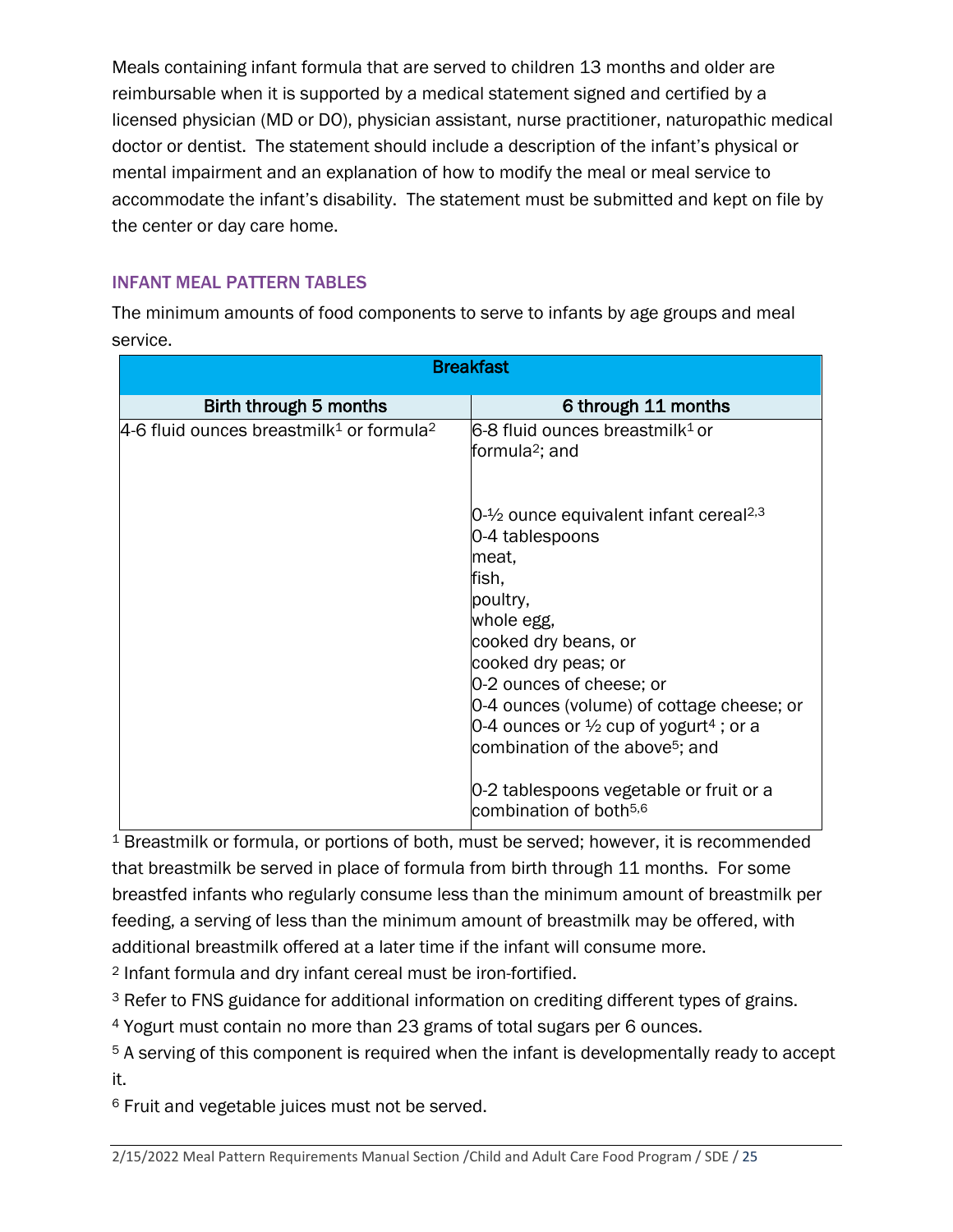Meals containing infant formula that are served to children 13 months and older are reimbursable when it is supported by a medical statement signed and certified by a licensed physician (MD or DO), physician assistant, nurse practitioner, naturopathic medical doctor or dentist. The statement should include a description of the infant's physical or mental impairment and an explanation of how to modify the meal or meal service to accommodate the infant's disability. The statement must be submitted and kept on file by the center or day care home.

## INFANT MEAL PATTERN TABLES

The minimum amounts of food components to serve to infants by age groups and meal service.

| Breakfast | |
|---|---|
| **Birth through 5 months** | **6 through 11 months** |
| 4-6 fluid ounces breastmilk[1] or formula[2] | 6-8 fluid ounces breastmilk[1] or formula[2]; and<br><br>0-½ ounce equivalent infant cereal[2,3]<br>0-4 tablespoons<br>meat,<br>fish,<br>poultry,<br>whole egg,<br>cooked dry beans, or<br>cooked dry peas; or<br>0-2 ounces of cheese; or<br>0-4 ounces (volume) of cottage cheese; or<br>0-4 ounces or ½ cup of yogurt[4] ; or a combination of the above[5]; and<br><br>0-2 tablespoons vegetable or fruit or a combination of both[5,6] |

[1] Breastmilk or formula, or portions of both, must be served; however, it is recommended that breastmilk be served in place of formula from birth through 11 months. For some breastfed infants who regularly consume less than the minimum amount of breastmilk per feeding, a serving of less than the minimum amount of breastmilk may be offered, with additional breastmilk offered at a later time if the infant will consume more.

[2] Infant formula and dry infant cereal must be iron-fortified.

[3] Refer to FNS guidance for additional information on crediting different types of grains.

[4] Yogurt must contain no more than 23 grams of total sugars per 6 ounces.

[5] A serving of this component is required when the infant is developmentally ready to accept it.

[6] Fruit and vegetable juices must not be served.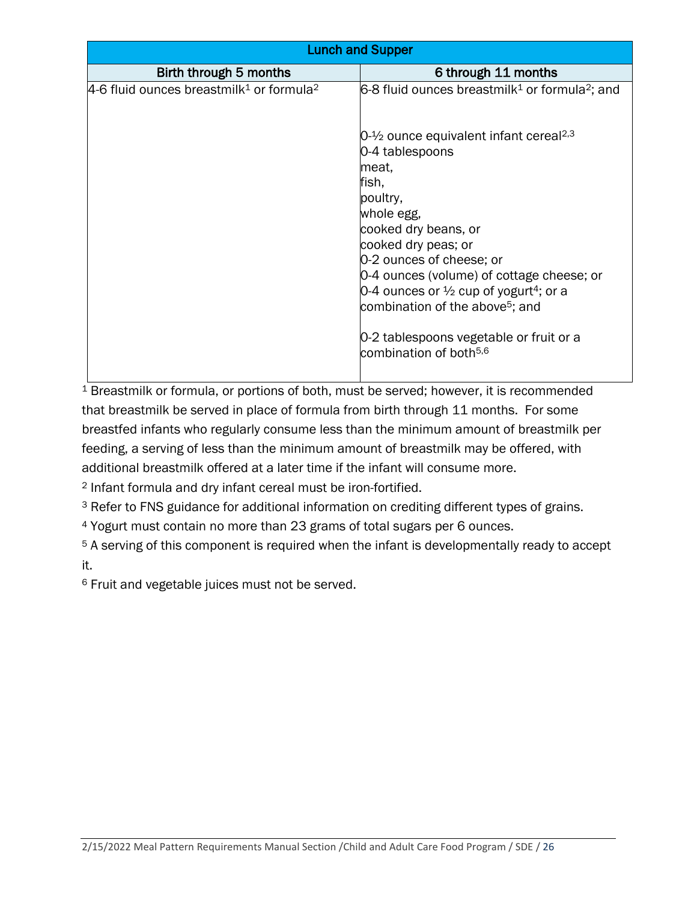| Lunch and Supper | |
|---|---|
| **Birth through 5 months** | **6 through 11 months** |
| 4-6 fluid ounces breastmilk[1] or formula[2] | 6-8 fluid ounces breastmilk[1] or formula[2]; and<br><br>0-½ ounce equivalent infant cereal[2,3]<br>0-4 tablespoons<br>meat,<br>fish,<br>poultry,<br>whole egg,<br>cooked dry beans, or<br>cooked dry peas; or<br>0-2 ounces of cheese; or<br>0-4 ounces (volume) of cottage cheese; or<br>0-4 ounces or ½ cup of yogurt[4]; or a combination of the above[5]; and<br><br>0-2 tablespoons vegetable or fruit or a combination of both[5,6] |

[1] Breastmilk or formula, or portions of both, must be served; however, it is recommended that breastmilk be served in place of formula from birth through 11 months. For some breastfed infants who regularly consume less than the minimum amount of breastmilk per feeding, a serving of less than the minimum amount of breastmilk may be offered, with additional breastmilk offered at a later time if the infant will consume more.

[2] Infant formula and dry infant cereal must be iron-fortified.

[3] Refer to FNS guidance for additional information on crediting different types of grains.

[4] Yogurt must contain no more than 23 grams of total sugars per 6 ounces.

[5] A serving of this component is required when the infant is developmentally ready to accept it.

[6] Fruit and vegetable juices must not be served.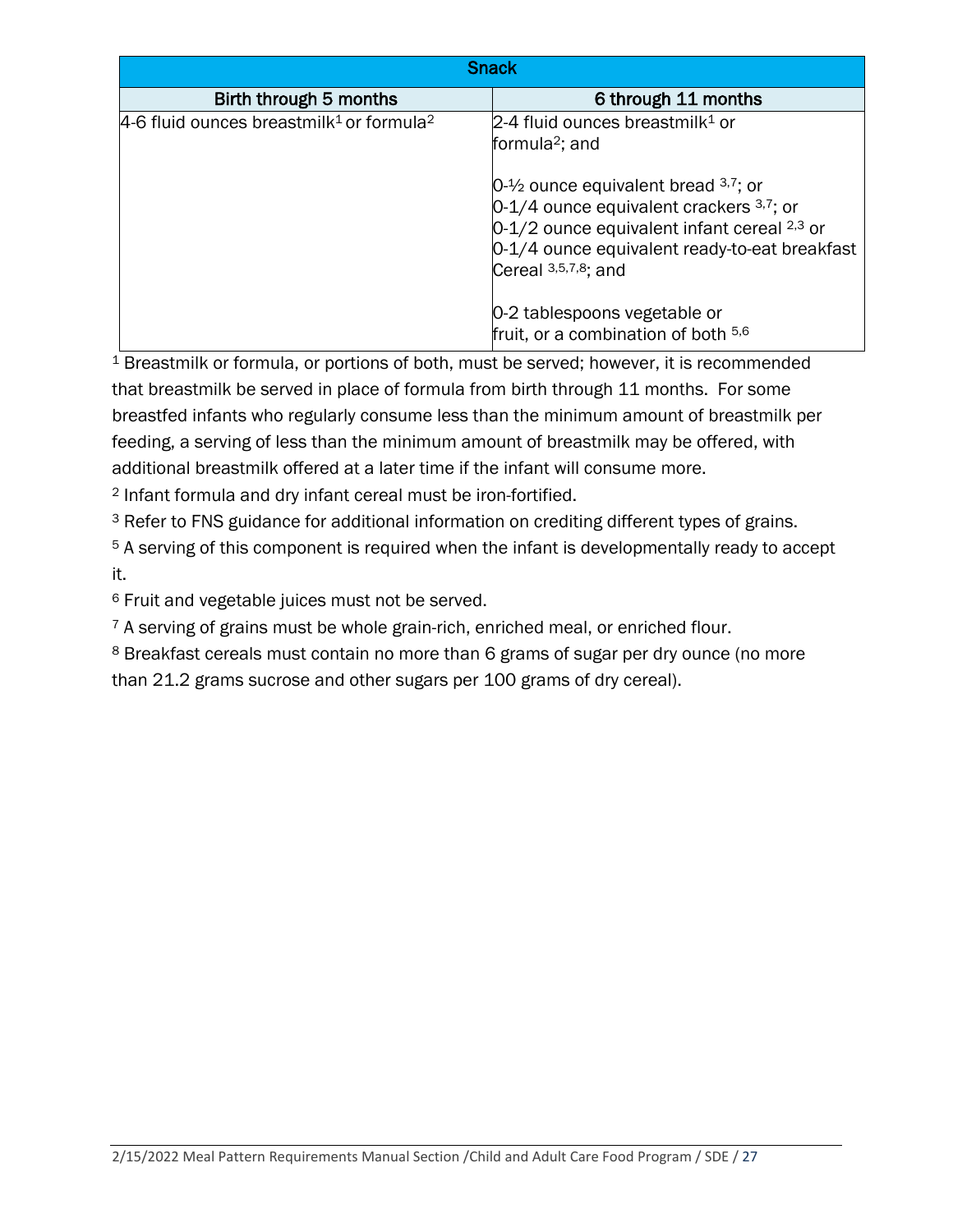| Snack | |
| --- | --- |
| **Birth through 5 months** | **6 through 11 months** |
| 4-6 fluid ounces breastmilk[1] or formula[2] | 2-4 fluid ounces breastmilk[1] or formula[2]; and<br><br>0-½ ounce equivalent bread [3,7]; or<br>0-1/4 ounce equivalent crackers [3,7]; or<br>0-1/2 ounce equivalent infant cereal [2,3] or<br>0-1/4 ounce equivalent ready-to-eat breakfast Cereal [3,5,7,8]; and<br><br>0-2 tablespoons vegetable or fruit, or a combination of both [5,6] |

[1] Breastmilk or formula, or portions of both, must be served; however, it is recommended that breastmilk be served in place of formula from birth through 11 months. For some breastfed infants who regularly consume less than the minimum amount of breastmilk per feeding, a serving of less than the minimum amount of breastmilk may be offered, with additional breastmilk offered at a later time if the infant will consume more.

[2] Infant formula and dry infant cereal must be iron-fortified.

[3] Refer to FNS guidance for additional information on crediting different types of grains.

[5] A serving of this component is required when the infant is developmentally ready to accept it.

[6] Fruit and vegetable juices must not be served.

[7] A serving of grains must be whole grain-rich, enriched meal, or enriched flour.

[8] Breakfast cereals must contain no more than 6 grams of sugar per dry ounce (no more than 21.2 grams sucrose and other sugars per 100 grams of dry cereal).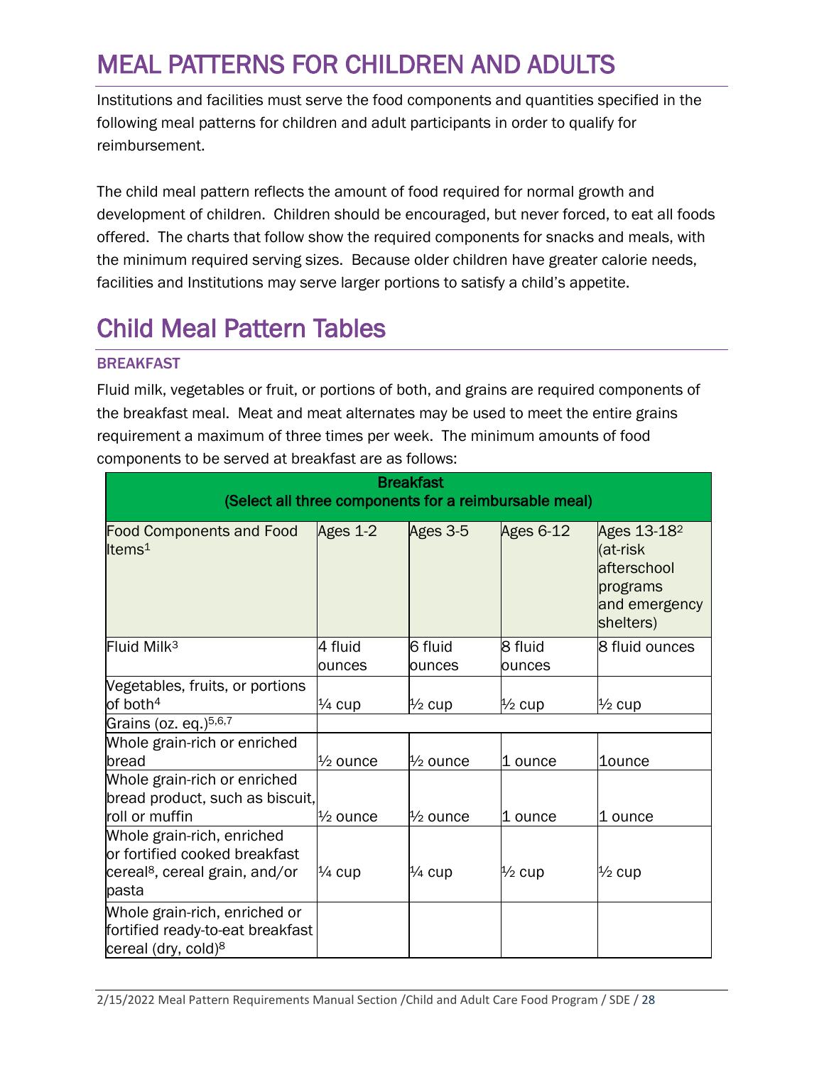# MEAL PATTERNS FOR CHILDREN AND ADULTS

Institutions and facilities must serve the food components and quantities specified in the following meal patterns for children and adult participants in order to qualify for reimbursement.

The child meal pattern reflects the amount of food required for normal growth and development of children. Children should be encouraged, but never forced, to eat all foods offered. The charts that follow show the required components for snacks and meals, with the minimum required serving sizes. Because older children have greater calorie needs, facilities and Institutions may serve larger portions to satisfy a child's appetite.

# Child Meal Pattern Tables

### BREAKFAST

Fluid milk, vegetables or fruit, or portions of both, and grains are required components of the breakfast meal. Meat and meat alternates may be used to meet the entire grains requirement a maximum of three times per week. The minimum amounts of food components to be served at breakfast are as follows:

| Breakfast (Select all three components for a reimbursable meal) | | | | |
|---|---|---|---|---|
| Food Components and Food Items[1] | Ages 1-2 | Ages 3-5 | Ages 6-12 | Ages 13-18[2] (at-risk afterschool programs and emergency shelters) |
| Fluid Milk[3] | 4 fluid ounces | 6 fluid ounces | 8 fluid ounces | 8 fluid ounces |
| Vegetables, fruits, or portions of both[4] | ¼ cup | ½ cup | ½ cup | ½ cup |
| Grains (oz. eq.)[5,6,7] | | | | |
| Whole grain-rich or enriched bread | ½ ounce | ½ ounce | 1 ounce | 1ounce |
| Whole grain-rich or enriched bread product, such as biscuit, roll or muffin | ½ ounce | ½ ounce | 1 ounce | 1 ounce |
| Whole grain-rich, enriched or fortified cooked breakfast cereal[8], cereal grain, and/or pasta | ¼ cup | ¼ cup | ½ cup | ½ cup |
| Whole grain-rich, enriched or fortified ready-to-eat breakfast cereal (dry, cold)[8] | | | | |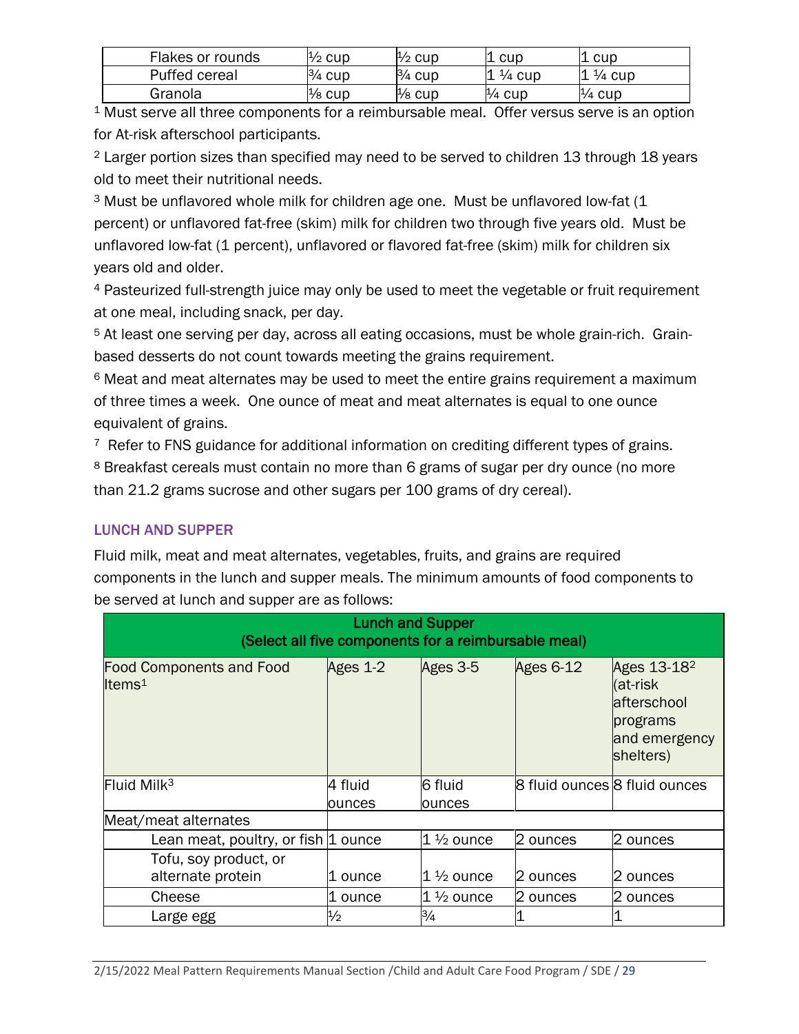| | | | | |
|---|---|---|---|---|
| Flakes or rounds | ½ cup | ½ cup | 1 cup | 1 cup |
| Puffed cereal | ¾ cup | ¾ cup | 1 ¼ cup | 1 ¼ cup |
| Granola | ⅛ cup | ⅛ cup | ¼ cup | ¼ cup |

[1] Must serve all three components for a reimbursable meal. Offer versus serve is an option for At-risk afterschool participants.

[2] Larger portion sizes than specified may need to be served to children 13 through 18 years old to meet their nutritional needs.

[3] Must be unflavored whole milk for children age one. Must be unflavored low-fat (1 percent) or unflavored fat-free (skim) milk for children two through five years old. Must be unflavored low-fat (1 percent), unflavored or flavored fat-free (skim) milk for children six years old and older.

[4] Pasteurized full-strength juice may only be used to meet the vegetable or fruit requirement at one meal, including snack, per day.

[5] At least one serving per day, across all eating occasions, must be whole grain-rich. Grain-based desserts do not count towards meeting the grains requirement.

[6] Meat and meat alternates may be used to meet the entire grains requirement a maximum of three times a week. One ounce of meat and meat alternates is equal to one ounce equivalent of grains.

[7] Refer to FNS guidance for additional information on crediting different types of grains.

[8] Breakfast cereals must contain no more than 6 grams of sugar per dry ounce (no more than 21.2 grams sucrose and other sugars per 100 grams of dry cereal).

## LUNCH AND SUPPER

Fluid milk, meat and meat alternates, vegetables, fruits, and grains are required components in the lunch and supper meals. The minimum amounts of food components to be served at lunch and supper are as follows:

| Lunch and Supper (Select all five components for a reimbursable meal) | | | | |
|---|---|---|---|---|
| Food Components and Food Items[1] | Ages 1-2 | Ages 3-5 | Ages 6-12 | Ages 13-18[2] (at-risk afterschool programs and emergency shelters) |
| Fluid Milk[3] | 4 fluid ounces | 6 fluid ounces | 8 fluid ounces | 8 fluid ounces |
| Meat/meat alternates | | | | |
| Lean meat, poultry, or fish | 1 ounce | 1 ½ ounce | 2 ounces | 2 ounces |
| Tofu, soy product, or alternate protein | 1 ounce | 1 ½ ounce | 2 ounces | 2 ounces |
| Cheese | 1 ounce | 1 ½ ounce | 2 ounces | 2 ounces |
| Large egg | ½ | ¾ | 1 | 1 |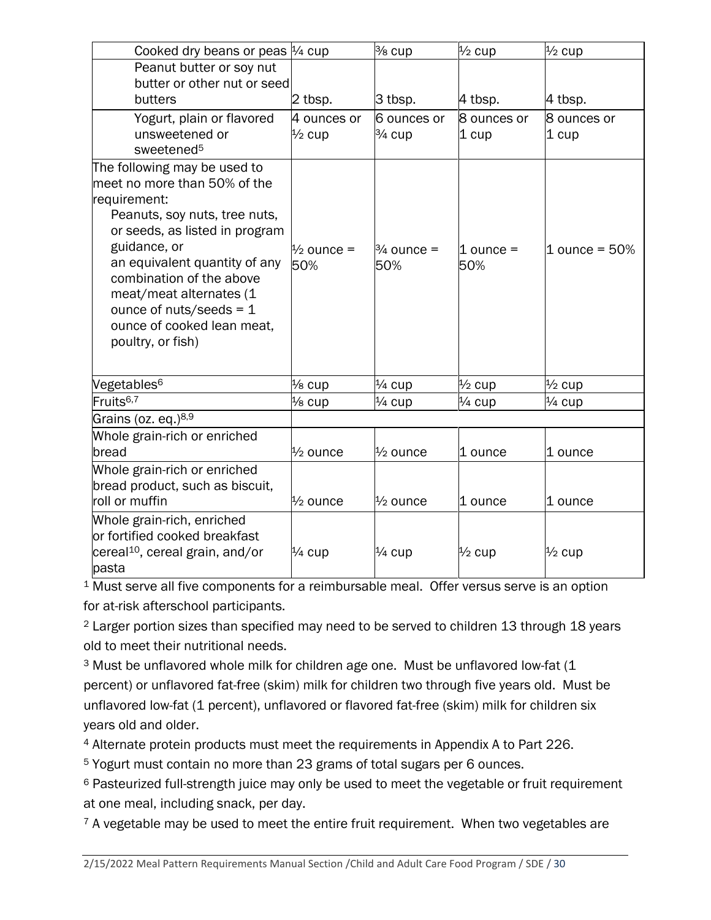| | | | | |
|---|---|---|---|---|
| Cooked dry beans or peas | ¼ cup | ⅜ cup | ½ cup | ½ cup |
| Peanut butter or soy nut butter or other nut or seed butters | 2 tbsp. | 3 tbsp. | 4 tbsp. | 4 tbsp. |
| Yogurt, plain or flavored unsweetened or sweetened[5] | 4 ounces or ½ cup | 6 ounces or ¾ cup | 8 ounces or 1 cup | 8 ounces or 1 cup |
| The following may be used to meet no more than 50% of the requirement: Peanuts, soy nuts, tree nuts, or seeds, as listed in program guidance, or an equivalent quantity of any combination of the above meat/meat alternates (1 ounce of nuts/seeds = 1 ounce of cooked lean meat, poultry, or fish) | ½ ounce = 50% | ¾ ounce = 50% | 1 ounce = 50% | 1 ounce = 50% |
| Vegetables[6] | ⅛ cup | ¼ cup | ½ cup | ½ cup |
| Fruits[6,7] | ⅛ cup | ¼ cup | ¼ cup | ¼ cup |
| Grains (oz. eq.)[8,9] | | | | |
| Whole grain-rich or enriched bread | ½ ounce | ½ ounce | 1 ounce | 1 ounce |
| Whole grain-rich or enriched bread product, such as biscuit, roll or muffin | ½ ounce | ½ ounce | 1 ounce | 1 ounce |
| Whole grain-rich, enriched or fortified cooked breakfast cereal[10], cereal grain, and/or pasta | ¼ cup | ¼ cup | ½ cup | ½ cup |

[1] Must serve all five components for a reimbursable meal. Offer versus serve is an option for at-risk afterschool participants.

[2] Larger portion sizes than specified may need to be served to children 13 through 18 years old to meet their nutritional needs.

[3] Must be unflavored whole milk for children age one. Must be unflavored low-fat (1 percent) or unflavored fat-free (skim) milk for children two through five years old. Must be unflavored low-fat (1 percent), unflavored or flavored fat-free (skim) milk for children six years old and older.

[4] Alternate protein products must meet the requirements in Appendix A to Part 226.

[5] Yogurt must contain no more than 23 grams of total sugars per 6 ounces.

[6] Pasteurized full-strength juice may only be used to meet the vegetable or fruit requirement at one meal, including snack, per day.

[7] A vegetable may be used to meet the entire fruit requirement. When two vegetables are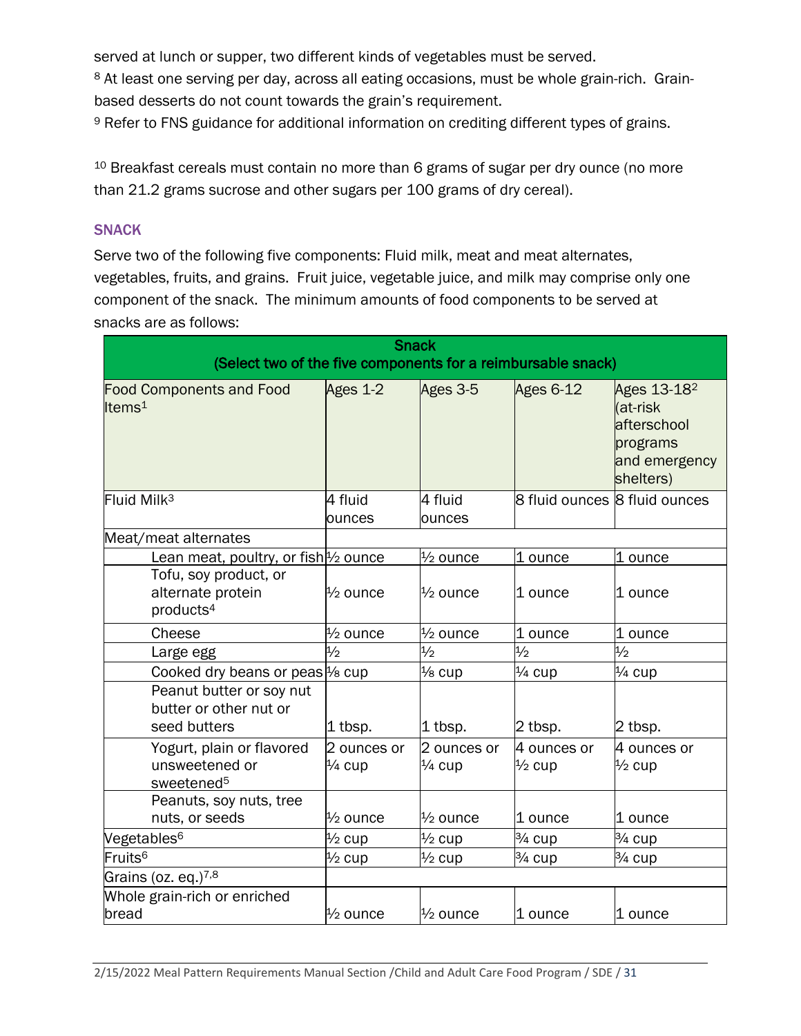served at lunch or supper, two different kinds of vegetables must be served.

[8] At least one serving per day, across all eating occasions, must be whole grain-rich. Grain-based desserts do not count towards the grain's requirement.

[9] Refer to FNS guidance for additional information on crediting different types of grains.

[10] Breakfast cereals must contain no more than 6 grams of sugar per dry ounce (no more than 21.2 grams sucrose and other sugars per 100 grams of dry cereal).

### SNACK

Serve two of the following five components: Fluid milk, meat and meat alternates, vegetables, fruits, and grains. Fruit juice, vegetable juice, and milk may comprise only one component of the snack. The minimum amounts of food components to be served at snacks are as follows:

| Snack (Select two of the five components for a reimbursable snack) | | | | |
|---|---|---|---|---|
| Food Components and Food Items[1] | Ages 1-2 | Ages 3-5 | Ages 6-12 | Ages 13-18[2] (at-risk afterschool programs and emergency shelters) |
| Fluid Milk[3] | 4 fluid ounces | 4 fluid ounces | 8 fluid ounces | 8 fluid ounces |
| Meat/meat alternates | | | | |
| Lean meat, poultry, or fish | ½ ounce | ½ ounce | 1 ounce | 1 ounce |
| Tofu, soy product, or alternate protein products[4] | ½ ounce | ½ ounce | 1 ounce | 1 ounce |
| Cheese | ½ ounce | ½ ounce | 1 ounce | 1 ounce |
| Large egg | ½ | ½ | ½ | ½ |
| Cooked dry beans or peas | ⅛ cup | ⅛ cup | ¼ cup | ¼ cup |
| Peanut butter or soy nut butter or other nut or seed butters | 1 tbsp. | 1 tbsp. | 2 tbsp. | 2 tbsp. |
| Yogurt, plain or flavored unsweetened or sweetened[5] | 2 ounces or ¼ cup | 2 ounces or ¼ cup | 4 ounces or ½ cup | 4 ounces or ½ cup |
| Peanuts, soy nuts, tree nuts, or seeds | ½ ounce | ½ ounce | 1 ounce | 1 ounce |
| Vegetables[6] | ½ cup | ½ cup | ¾ cup | ¾ cup |
| Fruits[6] | ½ cup | ½ cup | ¾ cup | ¾ cup |
| Grains (oz. eq.)[7,8] | | | | |
| Whole grain-rich or enriched bread | ½ ounce | ½ ounce | 1 ounce | 1 ounce |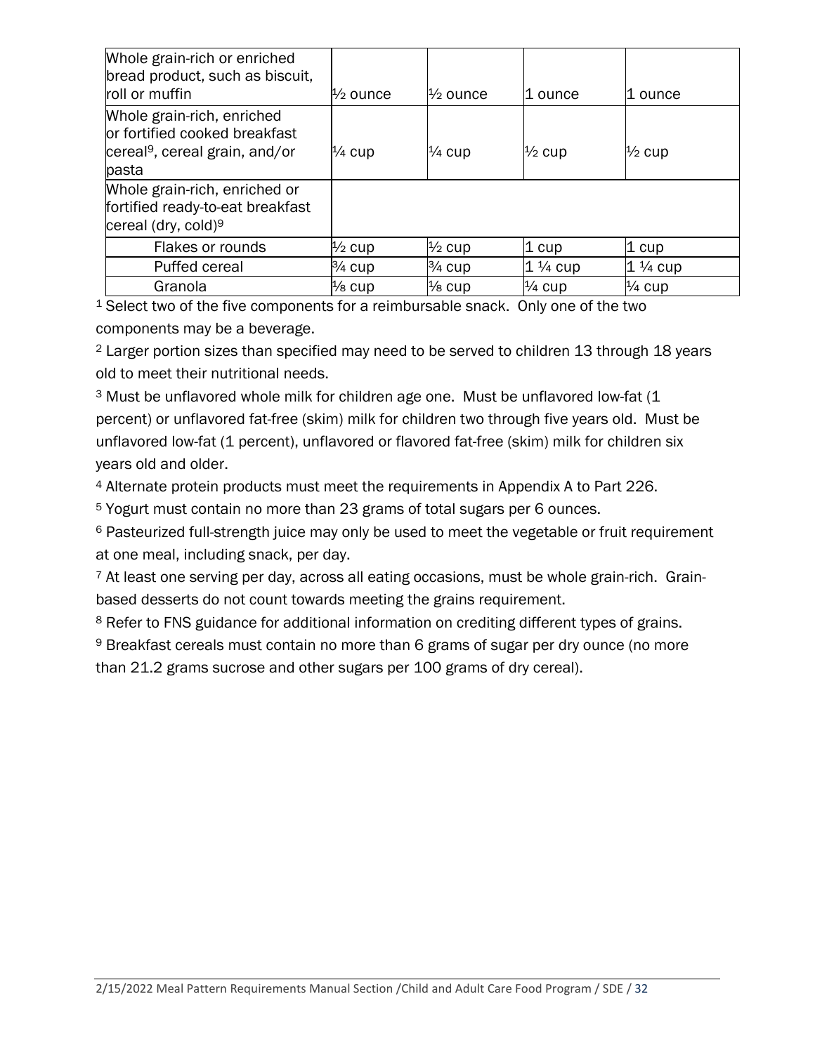| | | | | |
|---|---|---|---|---|
| Whole grain-rich or enriched bread product, such as biscuit, roll or muffin | ½ ounce | ½ ounce | 1 ounce | 1 ounce |
| Whole grain-rich, enriched or fortified cooked breakfast cereal[9], cereal grain, and/or pasta | ¼ cup | ¼ cup | ½ cup | ½ cup |
| Whole grain-rich, enriched or fortified ready-to-eat breakfast cereal (dry, cold)[9] | | | | |
| Flakes or rounds | ½ cup | ½ cup | 1 cup | 1 cup |
| Puffed cereal | ¾ cup | ¾ cup | 1 ¼ cup | 1 ¼ cup |
| Granola | ⅛ cup | ⅛ cup | ¼ cup | ¼ cup |

[1] Select two of the five components for a reimbursable snack. Only one of the two components may be a beverage.

[2] Larger portion sizes than specified may need to be served to children 13 through 18 years old to meet their nutritional needs.

[3] Must be unflavored whole milk for children age one. Must be unflavored low-fat (1 percent) or unflavored fat-free (skim) milk for children two through five years old. Must be unflavored low-fat (1 percent), unflavored or flavored fat-free (skim) milk for children six years old and older.

[4] Alternate protein products must meet the requirements in Appendix A to Part 226.

[5] Yogurt must contain no more than 23 grams of total sugars per 6 ounces.

[6] Pasteurized full-strength juice may only be used to meet the vegetable or fruit requirement at one meal, including snack, per day.

[7] At least one serving per day, across all eating occasions, must be whole grain-rich. Grain-based desserts do not count towards meeting the grains requirement.

[8] Refer to FNS guidance for additional information on crediting different types of grains.

[9] Breakfast cereals must contain no more than 6 grams of sugar per dry ounce (no more than 21.2 grams sucrose and other sugars per 100 grams of dry cereal).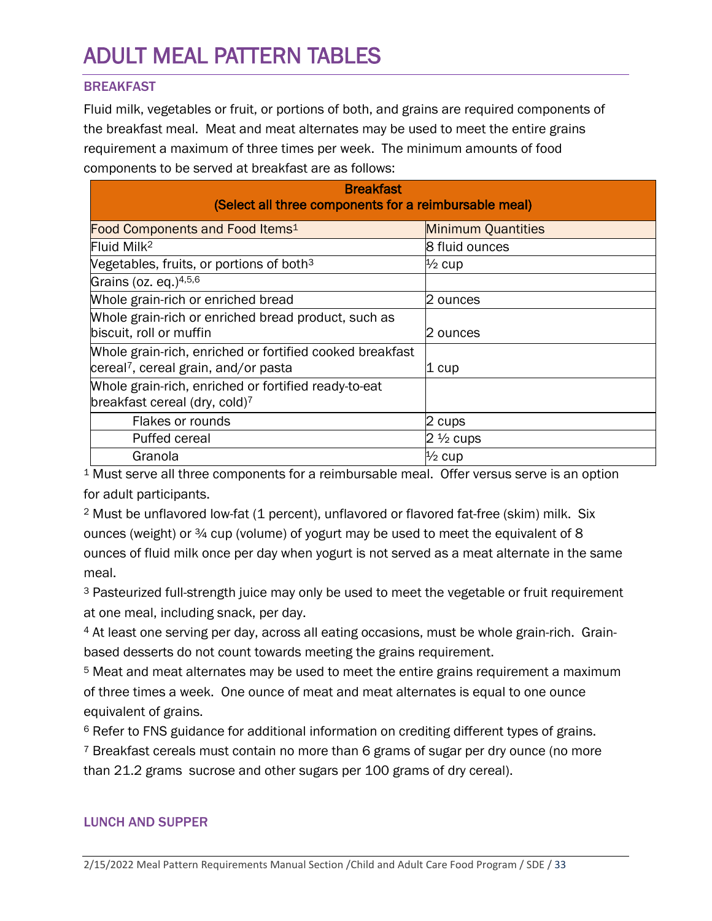# ADULT MEAL PATTERN TABLES

## BREAKFAST

Fluid milk, vegetables or fruit, or portions of both, and grains are required components of the breakfast meal. Meat and meat alternates may be used to meet the entire grains requirement a maximum of three times per week. The minimum amounts of food components to be served at breakfast are as follows:

| Breakfast (Select all three components for a reimbursable meal) | |
|---|---|
| Food Components and Food Items[1] | Minimum Quantities |
| Fluid Milk[2] | 8 fluid ounces |
| Vegetables, fruits, or portions of both[3] | ½ cup |
| Grains (oz. eq.)[4,5,6] | |
| Whole grain-rich or enriched bread | 2 ounces |
| Whole grain-rich or enriched bread product, such as biscuit, roll or muffin | 2 ounces |
| Whole grain-rich, enriched or fortified cooked breakfast cereal[7], cereal grain, and/or pasta | 1 cup |
| Whole grain-rich, enriched or fortified ready-to-eat breakfast cereal (dry, cold)[7] | |
| Flakes or rounds | 2 cups |
| Puffed cereal | 2 ½ cups |
| Granola | ½ cup |

[1] Must serve all three components for a reimbursable meal. Offer versus serve is an option for adult participants.

[2] Must be unflavored low-fat (1 percent), unflavored or flavored fat-free (skim) milk. Six ounces (weight) or ¾ cup (volume) of yogurt may be used to meet the equivalent of 8 ounces of fluid milk once per day when yogurt is not served as a meat alternate in the same meal.

[3] Pasteurized full-strength juice may only be used to meet the vegetable or fruit requirement at one meal, including snack, per day.

[4] At least one serving per day, across all eating occasions, must be whole grain-rich. Grain-based desserts do not count towards meeting the grains requirement.

[5] Meat and meat alternates may be used to meet the entire grains requirement a maximum of three times a week. One ounce of meat and meat alternates is equal to one ounce equivalent of grains.

[6] Refer to FNS guidance for additional information on crediting different types of grains.

[7] Breakfast cereals must contain no more than 6 grams of sugar per dry ounce (no more than 21.2 grams sucrose and other sugars per 100 grams of dry cereal).

## LUNCH AND SUPPER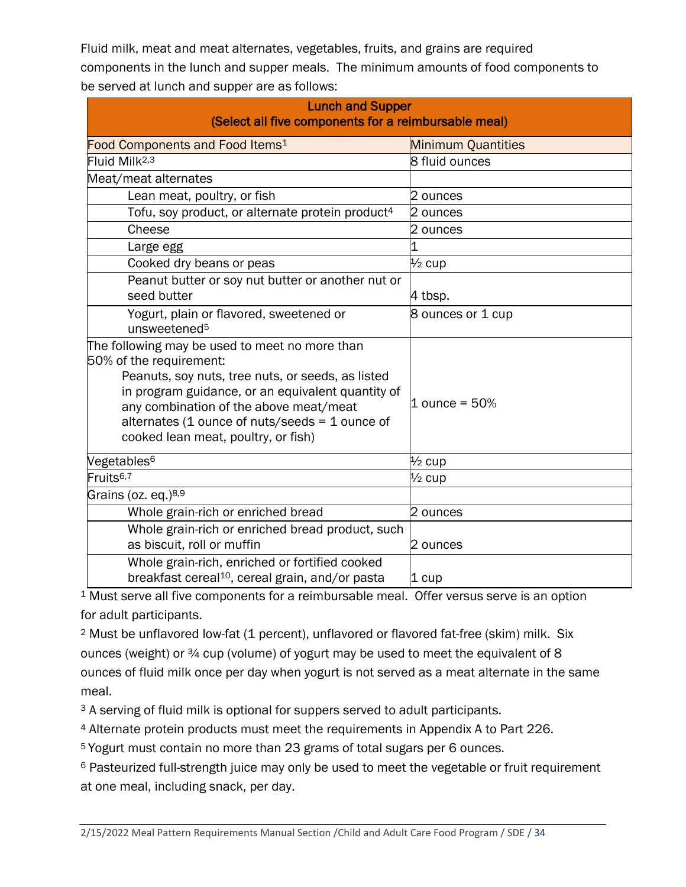Fluid milk, meat and meat alternates, vegetables, fruits, and grains are required components in the lunch and supper meals. The minimum amounts of food components to be served at lunch and supper are as follows:

| Lunch and Supper<br>(Select all five components for a reimbursable meal) | |
|---|---|
| Food Components and Food Items[1] | Minimum Quantities |
| Fluid Milk[2,3] | 8 fluid ounces |
| Meat/meat alternates | |
| Lean meat, poultry, or fish | 2 ounces |
| Tofu, soy product, or alternate protein product[4] | 2 ounces |
| Cheese | 2 ounces |
| Large egg | 1 |
| Cooked dry beans or peas | ½ cup |
| Peanut butter or soy nut butter or another nut or seed butter | 4 tbsp. |
| Yogurt, plain or flavored, sweetened or unsweetened[5] | 8 ounces or 1 cup |
| The following may be used to meet no more than 50% of the requirement:<br>Peanuts, soy nuts, tree nuts, or seeds, as listed in program guidance, or an equivalent quantity of any combination of the above meat/meat alternates (1 ounce of nuts/seeds = 1 ounce of cooked lean meat, poultry, or fish) | 1 ounce = 50% |
| Vegetables[6] | ½ cup |
| Fruits[6,7] | ½ cup |
| Grains (oz. eq.)[8,9] | |
| Whole grain-rich or enriched bread | 2 ounces |
| Whole grain-rich or enriched bread product, such as biscuit, roll or muffin | 2 ounces |
| Whole grain-rich, enriched or fortified cooked breakfast cereal[10], cereal grain, and/or pasta | 1 cup |

[1] Must serve all five components for a reimbursable meal. Offer versus serve is an option for adult participants.

[2] Must be unflavored low-fat (1 percent), unflavored or flavored fat-free (skim) milk. Six ounces (weight) or ¾ cup (volume) of yogurt may be used to meet the equivalent of 8 ounces of fluid milk once per day when yogurt is not served as a meat alternate in the same meal.

[3] A serving of fluid milk is optional for suppers served to adult participants.

[4] Alternate protein products must meet the requirements in Appendix A to Part 226.

[5] Yogurt must contain no more than 23 grams of total sugars per 6 ounces.

[6] Pasteurized full-strength juice may only be used to meet the vegetable or fruit requirement at one meal, including snack, per day.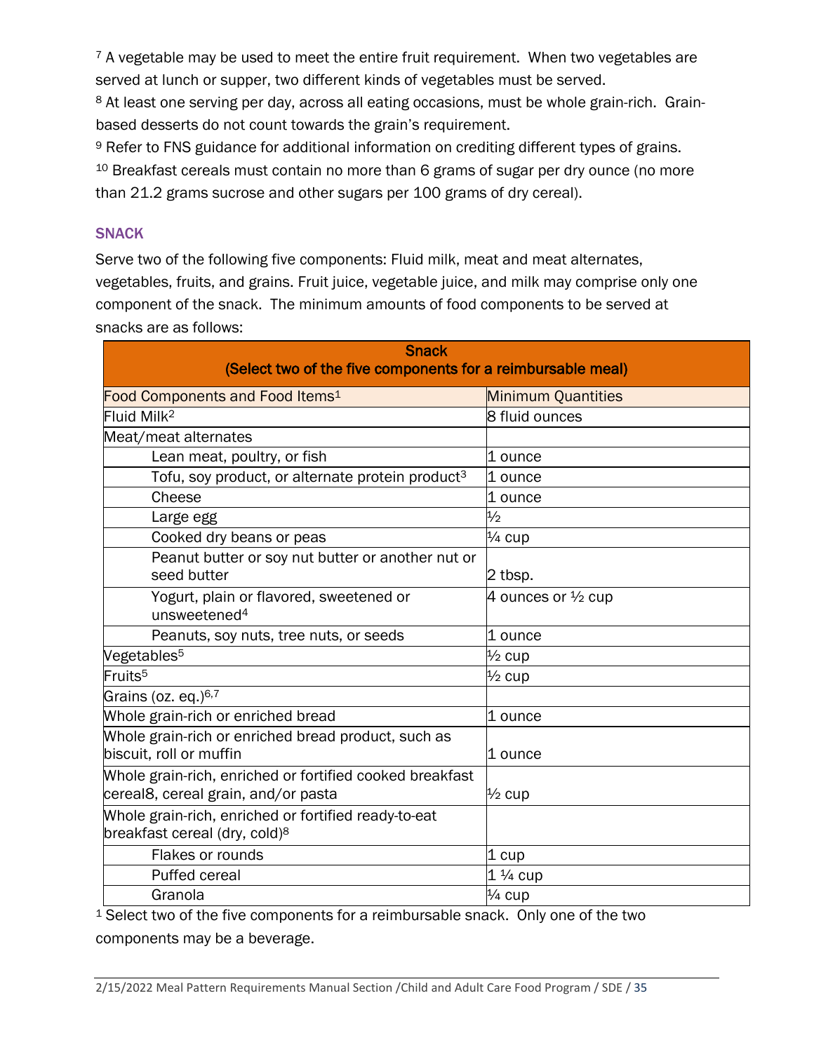[7] A vegetable may be used to meet the entire fruit requirement. When two vegetables are served at lunch or supper, two different kinds of vegetables must be served.

[8] At least one serving per day, across all eating occasions, must be whole grain-rich. Grain-based desserts do not count towards the grain's requirement.

[9] Refer to FNS guidance for additional information on crediting different types of grains.

[10] Breakfast cereals must contain no more than 6 grams of sugar per dry ounce (no more than 21.2 grams sucrose and other sugars per 100 grams of dry cereal).

### SNACK

Serve two of the following five components: Fluid milk, meat and meat alternates, vegetables, fruits, and grains. Fruit juice, vegetable juice, and milk may comprise only one component of the snack. The minimum amounts of food components to be served at snacks are as follows:

| Snack (Select two of the five components for a reimbursable meal) | |
|---|---|
| Food Components and Food Items[1] | Minimum Quantities |
| Fluid Milk[2] | 8 fluid ounces |
| Meat/meat alternates | |
| Lean meat, poultry, or fish | 1 ounce |
| Tofu, soy product, or alternate protein product[3] | 1 ounce |
| Cheese | 1 ounce |
| Large egg | ½ |
| Cooked dry beans or peas | ¼ cup |
| Peanut butter or soy nut butter or another nut or seed butter | 2 tbsp. |
| Yogurt, plain or flavored, sweetened or unsweetened[4] | 4 ounces or ½ cup |
| Peanuts, soy nuts, tree nuts, or seeds | 1 ounce |
| Vegetables[5] | ½ cup |
| Fruits[5] | ½ cup |
| Grains (oz. eq.)[6,7] | |
| Whole grain-rich or enriched bread | 1 ounce |
| Whole grain-rich or enriched bread product, such as biscuit, roll or muffin | 1 ounce |
| Whole grain-rich, enriched or fortified cooked breakfast cereal8, cereal grain, and/or pasta | ½ cup |
| Whole grain-rich, enriched or fortified ready-to-eat breakfast cereal (dry, cold)[8] | |
| Flakes or rounds | 1 cup |
| Puffed cereal | 1 ¼ cup |
| Granola | ¼ cup |

[1] Select two of the five components for a reimbursable snack. Only one of the two components may be a beverage.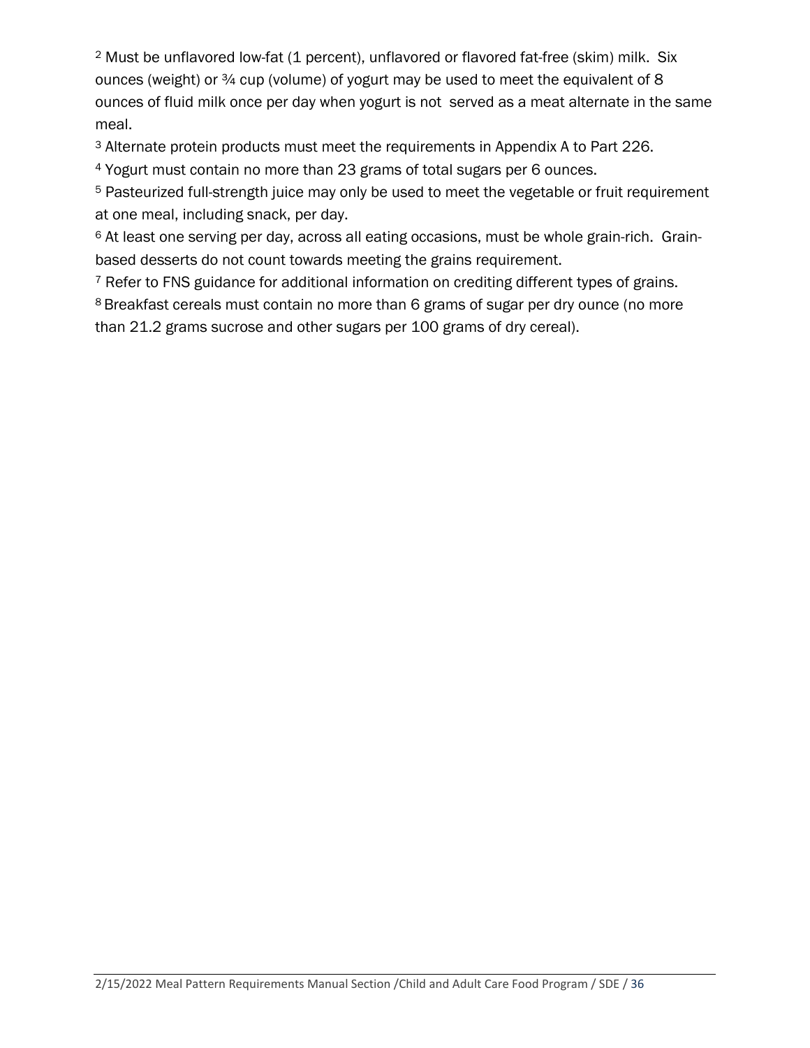[2] Must be unflavored low-fat (1 percent), unflavored or flavored fat-free (skim) milk. Six ounces (weight) or ¾ cup (volume) of yogurt may be used to meet the equivalent of 8 ounces of fluid milk once per day when yogurt is not served as a meat alternate in the same meal.

[3] Alternate protein products must meet the requirements in Appendix A to Part 226.

[4] Yogurt must contain no more than 23 grams of total sugars per 6 ounces.

[5] Pasteurized full-strength juice may only be used to meet the vegetable or fruit requirement at one meal, including snack, per day.

[6] At least one serving per day, across all eating occasions, must be whole grain-rich. Grain-based desserts do not count towards meeting the grains requirement.

[7] Refer to FNS guidance for additional information on crediting different types of grains.

[8] Breakfast cereals must contain no more than 6 grams of sugar per dry ounce (no more than 21.2 grams sucrose and other sugars per 100 grams of dry cereal).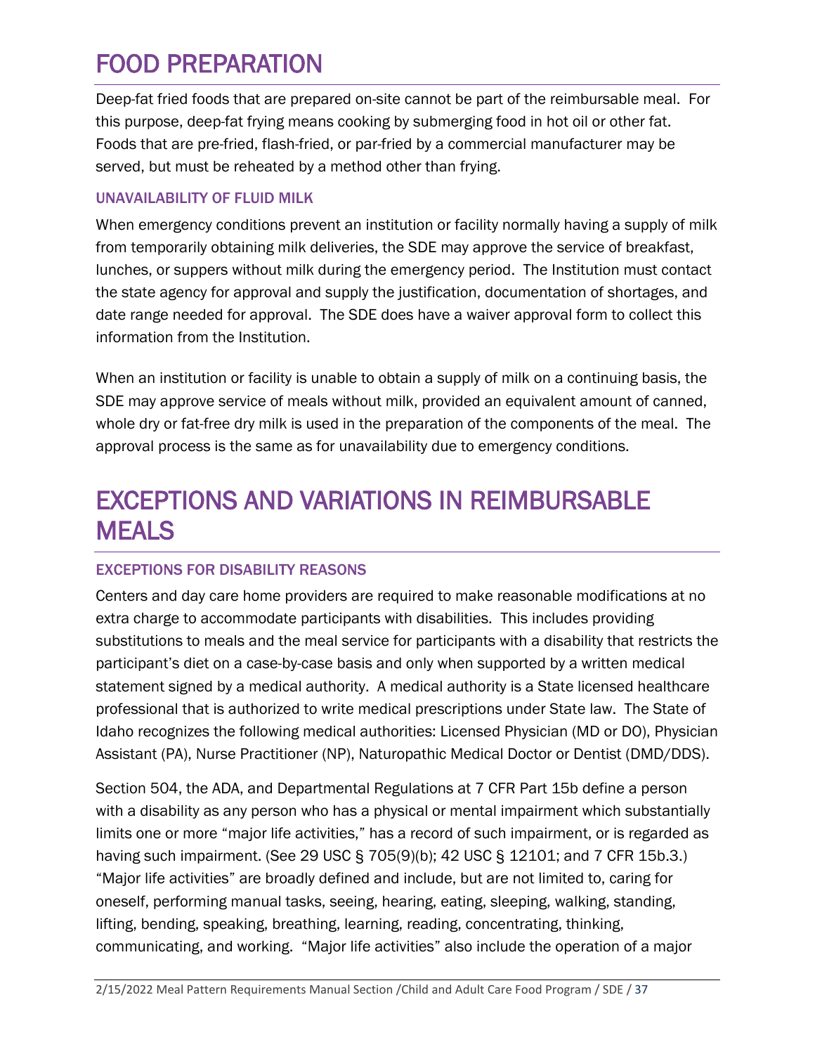# FOOD PREPARATION

Deep-fat fried foods that are prepared on-site cannot be part of the reimbursable meal. For this purpose, deep-fat frying means cooking by submerging food in hot oil or other fat. Foods that are pre-fried, flash-fried, or par-fried by a commercial manufacturer may be served, but must be reheated by a method other than frying.

### UNAVAILABILITY OF FLUID MILK

When emergency conditions prevent an institution or facility normally having a supply of milk from temporarily obtaining milk deliveries, the SDE may approve the service of breakfast, lunches, or suppers without milk during the emergency period. The Institution must contact the state agency for approval and supply the justification, documentation of shortages, and date range needed for approval. The SDE does have a waiver approval form to collect this information from the Institution.

When an institution or facility is unable to obtain a supply of milk on a continuing basis, the SDE may approve service of meals without milk, provided an equivalent amount of canned, whole dry or fat-free dry milk is used in the preparation of the components of the meal. The approval process is the same as for unavailability due to emergency conditions.

# EXCEPTIONS AND VARIATIONS IN REIMBURSABLE MEALS

### EXCEPTIONS FOR DISABILITY REASONS

Centers and day care home providers are required to make reasonable modifications at no extra charge to accommodate participants with disabilities. This includes providing substitutions to meals and the meal service for participants with a disability that restricts the participant's diet on a case-by-case basis and only when supported by a written medical statement signed by a medical authority. A medical authority is a State licensed healthcare professional that is authorized to write medical prescriptions under State law. The State of Idaho recognizes the following medical authorities: Licensed Physician (MD or DO), Physician Assistant (PA), Nurse Practitioner (NP), Naturopathic Medical Doctor or Dentist (DMD/DDS).

Section 504, the ADA, and Departmental Regulations at 7 CFR Part 15b define a person with a disability as any person who has a physical or mental impairment which substantially limits one or more "major life activities," has a record of such impairment, or is regarded as having such impairment. (See 29 USC § 705(9)(b); 42 USC § 12101; and 7 CFR 15b.3.) "Major life activities" are broadly defined and include, but are not limited to, caring for oneself, performing manual tasks, seeing, hearing, eating, sleeping, walking, standing, lifting, bending, speaking, breathing, learning, reading, concentrating, thinking, communicating, and working. "Major life activities" also include the operation of a major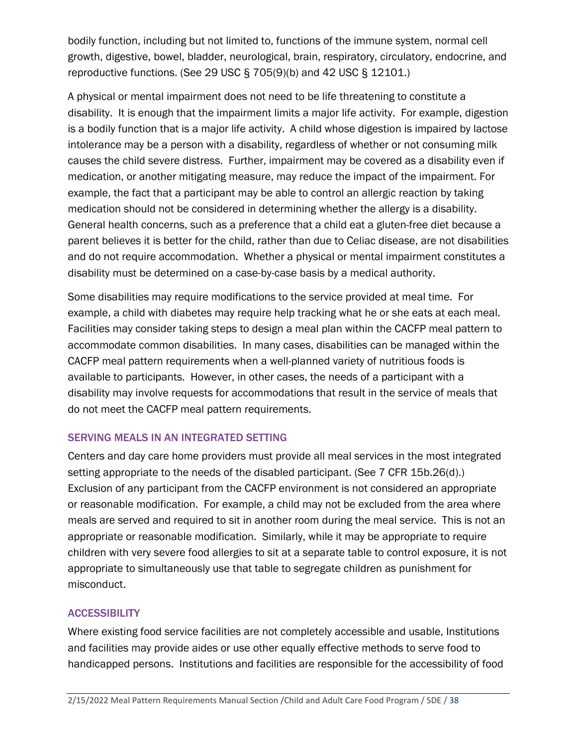bodily function, including but not limited to, functions of the immune system, normal cell growth, digestive, bowel, bladder, neurological, brain, respiratory, circulatory, endocrine, and reproductive functions. (See 29 USC § 705(9)(b) and 42 USC § 12101.)

A physical or mental impairment does not need to be life threatening to constitute a disability. It is enough that the impairment limits a major life activity. For example, digestion is a bodily function that is a major life activity. A child whose digestion is impaired by lactose intolerance may be a person with a disability, regardless of whether or not consuming milk causes the child severe distress. Further, impairment may be covered as a disability even if medication, or another mitigating measure, may reduce the impact of the impairment. For example, the fact that a participant may be able to control an allergic reaction by taking medication should not be considered in determining whether the allergy is a disability. General health concerns, such as a preference that a child eat a gluten-free diet because a parent believes it is better for the child, rather than due to Celiac disease, are not disabilities and do not require accommodation. Whether a physical or mental impairment constitutes a disability must be determined on a case-by-case basis by a medical authority.

Some disabilities may require modifications to the service provided at meal time. For example, a child with diabetes may require help tracking what he or she eats at each meal. Facilities may consider taking steps to design a meal plan within the CACFP meal pattern to accommodate common disabilities. In many cases, disabilities can be managed within the CACFP meal pattern requirements when a well-planned variety of nutritious foods is available to participants. However, in other cases, the needs of a participant with a disability may involve requests for accommodations that result in the service of meals that do not meet the CACFP meal pattern requirements.

### SERVING MEALS IN AN INTEGRATED SETTING

Centers and day care home providers must provide all meal services in the most integrated setting appropriate to the needs of the disabled participant. (See 7 CFR 15b.26(d).) Exclusion of any participant from the CACFP environment is not considered an appropriate or reasonable modification. For example, a child may not be excluded from the area where meals are served and required to sit in another room during the meal service. This is not an appropriate or reasonable modification. Similarly, while it may be appropriate to require children with very severe food allergies to sit at a separate table to control exposure, it is not appropriate to simultaneously use that table to segregate children as punishment for misconduct.

### ACCESSIBILITY

Where existing food service facilities are not completely accessible and usable, Institutions and facilities may provide aides or use other equally effective methods to serve food to handicapped persons. Institutions and facilities are responsible for the accessibility of food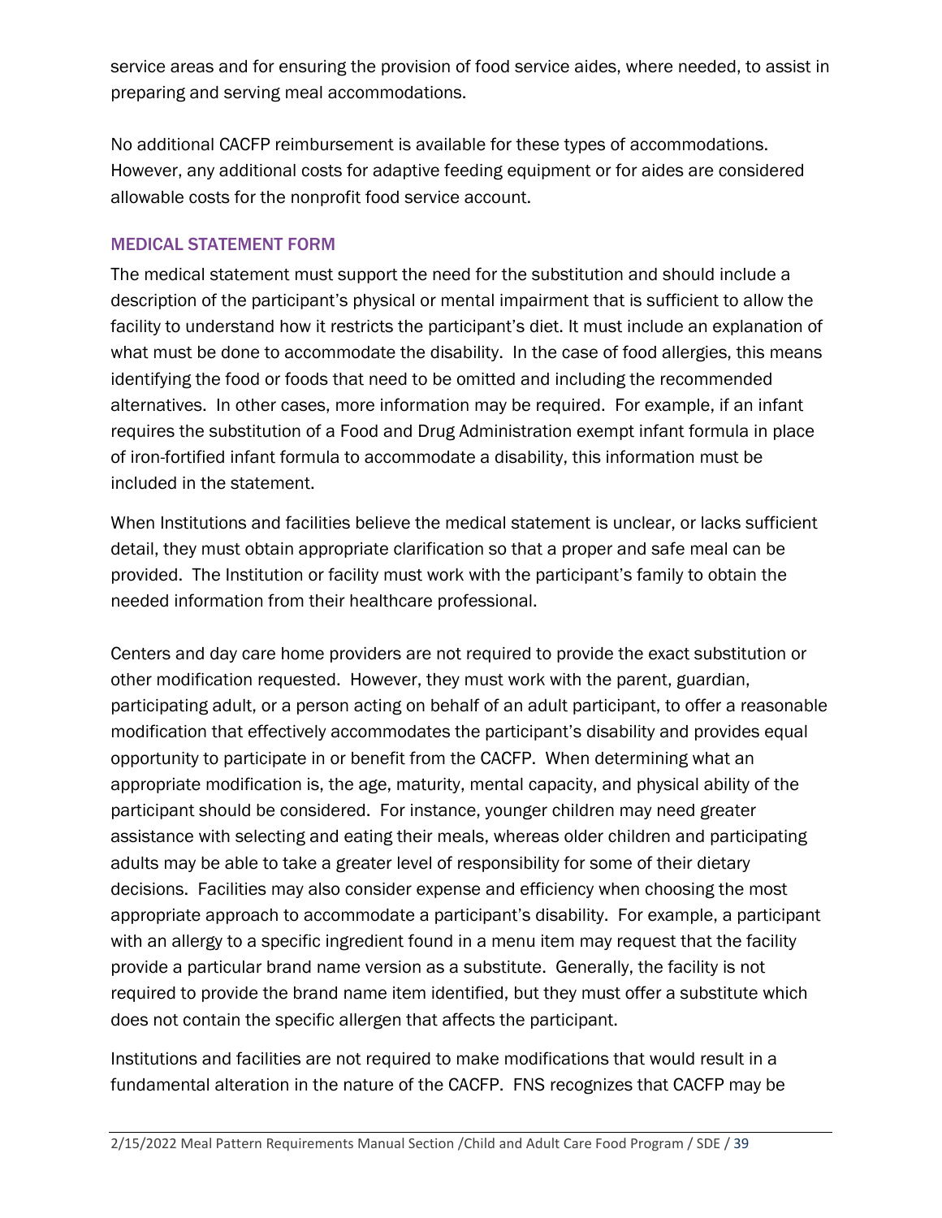service areas and for ensuring the provision of food service aides, where needed, to assist in preparing and serving meal accommodations.

No additional CACFP reimbursement is available for these types of accommodations. However, any additional costs for adaptive feeding equipment or for aides are considered allowable costs for the nonprofit food service account.

### MEDICAL STATEMENT FORM

The medical statement must support the need for the substitution and should include a description of the participant's physical or mental impairment that is sufficient to allow the facility to understand how it restricts the participant's diet. It must include an explanation of what must be done to accommodate the disability. In the case of food allergies, this means identifying the food or foods that need to be omitted and including the recommended alternatives. In other cases, more information may be required. For example, if an infant requires the substitution of a Food and Drug Administration exempt infant formula in place of iron-fortified infant formula to accommodate a disability, this information must be included in the statement.

When Institutions and facilities believe the medical statement is unclear, or lacks sufficient detail, they must obtain appropriate clarification so that a proper and safe meal can be provided. The Institution or facility must work with the participant's family to obtain the needed information from their healthcare professional.

Centers and day care home providers are not required to provide the exact substitution or other modification requested. However, they must work with the parent, guardian, participating adult, or a person acting on behalf of an adult participant, to offer a reasonable modification that effectively accommodates the participant's disability and provides equal opportunity to participate in or benefit from the CACFP. When determining what an appropriate modification is, the age, maturity, mental capacity, and physical ability of the participant should be considered. For instance, younger children may need greater assistance with selecting and eating their meals, whereas older children and participating adults may be able to take a greater level of responsibility for some of their dietary decisions. Facilities may also consider expense and efficiency when choosing the most appropriate approach to accommodate a participant's disability. For example, a participant with an allergy to a specific ingredient found in a menu item may request that the facility provide a particular brand name version as a substitute. Generally, the facility is not required to provide the brand name item identified, but they must offer a substitute which does not contain the specific allergen that affects the participant.

Institutions and facilities are not required to make modifications that would result in a fundamental alteration in the nature of the CACFP. FNS recognizes that CACFP may be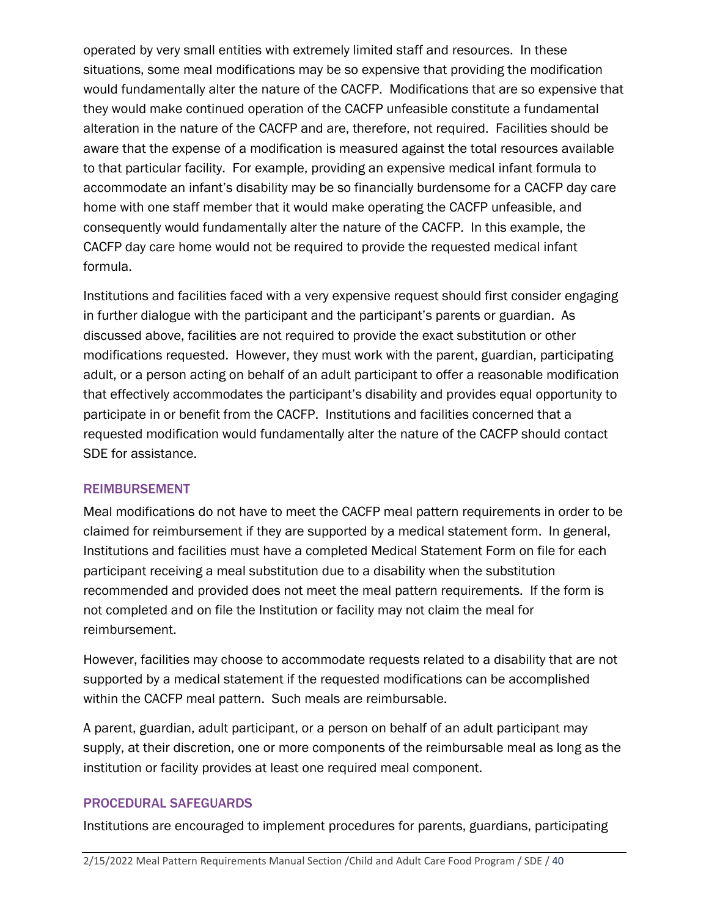operated by very small entities with extremely limited staff and resources. In these situations, some meal modifications may be so expensive that providing the modification would fundamentally alter the nature of the CACFP. Modifications that are so expensive that they would make continued operation of the CACFP unfeasible constitute a fundamental alteration in the nature of the CACFP and are, therefore, not required. Facilities should be aware that the expense of a modification is measured against the total resources available to that particular facility. For example, providing an expensive medical infant formula to accommodate an infant's disability may be so financially burdensome for a CACFP day care home with one staff member that it would make operating the CACFP unfeasible, and consequently would fundamentally alter the nature of the CACFP. In this example, the CACFP day care home would not be required to provide the requested medical infant formula.

Institutions and facilities faced with a very expensive request should first consider engaging in further dialogue with the participant and the participant's parents or guardian. As discussed above, facilities are not required to provide the exact substitution or other modifications requested. However, they must work with the parent, guardian, participating adult, or a person acting on behalf of an adult participant to offer a reasonable modification that effectively accommodates the participant's disability and provides equal opportunity to participate in or benefit from the CACFP. Institutions and facilities concerned that a requested modification would fundamentally alter the nature of the CACFP should contact SDE for assistance.

## REIMBURSEMENT

Meal modifications do not have to meet the CACFP meal pattern requirements in order to be claimed for reimbursement if they are supported by a medical statement form. In general, Institutions and facilities must have a completed Medical Statement Form on file for each participant receiving a meal substitution due to a disability when the substitution recommended and provided does not meet the meal pattern requirements. If the form is not completed and on file the Institution or facility may not claim the meal for reimbursement.

However, facilities may choose to accommodate requests related to a disability that are not supported by a medical statement if the requested modifications can be accomplished within the CACFP meal pattern. Such meals are reimbursable.

A parent, guardian, adult participant, or a person on behalf of an adult participant may supply, at their discretion, one or more components of the reimbursable meal as long as the institution or facility provides at least one required meal component.

## PROCEDURAL SAFEGUARDS

Institutions are encouraged to implement procedures for parents, guardians, participating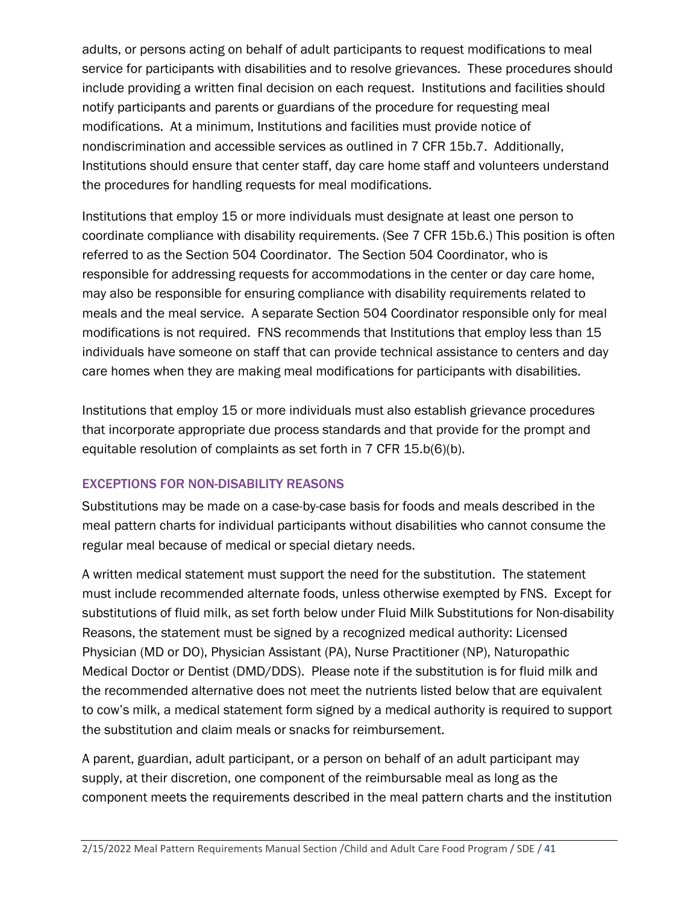adults, or persons acting on behalf of adult participants to request modifications to meal service for participants with disabilities and to resolve grievances. These procedures should include providing a written final decision on each request. Institutions and facilities should notify participants and parents or guardians of the procedure for requesting meal modifications. At a minimum, Institutions and facilities must provide notice of nondiscrimination and accessible services as outlined in 7 CFR 15b.7. Additionally, Institutions should ensure that center staff, day care home staff and volunteers understand the procedures for handling requests for meal modifications.

Institutions that employ 15 or more individuals must designate at least one person to coordinate compliance with disability requirements. (See 7 CFR 15b.6.) This position is often referred to as the Section 504 Coordinator. The Section 504 Coordinator, who is responsible for addressing requests for accommodations in the center or day care home, may also be responsible for ensuring compliance with disability requirements related to meals and the meal service. A separate Section 504 Coordinator responsible only for meal modifications is not required. FNS recommends that Institutions that employ less than 15 individuals have someone on staff that can provide technical assistance to centers and day care homes when they are making meal modifications for participants with disabilities.

Institutions that employ 15 or more individuals must also establish grievance procedures that incorporate appropriate due process standards and that provide for the prompt and equitable resolution of complaints as set forth in 7 CFR 15.b(6)(b).

### EXCEPTIONS FOR NON-DISABILITY REASONS

Substitutions may be made on a case-by-case basis for foods and meals described in the meal pattern charts for individual participants without disabilities who cannot consume the regular meal because of medical or special dietary needs.

A written medical statement must support the need for the substitution. The statement must include recommended alternate foods, unless otherwise exempted by FNS. Except for substitutions of fluid milk, as set forth below under Fluid Milk Substitutions for Non-disability Reasons, the statement must be signed by a recognized medical authority: Licensed Physician (MD or DO), Physician Assistant (PA), Nurse Practitioner (NP), Naturopathic Medical Doctor or Dentist (DMD/DDS). Please note if the substitution is for fluid milk and the recommended alternative does not meet the nutrients listed below that are equivalent to cow's milk, a medical statement form signed by a medical authority is required to support the substitution and claim meals or snacks for reimbursement.

A parent, guardian, adult participant, or a person on behalf of an adult participant may supply, at their discretion, one component of the reimbursable meal as long as the component meets the requirements described in the meal pattern charts and the institution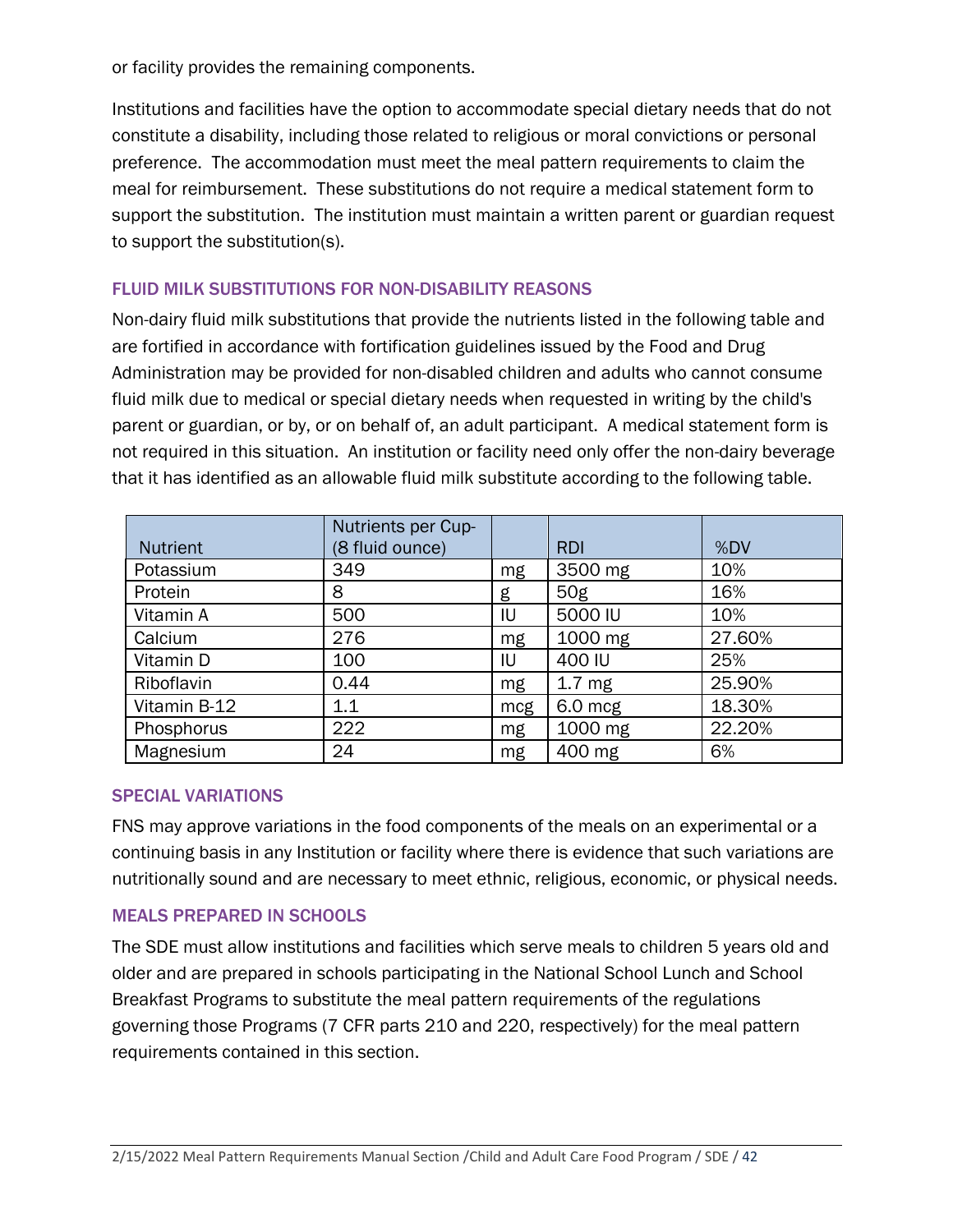or facility provides the remaining components.

Institutions and facilities have the option to accommodate special dietary needs that do not constitute a disability, including those related to religious or moral convictions or personal preference. The accommodation must meet the meal pattern requirements to claim the meal for reimbursement. These substitutions do not require a medical statement form to support the substitution. The institution must maintain a written parent or guardian request to support the substitution(s).

### FLUID MILK SUBSTITUTIONS FOR NON-DISABILITY REASONS

Non-dairy fluid milk substitutions that provide the nutrients listed in the following table and are fortified in accordance with fortification guidelines issued by the Food and Drug Administration may be provided for non-disabled children and adults who cannot consume fluid milk due to medical or special dietary needs when requested in writing by the child's parent or guardian, or by, or on behalf of, an adult participant. A medical statement form is not required in this situation. An institution or facility need only offer the non-dairy beverage that it has identified as an allowable fluid milk substitute according to the following table.

| Nutrient | Nutrients per Cup- (8 fluid ounce) | | RDI | %DV |
|---|---|---|---|---|
| Potassium | 349 | mg | 3500 mg | 10% |
| Protein | 8 | g | 50g | 16% |
| Vitamin A | 500 | IU | 5000 IU | 10% |
| Calcium | 276 | mg | 1000 mg | 27.60% |
| Vitamin D | 100 | IU | 400 IU | 25% |
| Riboflavin | 0.44 | mg | 1.7 mg | 25.90% |
| Vitamin B-12 | 1.1 | mcg | 6.0 mcg | 18.30% |
| Phosphorus | 222 | mg | 1000 mg | 22.20% |
| Magnesium | 24 | mg | 400 mg | 6% |

### SPECIAL VARIATIONS

FNS may approve variations in the food components of the meals on an experimental or a continuing basis in any Institution or facility where there is evidence that such variations are nutritionally sound and are necessary to meet ethnic, religious, economic, or physical needs.

### MEALS PREPARED IN SCHOOLS

The SDE must allow institutions and facilities which serve meals to children 5 years old and older and are prepared in schools participating in the National School Lunch and School Breakfast Programs to substitute the meal pattern requirements of the regulations governing those Programs (7 CFR parts 210 and 220, respectively) for the meal pattern requirements contained in this section.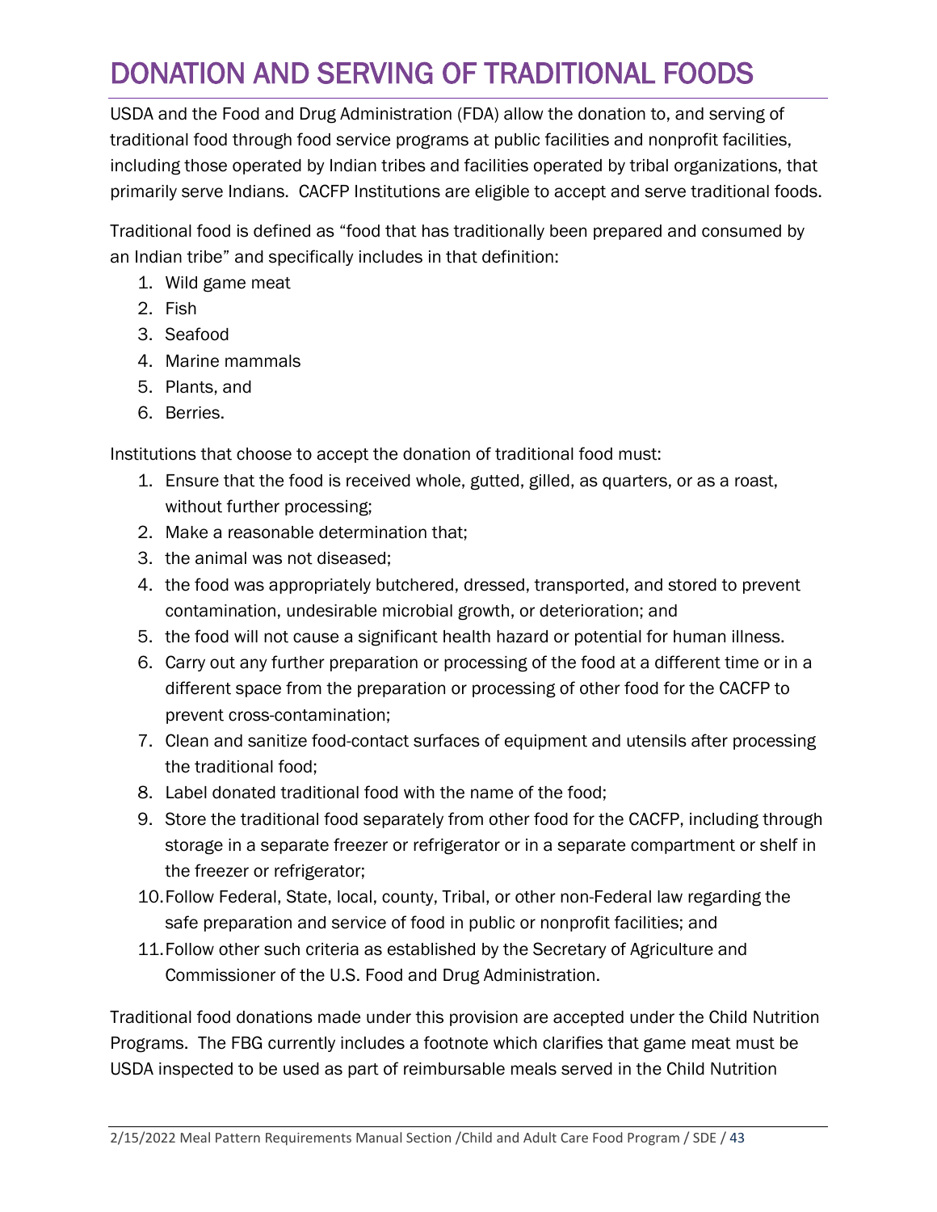# DONATION AND SERVING OF TRADITIONAL FOODS

USDA and the Food and Drug Administration (FDA) allow the donation to, and serving of traditional food through food service programs at public facilities and nonprofit facilities, including those operated by Indian tribes and facilities operated by tribal organizations, that primarily serve Indians. CACFP Institutions are eligible to accept and serve traditional foods.

Traditional food is defined as "food that has traditionally been prepared and consumed by an Indian tribe" and specifically includes in that definition:

1. Wild game meat
2. Fish
3. Seafood
4. Marine mammals
5. Plants, and
6. Berries.

Institutions that choose to accept the donation of traditional food must:

1. Ensure that the food is received whole, gutted, gilled, as quarters, or as a roast, without further processing;
2. Make a reasonable determination that;
3. the animal was not diseased;
4. the food was appropriately butchered, dressed, transported, and stored to prevent contamination, undesirable microbial growth, or deterioration; and
5. the food will not cause a significant health hazard or potential for human illness.
6. Carry out any further preparation or processing of the food at a different time or in a different space from the preparation or processing of other food for the CACFP to prevent cross-contamination;
7. Clean and sanitize food-contact surfaces of equipment and utensils after processing the traditional food;
8. Label donated traditional food with the name of the food;
9. Store the traditional food separately from other food for the CACFP, including through storage in a separate freezer or refrigerator or in a separate compartment or shelf in the freezer or refrigerator;
10. Follow Federal, State, local, county, Tribal, or other non-Federal law regarding the safe preparation and service of food in public or nonprofit facilities; and
11. Follow other such criteria as established by the Secretary of Agriculture and Commissioner of the U.S. Food and Drug Administration.

Traditional food donations made under this provision are accepted under the Child Nutrition Programs. The FBG currently includes a footnote which clarifies that game meat must be USDA inspected to be used as part of reimbursable meals served in the Child Nutrition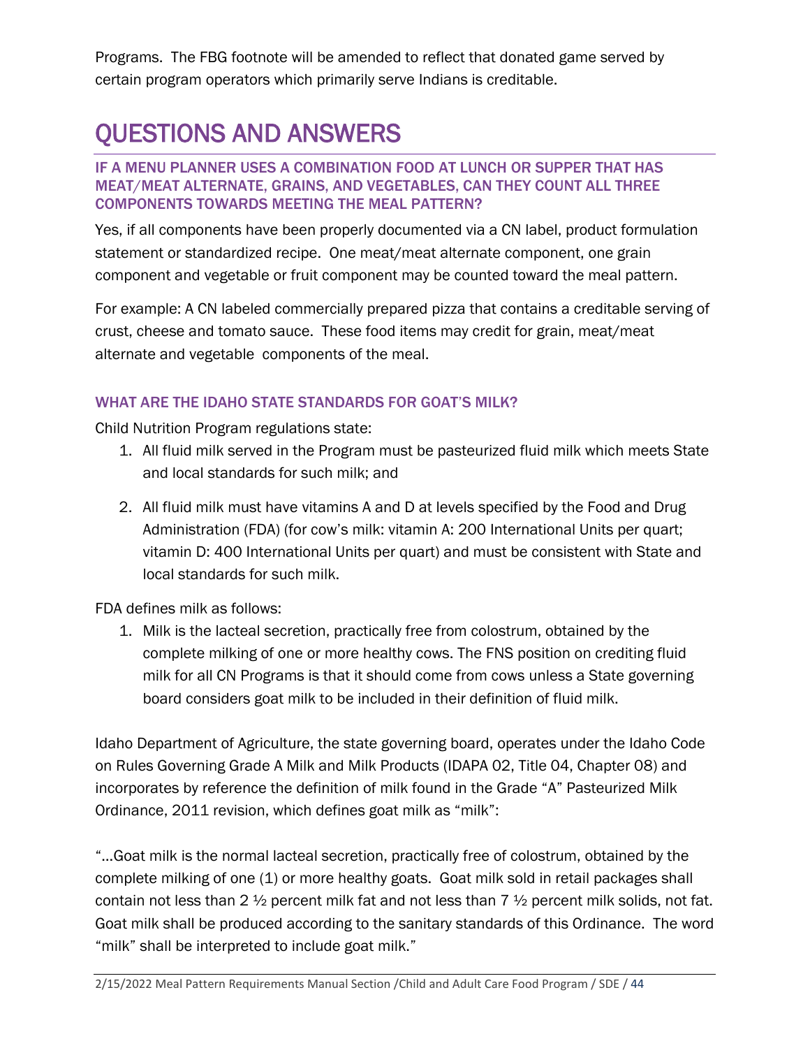Programs. The FBG footnote will be amended to reflect that donated game served by certain program operators which primarily serve Indians is creditable.

# QUESTIONS AND ANSWERS

### IF A MENU PLANNER USES A COMBINATION FOOD AT LUNCH OR SUPPER THAT HAS MEAT/MEAT ALTERNATE, GRAINS, AND VEGETABLES, CAN THEY COUNT ALL THREE COMPONENTS TOWARDS MEETING THE MEAL PATTERN?

Yes, if all components have been properly documented via a CN label, product formulation statement or standardized recipe. One meat/meat alternate component, one grain component and vegetable or fruit component may be counted toward the meal pattern.

For example: A CN labeled commercially prepared pizza that contains a creditable serving of crust, cheese and tomato sauce. These food items may credit for grain, meat/meat alternate and vegetable components of the meal.

### WHAT ARE THE IDAHO STATE STANDARDS FOR GOAT'S MILK?

Child Nutrition Program regulations state:

1. All fluid milk served in the Program must be pasteurized fluid milk which meets State and local standards for such milk; and
2. All fluid milk must have vitamins A and D at levels specified by the Food and Drug Administration (FDA) (for cow's milk: vitamin A: 200 International Units per quart; vitamin D: 400 International Units per quart) and must be consistent with State and local standards for such milk.

FDA defines milk as follows:

1. Milk is the lacteal secretion, practically free from colostrum, obtained by the complete milking of one or more healthy cows. The FNS position on crediting fluid milk for all CN Programs is that it should come from cows unless a State governing board considers goat milk to be included in their definition of fluid milk.

Idaho Department of Agriculture, the state governing board, operates under the Idaho Code on Rules Governing Grade A Milk and Milk Products (IDAPA 02, Title 04, Chapter 08) and incorporates by reference the definition of milk found in the Grade "A" Pasteurized Milk Ordinance, 2011 revision, which defines goat milk as "milk":

"…Goat milk is the normal lacteal secretion, practically free of colostrum, obtained by the complete milking of one (1) or more healthy goats. Goat milk sold in retail packages shall contain not less than 2 ½ percent milk fat and not less than 7 ½ percent milk solids, not fat. Goat milk shall be produced according to the sanitary standards of this Ordinance. The word "milk" shall be interpreted to include goat milk."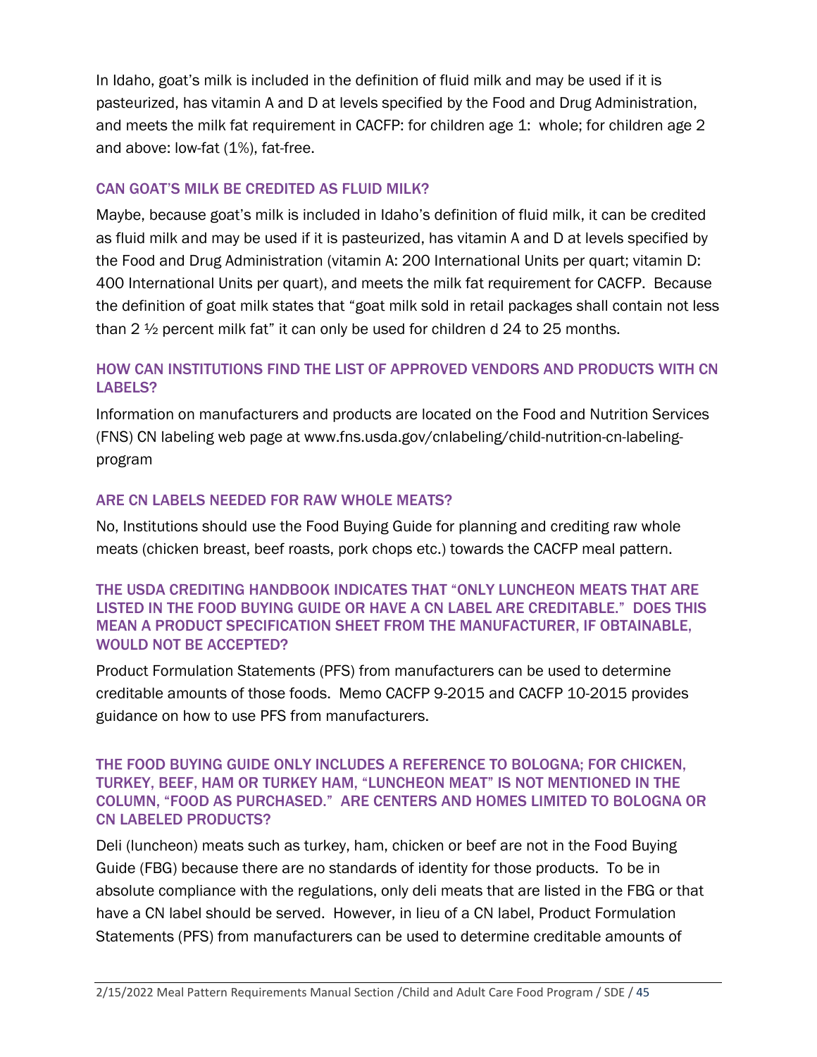In Idaho, goat's milk is included in the definition of fluid milk and may be used if it is pasteurized, has vitamin A and D at levels specified by the Food and Drug Administration, and meets the milk fat requirement in CACFP: for children age 1: whole; for children age 2 and above: low-fat (1%), fat-free.

### CAN GOAT'S MILK BE CREDITED AS FLUID MILK?

Maybe, because goat's milk is included in Idaho's definition of fluid milk, it can be credited as fluid milk and may be used if it is pasteurized, has vitamin A and D at levels specified by the Food and Drug Administration (vitamin A: 200 International Units per quart; vitamin D: 400 International Units per quart), and meets the milk fat requirement for CACFP. Because the definition of goat milk states that "goat milk sold in retail packages shall contain not less than 2 ½ percent milk fat" it can only be used for children d 24 to 25 months.

### HOW CAN INSTITUTIONS FIND THE LIST OF APPROVED VENDORS AND PRODUCTS WITH CN LABELS?

Information on manufacturers and products are located on the Food and Nutrition Services (FNS) CN labeling web page at www.fns.usda.gov/cnlabeling/child-nutrition-cn-labeling-program

### ARE CN LABELS NEEDED FOR RAW WHOLE MEATS?

No, Institutions should use the Food Buying Guide for planning and crediting raw whole meats (chicken breast, beef roasts, pork chops etc.) towards the CACFP meal pattern.

### THE USDA CREDITING HANDBOOK INDICATES THAT "ONLY LUNCHEON MEATS THAT ARE LISTED IN THE FOOD BUYING GUIDE OR HAVE A CN LABEL ARE CREDITABLE." DOES THIS MEAN A PRODUCT SPECIFICATION SHEET FROM THE MANUFACTURER, IF OBTAINABLE, WOULD NOT BE ACCEPTED?

Product Formulation Statements (PFS) from manufacturers can be used to determine creditable amounts of those foods. Memo CACFP 9-2015 and CACFP 10-2015 provides guidance on how to use PFS from manufacturers.

### THE FOOD BUYING GUIDE ONLY INCLUDES A REFERENCE TO BOLOGNA; FOR CHICKEN, TURKEY, BEEF, HAM OR TURKEY HAM, "LUNCHEON MEAT" IS NOT MENTIONED IN THE COLUMN, "FOOD AS PURCHASED." ARE CENTERS AND HOMES LIMITED TO BOLOGNA OR CN LABELED PRODUCTS?

Deli (luncheon) meats such as turkey, ham, chicken or beef are not in the Food Buying Guide (FBG) because there are no standards of identity for those products. To be in absolute compliance with the regulations, only deli meats that are listed in the FBG or that have a CN label should be served. However, in lieu of a CN label, Product Formulation Statements (PFS) from manufacturers can be used to determine creditable amounts of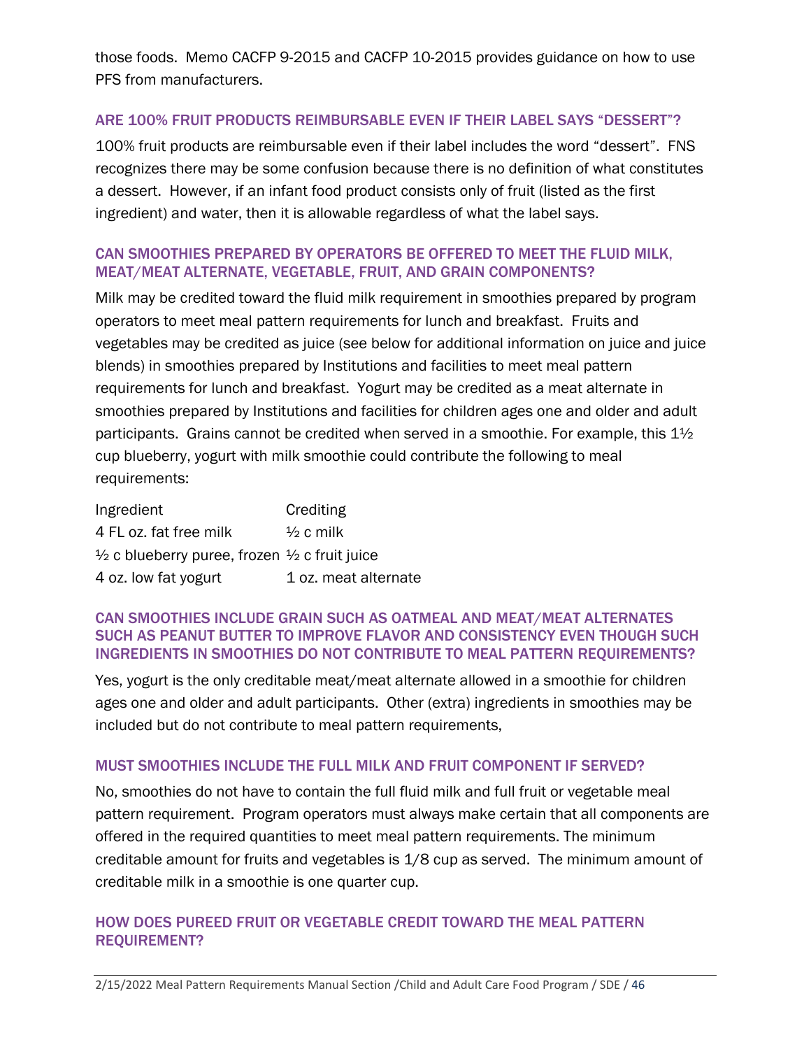those foods. Memo CACFP 9-2015 and CACFP 10-2015 provides guidance on how to use PFS from manufacturers.

### ARE 100% FRUIT PRODUCTS REIMBURSABLE EVEN IF THEIR LABEL SAYS "DESSERT"?

100% fruit products are reimbursable even if their label includes the word "dessert". FNS recognizes there may be some confusion because there is no definition of what constitutes a dessert. However, if an infant food product consists only of fruit (listed as the first ingredient) and water, then it is allowable regardless of what the label says.

### CAN SMOOTHIES PREPARED BY OPERATORS BE OFFERED TO MEET THE FLUID MILK, MEAT/MEAT ALTERNATE, VEGETABLE, FRUIT, AND GRAIN COMPONENTS?

Milk may be credited toward the fluid milk requirement in smoothies prepared by program operators to meet meal pattern requirements for lunch and breakfast. Fruits and vegetables may be credited as juice (see below for additional information on juice and juice blends) in smoothies prepared by Institutions and facilities to meet meal pattern requirements for lunch and breakfast. Yogurt may be credited as a meat alternate in smoothies prepared by Institutions and facilities for children ages one and older and adult participants. Grains cannot be credited when served in a smoothie. For example, this 1½ cup blueberry, yogurt with milk smoothie could contribute the following to meal requirements:

| Ingredient | Crediting |
|---|---|
| 4 FL oz. fat free milk | ½ c milk |
| ½ c blueberry puree, frozen | ½ c fruit juice |
| 4 oz. low fat yogurt | 1 oz. meat alternate |

### CAN SMOOTHIES INCLUDE GRAIN SUCH AS OATMEAL AND MEAT/MEAT ALTERNATES SUCH AS PEANUT BUTTER TO IMPROVE FLAVOR AND CONSISTENCY EVEN THOUGH SUCH INGREDIENTS IN SMOOTHIES DO NOT CONTRIBUTE TO MEAL PATTERN REQUIREMENTS?

Yes, yogurt is the only creditable meat/meat alternate allowed in a smoothie for children ages one and older and adult participants. Other (extra) ingredients in smoothies may be included but do not contribute to meal pattern requirements,

### MUST SMOOTHIES INCLUDE THE FULL MILK AND FRUIT COMPONENT IF SERVED?

No, smoothies do not have to contain the full fluid milk and full fruit or vegetable meal pattern requirement. Program operators must always make certain that all components are offered in the required quantities to meet meal pattern requirements. The minimum creditable amount for fruits and vegetables is 1/8 cup as served. The minimum amount of creditable milk in a smoothie is one quarter cup.

### HOW DOES PUREED FRUIT OR VEGETABLE CREDIT TOWARD THE MEAL PATTERN REQUIREMENT?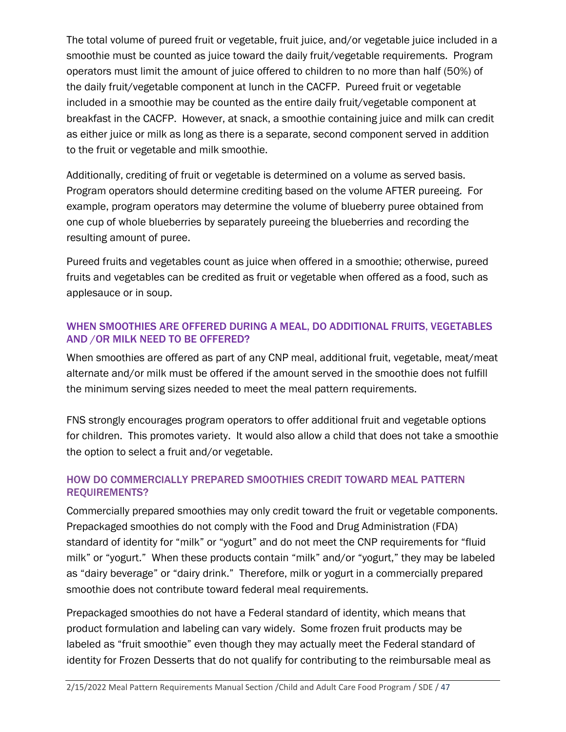The total volume of pureed fruit or vegetable, fruit juice, and/or vegetable juice included in a smoothie must be counted as juice toward the daily fruit/vegetable requirements. Program operators must limit the amount of juice offered to children to no more than half (50%) of the daily fruit/vegetable component at lunch in the CACFP. Pureed fruit or vegetable included in a smoothie may be counted as the entire daily fruit/vegetable component at breakfast in the CACFP. However, at snack, a smoothie containing juice and milk can credit as either juice or milk as long as there is a separate, second component served in addition to the fruit or vegetable and milk smoothie.

Additionally, crediting of fruit or vegetable is determined on a volume as served basis. Program operators should determine crediting based on the volume AFTER pureeing. For example, program operators may determine the volume of blueberry puree obtained from one cup of whole blueberries by separately pureeing the blueberries and recording the resulting amount of puree.

Pureed fruits and vegetables count as juice when offered in a smoothie; otherwise, pureed fruits and vegetables can be credited as fruit or vegetable when offered as a food, such as applesauce or in soup.

### WHEN SMOOTHIES ARE OFFERED DURING A MEAL, DO ADDITIONAL FRUITS, VEGETABLES AND /OR MILK NEED TO BE OFFERED?

When smoothies are offered as part of any CNP meal, additional fruit, vegetable, meat/meat alternate and/or milk must be offered if the amount served in the smoothie does not fulfill the minimum serving sizes needed to meet the meal pattern requirements.

FNS strongly encourages program operators to offer additional fruit and vegetable options for children. This promotes variety. It would also allow a child that does not take a smoothie the option to select a fruit and/or vegetable.

### HOW DO COMMERCIALLY PREPARED SMOOTHIES CREDIT TOWARD MEAL PATTERN REQUIREMENTS?

Commercially prepared smoothies may only credit toward the fruit or vegetable components. Prepackaged smoothies do not comply with the Food and Drug Administration (FDA) standard of identity for "milk" or "yogurt" and do not meet the CNP requirements for "fluid milk" or "yogurt." When these products contain "milk" and/or "yogurt," they may be labeled as "dairy beverage" or "dairy drink." Therefore, milk or yogurt in a commercially prepared smoothie does not contribute toward federal meal requirements.

Prepackaged smoothies do not have a Federal standard of identity, which means that product formulation and labeling can vary widely. Some frozen fruit products may be labeled as "fruit smoothie" even though they may actually meet the Federal standard of identity for Frozen Desserts that do not qualify for contributing to the reimbursable meal as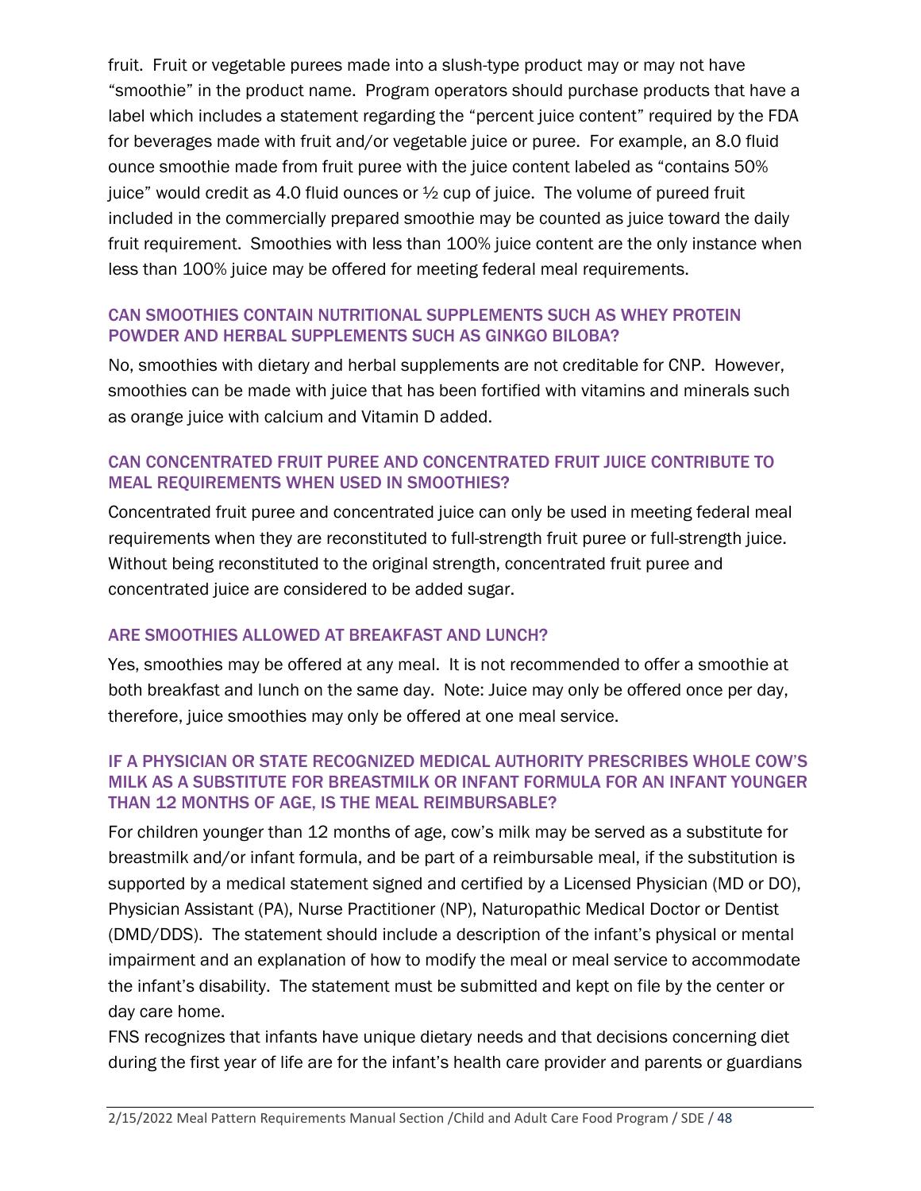fruit. Fruit or vegetable purees made into a slush-type product may or may not have "smoothie" in the product name. Program operators should purchase products that have a label which includes a statement regarding the "percent juice content" required by the FDA for beverages made with fruit and/or vegetable juice or puree. For example, an 8.0 fluid ounce smoothie made from fruit puree with the juice content labeled as "contains 50% juice" would credit as 4.0 fluid ounces or ½ cup of juice. The volume of pureed fruit included in the commercially prepared smoothie may be counted as juice toward the daily fruit requirement. Smoothies with less than 100% juice content are the only instance when less than 100% juice may be offered for meeting federal meal requirements.

### CAN SMOOTHIES CONTAIN NUTRITIONAL SUPPLEMENTS SUCH AS WHEY PROTEIN POWDER AND HERBAL SUPPLEMENTS SUCH AS GINKGO BILOBA?

No, smoothies with dietary and herbal supplements are not creditable for CNP. However, smoothies can be made with juice that has been fortified with vitamins and minerals such as orange juice with calcium and Vitamin D added.

### CAN CONCENTRATED FRUIT PUREE AND CONCENTRATED FRUIT JUICE CONTRIBUTE TO MEAL REQUIREMENTS WHEN USED IN SMOOTHIES?

Concentrated fruit puree and concentrated juice can only be used in meeting federal meal requirements when they are reconstituted to full-strength fruit puree or full-strength juice. Without being reconstituted to the original strength, concentrated fruit puree and concentrated juice are considered to be added sugar.

### ARE SMOOTHIES ALLOWED AT BREAKFAST AND LUNCH?

Yes, smoothies may be offered at any meal. It is not recommended to offer a smoothie at both breakfast and lunch on the same day. Note: Juice may only be offered once per day, therefore, juice smoothies may only be offered at one meal service.

### IF A PHYSICIAN OR STATE RECOGNIZED MEDICAL AUTHORITY PRESCRIBES WHOLE COW'S MILK AS A SUBSTITUTE FOR BREASTMILK OR INFANT FORMULA FOR AN INFANT YOUNGER THAN 12 MONTHS OF AGE, IS THE MEAL REIMBURSABLE?

For children younger than 12 months of age, cow's milk may be served as a substitute for breastmilk and/or infant formula, and be part of a reimbursable meal, if the substitution is supported by a medical statement signed and certified by a Licensed Physician (MD or DO), Physician Assistant (PA), Nurse Practitioner (NP), Naturopathic Medical Doctor or Dentist (DMD/DDS). The statement should include a description of the infant's physical or mental impairment and an explanation of how to modify the meal or meal service to accommodate the infant's disability. The statement must be submitted and kept on file by the center or day care home.

FNS recognizes that infants have unique dietary needs and that decisions concerning diet during the first year of life are for the infant's health care provider and parents or guardians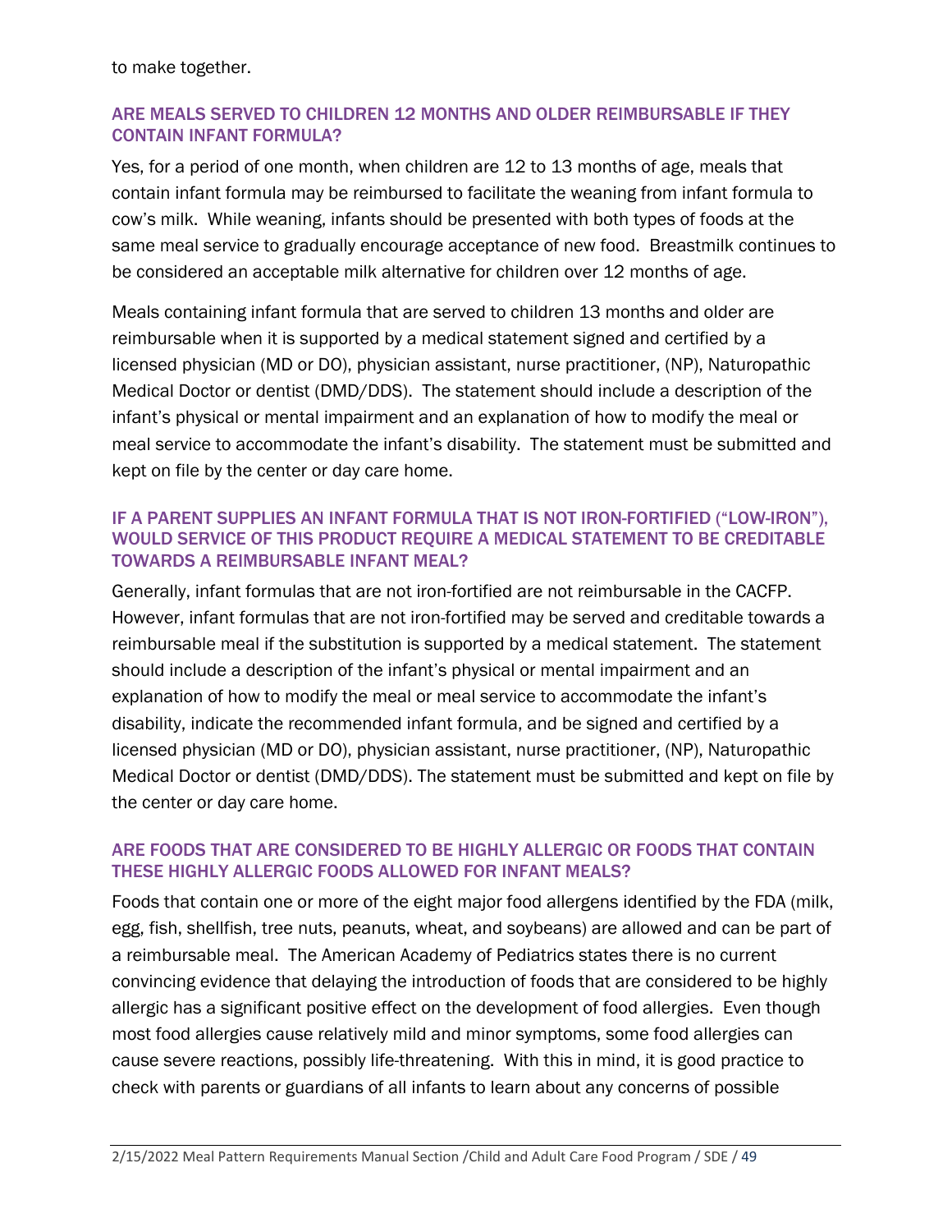to make together.

### ARE MEALS SERVED TO CHILDREN 12 MONTHS AND OLDER REIMBURSABLE IF THEY CONTAIN INFANT FORMULA?

Yes, for a period of one month, when children are 12 to 13 months of age, meals that contain infant formula may be reimbursed to facilitate the weaning from infant formula to cow's milk. While weaning, infants should be presented with both types of foods at the same meal service to gradually encourage acceptance of new food. Breastmilk continues to be considered an acceptable milk alternative for children over 12 months of age.

Meals containing infant formula that are served to children 13 months and older are reimbursable when it is supported by a medical statement signed and certified by a licensed physician (MD or DO), physician assistant, nurse practitioner, (NP), Naturopathic Medical Doctor or dentist (DMD/DDS). The statement should include a description of the infant's physical or mental impairment and an explanation of how to modify the meal or meal service to accommodate the infant's disability. The statement must be submitted and kept on file by the center or day care home.

### IF A PARENT SUPPLIES AN INFANT FORMULA THAT IS NOT IRON-FORTIFIED ("LOW-IRON"), WOULD SERVICE OF THIS PRODUCT REQUIRE A MEDICAL STATEMENT TO BE CREDITABLE TOWARDS A REIMBURSABLE INFANT MEAL?

Generally, infant formulas that are not iron-fortified are not reimbursable in the CACFP. However, infant formulas that are not iron-fortified may be served and creditable towards a reimbursable meal if the substitution is supported by a medical statement. The statement should include a description of the infant's physical or mental impairment and an explanation of how to modify the meal or meal service to accommodate the infant's disability, indicate the recommended infant formula, and be signed and certified by a licensed physician (MD or DO), physician assistant, nurse practitioner, (NP), Naturopathic Medical Doctor or dentist (DMD/DDS). The statement must be submitted and kept on file by the center or day care home.

### ARE FOODS THAT ARE CONSIDERED TO BE HIGHLY ALLERGIC OR FOODS THAT CONTAIN THESE HIGHLY ALLERGIC FOODS ALLOWED FOR INFANT MEALS?

Foods that contain one or more of the eight major food allergens identified by the FDA (milk, egg, fish, shellfish, tree nuts, peanuts, wheat, and soybeans) are allowed and can be part of a reimbursable meal. The American Academy of Pediatrics states there is no current convincing evidence that delaying the introduction of foods that are considered to be highly allergic has a significant positive effect on the development of food allergies. Even though most food allergies cause relatively mild and minor symptoms, some food allergies can cause severe reactions, possibly life-threatening. With this in mind, it is good practice to check with parents or guardians of all infants to learn about any concerns of possible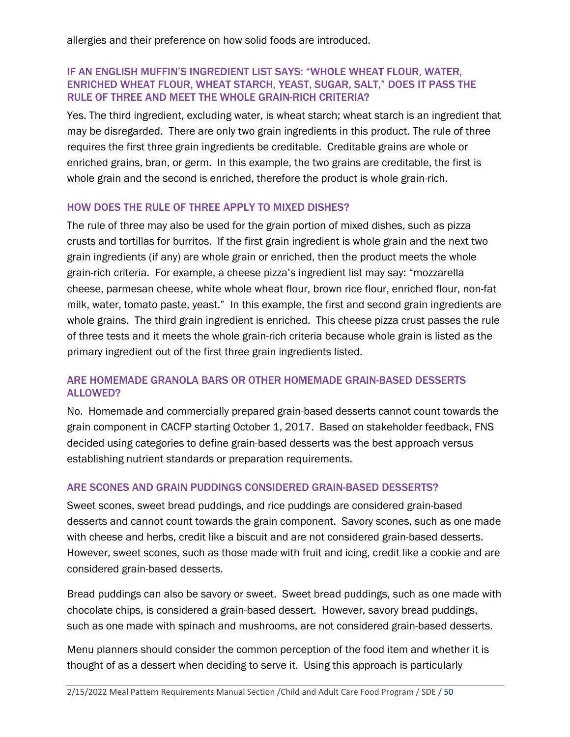allergies and their preference on how solid foods are introduced.

### IF AN ENGLISH MUFFIN'S INGREDIENT LIST SAYS: "WHOLE WHEAT FLOUR, WATER, ENRICHED WHEAT FLOUR, WHEAT STARCH, YEAST, SUGAR, SALT," DOES IT PASS THE RULE OF THREE AND MEET THE WHOLE GRAIN-RICH CRITERIA?

Yes. The third ingredient, excluding water, is wheat starch; wheat starch is an ingredient that may be disregarded. There are only two grain ingredients in this product. The rule of three requires the first three grain ingredients be creditable. Creditable grains are whole or enriched grains, bran, or germ. In this example, the two grains are creditable, the first is whole grain and the second is enriched, therefore the product is whole grain-rich.

### HOW DOES THE RULE OF THREE APPLY TO MIXED DISHES?

The rule of three may also be used for the grain portion of mixed dishes, such as pizza crusts and tortillas for burritos. If the first grain ingredient is whole grain and the next two grain ingredients (if any) are whole grain or enriched, then the product meets the whole grain-rich criteria. For example, a cheese pizza's ingredient list may say: "mozzarella cheese, parmesan cheese, white whole wheat flour, brown rice flour, enriched flour, non-fat milk, water, tomato paste, yeast." In this example, the first and second grain ingredients are whole grains. The third grain ingredient is enriched. This cheese pizza crust passes the rule of three tests and it meets the whole grain-rich criteria because whole grain is listed as the primary ingredient out of the first three grain ingredients listed.

### ARE HOMEMADE GRANOLA BARS OR OTHER HOMEMADE GRAIN-BASED DESSERTS ALLOWED?

No. Homemade and commercially prepared grain-based desserts cannot count towards the grain component in CACFP starting October 1, 2017. Based on stakeholder feedback, FNS decided using categories to define grain-based desserts was the best approach versus establishing nutrient standards or preparation requirements.

### ARE SCONES AND GRAIN PUDDINGS CONSIDERED GRAIN-BASED DESSERTS?

Sweet scones, sweet bread puddings, and rice puddings are considered grain-based desserts and cannot count towards the grain component. Savory scones, such as one made with cheese and herbs, credit like a biscuit and are not considered grain-based desserts. However, sweet scones, such as those made with fruit and icing, credit like a cookie and are considered grain-based desserts.

Bread puddings can also be savory or sweet. Sweet bread puddings, such as one made with chocolate chips, is considered a grain-based dessert. However, savory bread puddings, such as one made with spinach and mushrooms, are not considered grain-based desserts.

Menu planners should consider the common perception of the food item and whether it is thought of as a dessert when deciding to serve it. Using this approach is particularly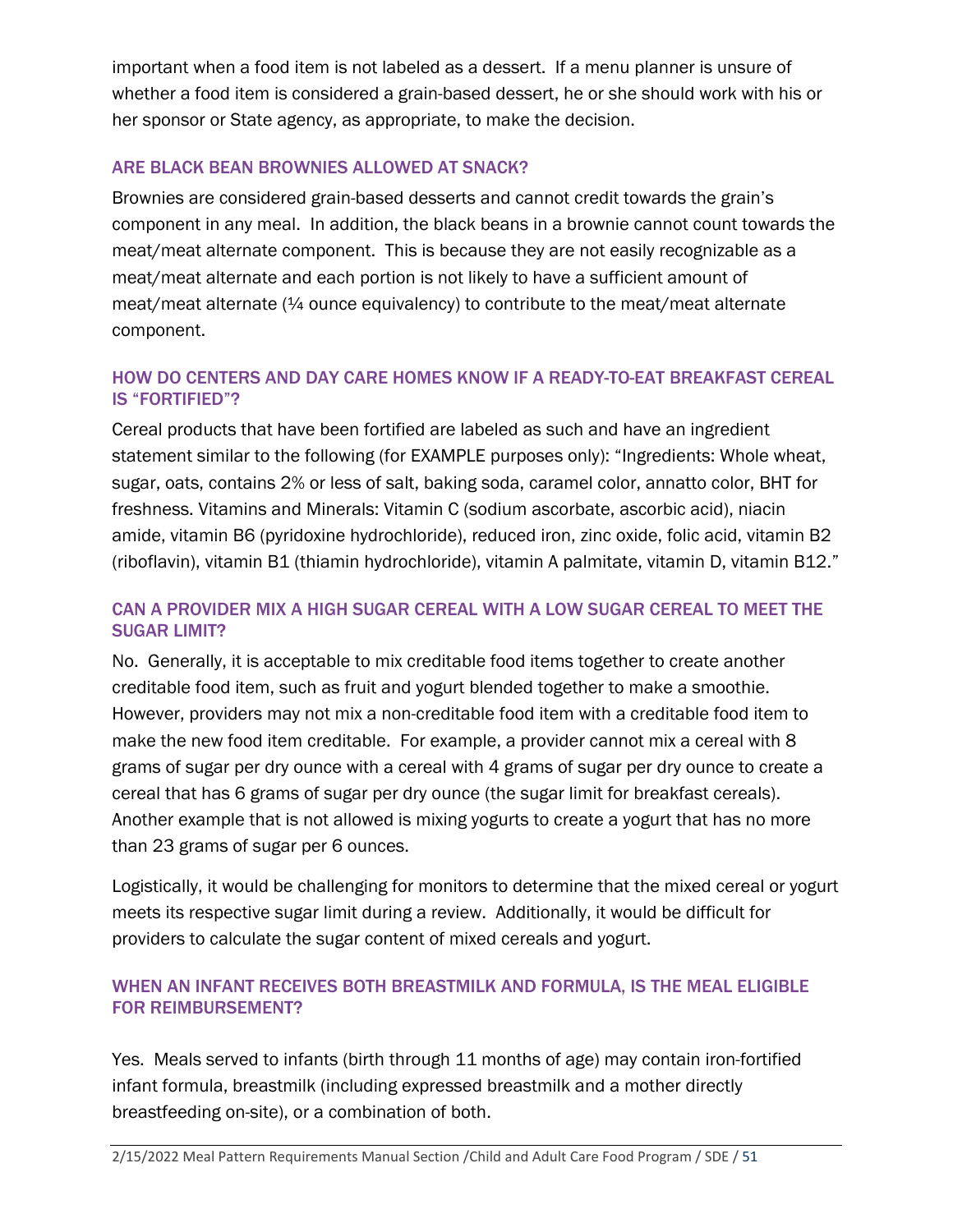important when a food item is not labeled as a dessert. If a menu planner is unsure of whether a food item is considered a grain-based dessert, he or she should work with his or her sponsor or State agency, as appropriate, to make the decision.

### ARE BLACK BEAN BROWNIES ALLOWED AT SNACK?

Brownies are considered grain-based desserts and cannot credit towards the grain's component in any meal. In addition, the black beans in a brownie cannot count towards the meat/meat alternate component. This is because they are not easily recognizable as a meat/meat alternate and each portion is not likely to have a sufficient amount of meat/meat alternate (¼ ounce equivalency) to contribute to the meat/meat alternate component.

### HOW DO CENTERS AND DAY CARE HOMES KNOW IF A READY-TO-EAT BREAKFAST CEREAL IS "FORTIFIED"?

Cereal products that have been fortified are labeled as such and have an ingredient statement similar to the following (for EXAMPLE purposes only): "Ingredients: Whole wheat, sugar, oats, contains 2% or less of salt, baking soda, caramel color, annatto color, BHT for freshness. Vitamins and Minerals: Vitamin C (sodium ascorbate, ascorbic acid), niacin amide, vitamin B6 (pyridoxine hydrochloride), reduced iron, zinc oxide, folic acid, vitamin B2 (riboflavin), vitamin B1 (thiamin hydrochloride), vitamin A palmitate, vitamin D, vitamin B12."

### CAN A PROVIDER MIX A HIGH SUGAR CEREAL WITH A LOW SUGAR CEREAL TO MEET THE SUGAR LIMIT?

No. Generally, it is acceptable to mix creditable food items together to create another creditable food item, such as fruit and yogurt blended together to make a smoothie. However, providers may not mix a non-creditable food item with a creditable food item to make the new food item creditable. For example, a provider cannot mix a cereal with 8 grams of sugar per dry ounce with a cereal with 4 grams of sugar per dry ounce to create a cereal that has 6 grams of sugar per dry ounce (the sugar limit for breakfast cereals). Another example that is not allowed is mixing yogurts to create a yogurt that has no more than 23 grams of sugar per 6 ounces.

Logistically, it would be challenging for monitors to determine that the mixed cereal or yogurt meets its respective sugar limit during a review. Additionally, it would be difficult for providers to calculate the sugar content of mixed cereals and yogurt.

### WHEN AN INFANT RECEIVES BOTH BREASTMILK AND FORMULA, IS THE MEAL ELIGIBLE FOR REIMBURSEMENT?

Yes. Meals served to infants (birth through 11 months of age) may contain iron-fortified infant formula, breastmilk (including expressed breastmilk and a mother directly breastfeeding on-site), or a combination of both.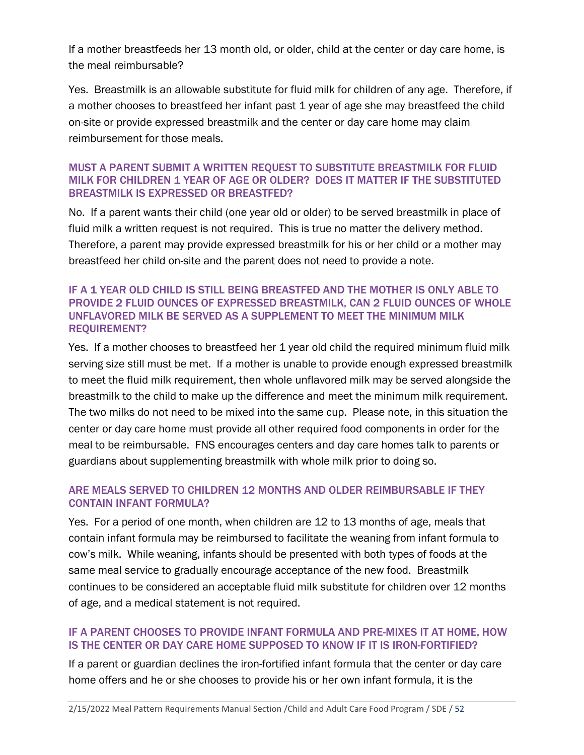If a mother breastfeeds her 13 month old, or older, child at the center or day care home, is the meal reimbursable?

Yes. Breastmilk is an allowable substitute for fluid milk for children of any age. Therefore, if a mother chooses to breastfeed her infant past 1 year of age she may breastfeed the child on-site or provide expressed breastmilk and the center or day care home may claim reimbursement for those meals.

### MUST A PARENT SUBMIT A WRITTEN REQUEST TO SUBSTITUTE BREASTMILK FOR FLUID MILK FOR CHILDREN 1 YEAR OF AGE OR OLDER? DOES IT MATTER IF THE SUBSTITUTED BREASTMILK IS EXPRESSED OR BREASTFED?

No. If a parent wants their child (one year old or older) to be served breastmilk in place of fluid milk a written request is not required. This is true no matter the delivery method. Therefore, a parent may provide expressed breastmilk for his or her child or a mother may breastfeed her child on-site and the parent does not need to provide a note.

### IF A 1 YEAR OLD CHILD IS STILL BEING BREASTFED AND THE MOTHER IS ONLY ABLE TO PROVIDE 2 FLUID OUNCES OF EXPRESSED BREASTMILK, CAN 2 FLUID OUNCES OF WHOLE UNFLAVORED MILK BE SERVED AS A SUPPLEMENT TO MEET THE MINIMUM MILK REQUIREMENT?

Yes. If a mother chooses to breastfeed her 1 year old child the required minimum fluid milk serving size still must be met. If a mother is unable to provide enough expressed breastmilk to meet the fluid milk requirement, then whole unflavored milk may be served alongside the breastmilk to the child to make up the difference and meet the minimum milk requirement. The two milks do not need to be mixed into the same cup. Please note, in this situation the center or day care home must provide all other required food components in order for the meal to be reimbursable. FNS encourages centers and day care homes talk to parents or guardians about supplementing breastmilk with whole milk prior to doing so.

### ARE MEALS SERVED TO CHILDREN 12 MONTHS AND OLDER REIMBURSABLE IF THEY CONTAIN INFANT FORMULA?

Yes. For a period of one month, when children are 12 to 13 months of age, meals that contain infant formula may be reimbursed to facilitate the weaning from infant formula to cow's milk. While weaning, infants should be presented with both types of foods at the same meal service to gradually encourage acceptance of the new food. Breastmilk continues to be considered an acceptable fluid milk substitute for children over 12 months of age, and a medical statement is not required.

### IF A PARENT CHOOSES TO PROVIDE INFANT FORMULA AND PRE-MIXES IT AT HOME, HOW IS THE CENTER OR DAY CARE HOME SUPPOSED TO KNOW IF IT IS IRON-FORTIFIED?

If a parent or guardian declines the iron-fortified infant formula that the center or day care home offers and he or she chooses to provide his or her own infant formula, it is the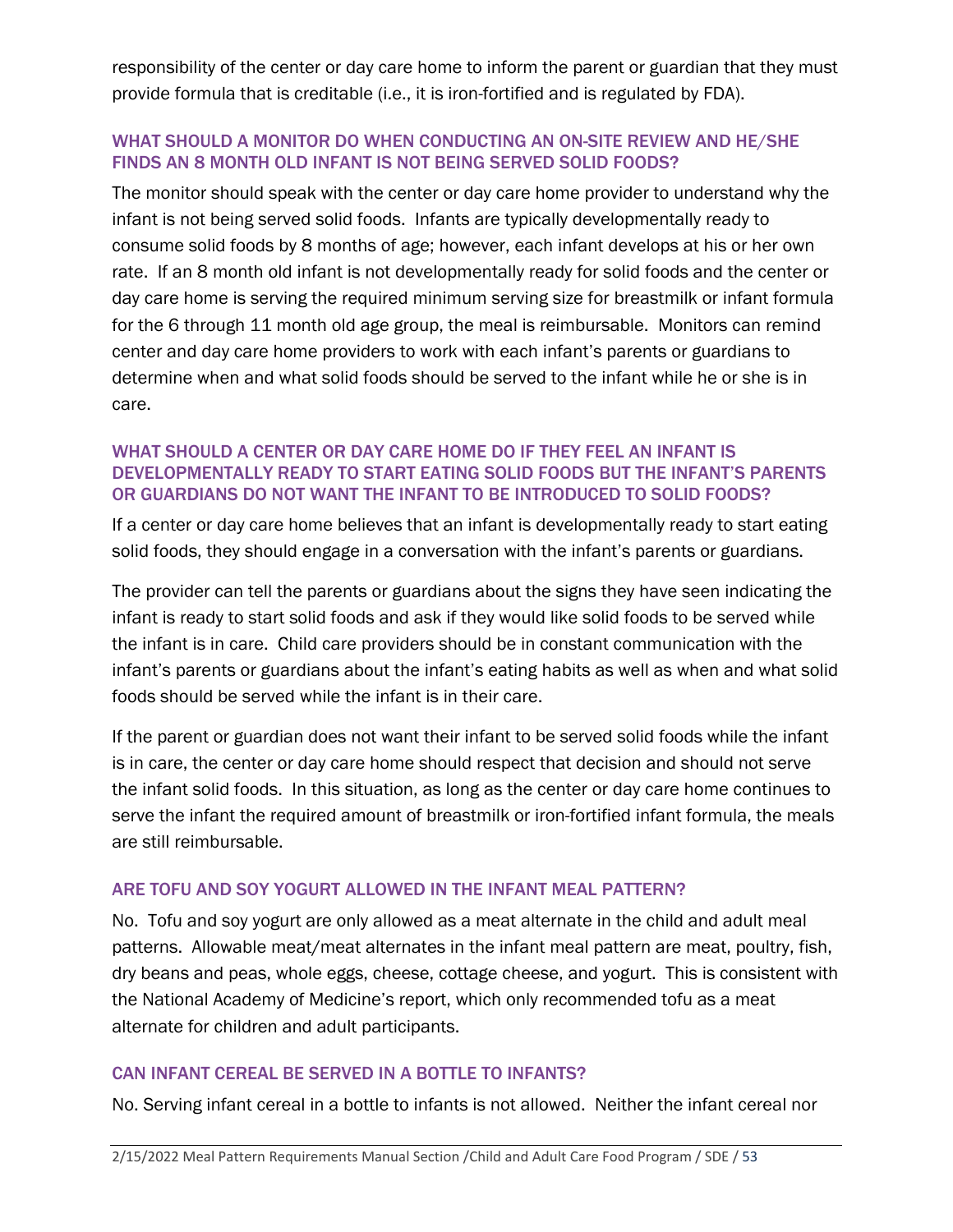responsibility of the center or day care home to inform the parent or guardian that they must provide formula that is creditable (i.e., it is iron-fortified and is regulated by FDA).

### WHAT SHOULD A MONITOR DO WHEN CONDUCTING AN ON-SITE REVIEW AND HE/SHE FINDS AN 8 MONTH OLD INFANT IS NOT BEING SERVED SOLID FOODS?

The monitor should speak with the center or day care home provider to understand why the infant is not being served solid foods. Infants are typically developmentally ready to consume solid foods by 8 months of age; however, each infant develops at his or her own rate. If an 8 month old infant is not developmentally ready for solid foods and the center or day care home is serving the required minimum serving size for breastmilk or infant formula for the 6 through 11 month old age group, the meal is reimbursable. Monitors can remind center and day care home providers to work with each infant's parents or guardians to determine when and what solid foods should be served to the infant while he or she is in care.

### WHAT SHOULD A CENTER OR DAY CARE HOME DO IF THEY FEEL AN INFANT IS DEVELOPMENTALLY READY TO START EATING SOLID FOODS BUT THE INFANT'S PARENTS OR GUARDIANS DO NOT WANT THE INFANT TO BE INTRODUCED TO SOLID FOODS?

If a center or day care home believes that an infant is developmentally ready to start eating solid foods, they should engage in a conversation with the infant's parents or guardians.

The provider can tell the parents or guardians about the signs they have seen indicating the infant is ready to start solid foods and ask if they would like solid foods to be served while the infant is in care. Child care providers should be in constant communication with the infant's parents or guardians about the infant's eating habits as well as when and what solid foods should be served while the infant is in their care.

If the parent or guardian does not want their infant to be served solid foods while the infant is in care, the center or day care home should respect that decision and should not serve the infant solid foods. In this situation, as long as the center or day care home continues to serve the infant the required amount of breastmilk or iron-fortified infant formula, the meals are still reimbursable.

### ARE TOFU AND SOY YOGURT ALLOWED IN THE INFANT MEAL PATTERN?

No. Tofu and soy yogurt are only allowed as a meat alternate in the child and adult meal patterns. Allowable meat/meat alternates in the infant meal pattern are meat, poultry, fish, dry beans and peas, whole eggs, cheese, cottage cheese, and yogurt. This is consistent with the National Academy of Medicine's report, which only recommended tofu as a meat alternate for children and adult participants.

### CAN INFANT CEREAL BE SERVED IN A BOTTLE TO INFANTS?

No. Serving infant cereal in a bottle to infants is not allowed. Neither the infant cereal nor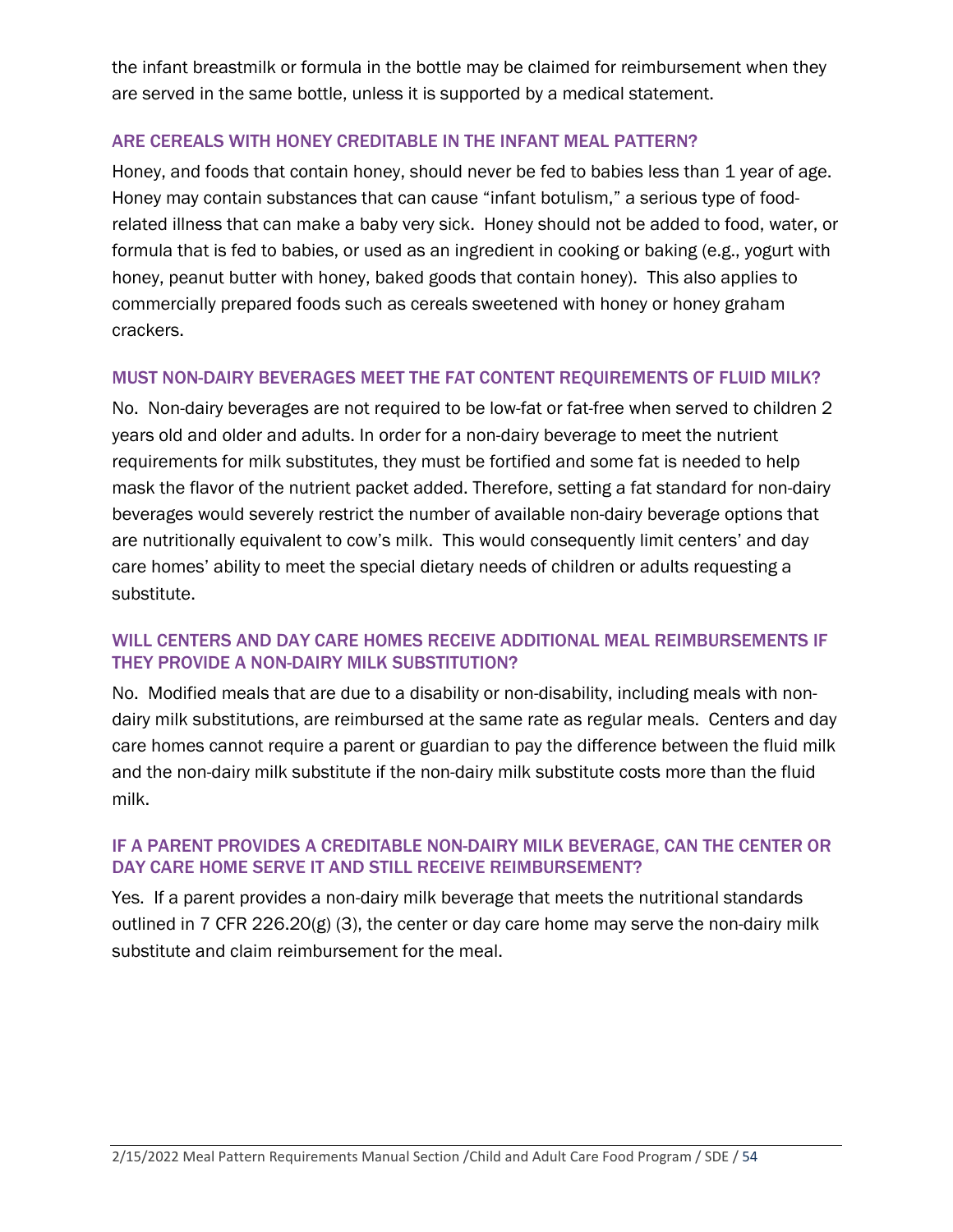the infant breastmilk or formula in the bottle may be claimed for reimbursement when they are served in the same bottle, unless it is supported by a medical statement.

### ARE CEREALS WITH HONEY CREDITABLE IN THE INFANT MEAL PATTERN?

Honey, and foods that contain honey, should never be fed to babies less than 1 year of age. Honey may contain substances that can cause "infant botulism," a serious type of food-related illness that can make a baby very sick. Honey should not be added to food, water, or formula that is fed to babies, or used as an ingredient in cooking or baking (e.g., yogurt with honey, peanut butter with honey, baked goods that contain honey). This also applies to commercially prepared foods such as cereals sweetened with honey or honey graham crackers.

### MUST NON-DAIRY BEVERAGES MEET THE FAT CONTENT REQUIREMENTS OF FLUID MILK?

No. Non-dairy beverages are not required to be low-fat or fat-free when served to children 2 years old and older and adults. In order for a non-dairy beverage to meet the nutrient requirements for milk substitutes, they must be fortified and some fat is needed to help mask the flavor of the nutrient packet added. Therefore, setting a fat standard for non-dairy beverages would severely restrict the number of available non-dairy beverage options that are nutritionally equivalent to cow's milk. This would consequently limit centers' and day care homes' ability to meet the special dietary needs of children or adults requesting a substitute.

### WILL CENTERS AND DAY CARE HOMES RECEIVE ADDITIONAL MEAL REIMBURSEMENTS IF THEY PROVIDE A NON-DAIRY MILK SUBSTITUTION?

No. Modified meals that are due to a disability or non-disability, including meals with non-dairy milk substitutions, are reimbursed at the same rate as regular meals. Centers and day care homes cannot require a parent or guardian to pay the difference between the fluid milk and the non-dairy milk substitute if the non-dairy milk substitute costs more than the fluid milk.

### IF A PARENT PROVIDES A CREDITABLE NON-DAIRY MILK BEVERAGE, CAN THE CENTER OR DAY CARE HOME SERVE IT AND STILL RECEIVE REIMBURSEMENT?

Yes. If a parent provides a non-dairy milk beverage that meets the nutritional standards outlined in 7 CFR 226.20(g) (3), the center or day care home may serve the non-dairy milk substitute and claim reimbursement for the meal.